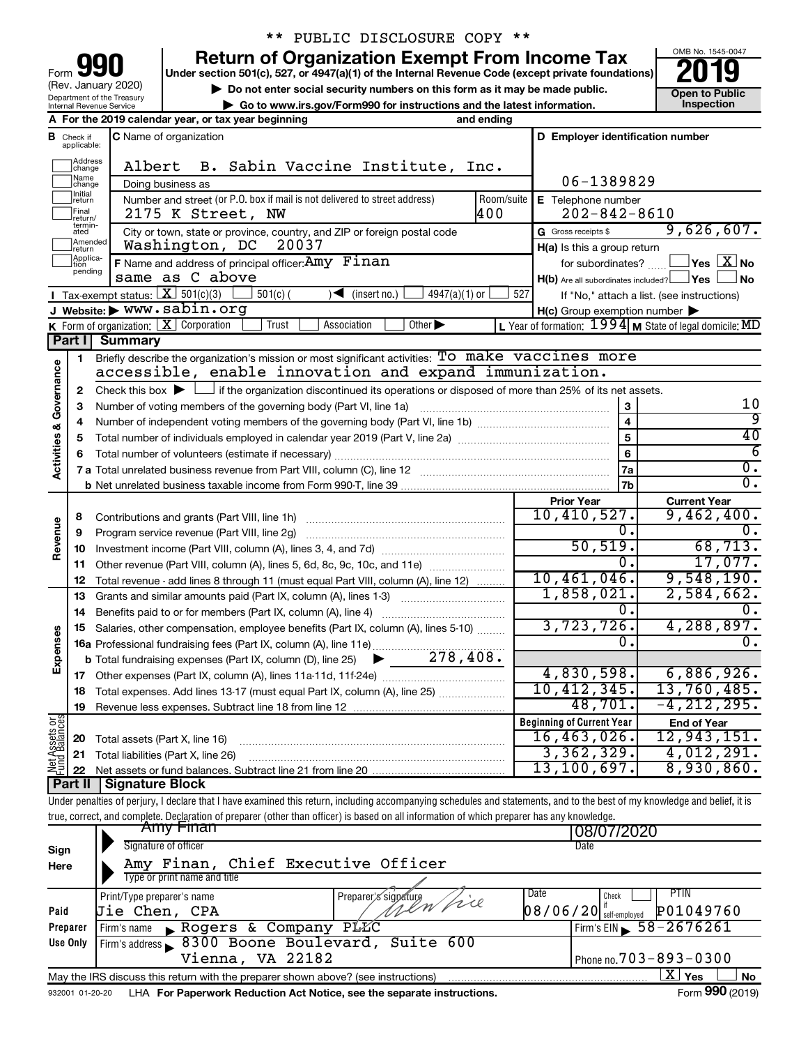** PUBLIC DISCLOSURE COPY **

# Form 990 — Return of Organization Exempt From Income Tax (2019)

Form **990** (Rev. January 2020)
Department of the Treasury, Internal Revenue Service

Under section 501(c), 527, or 4947(a)(1) of the Internal Revenue Code (except private foundations)

▶ Do not enter social security numbers on this form as it may be made public.
▶ Go to www.irs.gov/Form990 for instructions and the latest information.

OMB No. 1545-0047 — **2019** — Open to Public Inspection

**A** For the 2019 calendar year, or tax year beginning and ending

**B** Check if applicable: Address change / Name change / Initial return / Final return/terminated / Amended return / Application pending

**C** Name of organization: Albert B. Sabin Vaccine Institute, Inc.
Doing business as

Number and street (or P.O. box if mail is not delivered to street address): 2175 K Street, NW — Room/suite: 400

City or town, state or province, country, and ZIP or foreign postal code: Washington, DC 20037

**D** Employer identification number: 06-1389829

**E** Telephone number: 202-842-8610

**G** Gross receipts $ 9,626,607.

**F** Name and address of principal officer: Amy Finan, same as C above

**H(a)** Is this a group return for subordinates? ☐ Yes ☒ No

**H(b)** Are all subordinates included? ☐ Yes ☐ No — If "No," attach a list. (see instructions)

**H(c)** Group exemption number ▶

**I** Tax-exempt status: ☒ 501(c)(3) ☐ 501(c) ( ) ◀ (insert no.) ☐ 4947(a)(1) or ☐ 527

**J** Website: ▶ www.sabin.org

**K** Form of organization: ☒ Corporation ☐ Trust ☐ Association ☐ Other ▶

**L** Year of formation: 1994 **M** State of legal domicile: MD

## Part I Summary

**Activities & Governance**

1. Briefly describe the organization's mission or most significant activities: To make vaccines more accessible, enable innovation and expand immunization.
2. Check this box ▶ ☐ if the organization discontinued its operations or disposed of more than 25% of its net assets.

| Line | Description | | Value |
|---|---|---|---|
| 3 | Number of voting members of the governing body (Part VI, line 1a) | 3 | 10 |
| 4 | Number of independent voting members of the governing body (Part VI, line 1b) | 4 | 9 |
| 5 | Total number of individuals employed in calendar year 2019 (Part V, line 2a) | 5 | 40 |
| 6 | Total number of volunteers (estimate if necessary) | 6 | 6 |
| 7a | Total unrelated business revenue from Part VIII, column (C), line 12 | 7a | 0. |
| 7b | Net unrelated business taxable income from Form 990-T, line 39 | 7b | 0. |

| Line | Description | Prior Year | Current Year |
|---|---|---|---|
| **Revenue** | | | |
| 8 | Contributions and grants (Part VIII, line 1h) | 10,410,527. | 9,462,400. |
| 9 | Program service revenue (Part VIII, line 2g) | 0. | 0. |
| 10 | Investment income (Part VIII, column (A), lines 3, 4, and 7d) | 50,519. | 68,713. |
| 11 | Other revenue (Part VIII, column (A), lines 5, 6d, 8c, 9c, 10c, and 11e) | 0. | 17,077. |
| 12 | Total revenue - add lines 8 through 11 (must equal Part VIII, column (A), line 12) | 10,461,046. | 9,548,190. |
| **Expenses** | | | |
| 13 | Grants and similar amounts paid (Part IX, column (A), lines 1-3) | 1,858,021. | 2,584,662. |
| 14 | Benefits paid to or for members (Part IX, column (A), line 4) | 0. | 0. |
| 15 | Salaries, other compensation, employee benefits (Part IX, column (A), lines 5-10) | 3,723,726. | 4,288,897. |
| 16a | Professional fundraising fees (Part IX, column (A), line 11e) | 0. | 0. |
| b | Total fundraising expenses (Part IX, column (D), line 25) ▶ 278,408. | | |
| 17 | Other expenses (Part IX, column (A), lines 11a-11d, 11f-24e) | 4,830,598. | 6,886,926. |
| 18 | Total expenses. Add lines 13-17 (must equal Part IX, column (A), line 25) | 10,412,345. | 13,760,485. |
| 19 | Revenue less expenses. Subtract line 18 from line 12 | 48,701. | -4,212,295. |

| Line | Net Assets or Fund Balances | Beginning of Current Year | End of Year |
|---|---|---|---|
| 20 | Total assets (Part X, line 16) | 16,463,026. | 12,943,151. |
| 21 | Total liabilities (Part X, line 26) | 3,362,329. | 4,012,291. |
| 22 | Net assets or fund balances. Subtract line 21 from line 20 | 13,100,697. | 8,930,860. |

## Part II Signature Block

Under penalties of perjury, I declare that I have examined this return, including accompanying schedules and statements, and to the best of my knowledge and belief, it is true, correct, and complete. Declaration of preparer (other than officer) is based on all information of which preparer has any knowledge.

**Sign Here**

Signature of officer: Amy Finan — Date: 08/07/2020

Type or print name and title: Amy Finan, Chief Executive Officer

**Paid Preparer Use Only**

| Print/Type preparer's name | Preparer's signature | Date | Check if self-employed | PTIN |
|---|---|---|---|---|
| Jie Chen, CPA | Jie Chen | 08/06/20 | ☐ | P01049760 |

Firm's name ▶ Rogers & Company PLLC — Firm's EIN ▶ 58-2676261

Firm's address ▶ 8300 Boone Boulevard, Suite 600, Vienna, VA 22182 — Phone no. 703-893-0300

May the IRS discuss this return with the preparer shown above? (see instructions) ☒ Yes ☐ No

932001 01-20-20 LHA For Paperwork Reduction Act Notice, see the separate instructions. Form **990** (2019)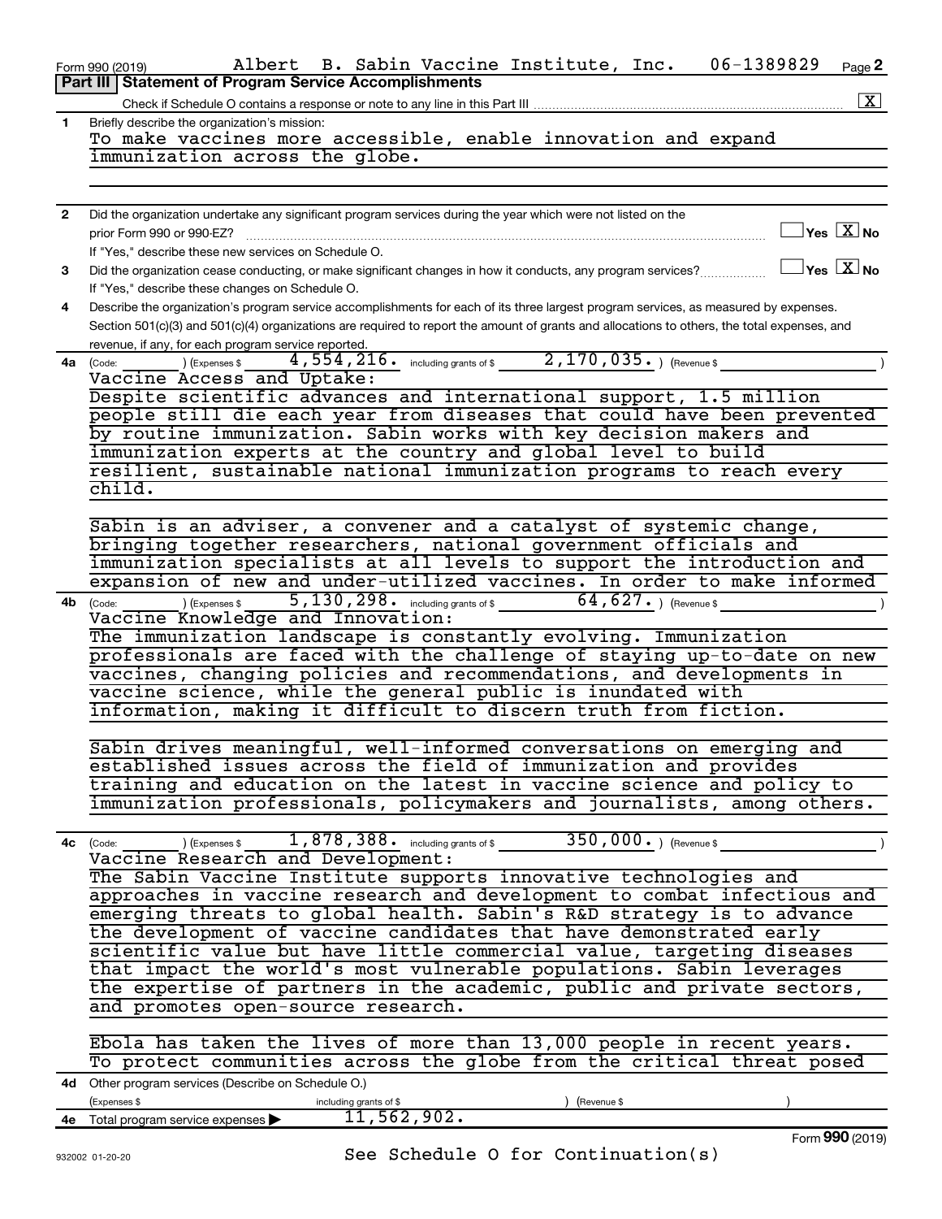Form 990 (2019) Albert B. Sabin Vaccine Institute, Inc. 06-1389829 Page 2

## Part III Statement of Program Service Accomplishments

Check if Schedule O contains a response or note to any line in this Part III ..... [X]

**1** Briefly describe the organization's mission:

To make vaccines more accessible, enable innovation and expand immunization across the globe.

**2** Did the organization undertake any significant program services during the year which were not listed on the prior Form 990 or 990-EZ? ..... [ ] Yes [X] No

If "Yes," describe these new services on Schedule O.

**3** Did the organization cease conducting, or make significant changes in how it conducts, any program services? ..... [ ] Yes [X] No

If "Yes," describe these changes on Schedule O.

**4** Describe the organization's program service accomplishments for each of its three largest program services, as measured by expenses. Section 501(c)(3) and 501(c)(4) organizations are required to report the amount of grants and allocations to others, the total expenses, and revenue, if any, for each program service reported.

**4a** (Code: ) (Expenses $ 4,554,216. including grants of $ 2,170,035. ) (Revenue $ )

Vaccine Access and Uptake:

Despite scientific advances and international support, 1.5 million people still die each year from diseases that could have been prevented by routine immunization. Sabin works with key decision makers and immunization experts at the country and global level to build resilient, sustainable national immunization programs to reach every child.

Sabin is an adviser, a convener and a catalyst of systemic change, bringing together researchers, national government officials and immunization specialists at all levels to support the introduction and expansion of new and under-utilized vaccines. In order to make informed

**4b** (Code: ) (Expenses $ 5,130,298. including grants of $ 64,627. ) (Revenue $ )

Vaccine Knowledge and Innovation:

The immunization landscape is constantly evolving. Immunization professionals are faced with the challenge of staying up-to-date on new vaccines, changing policies and recommendations, and developments in vaccine science, while the general public is inundated with information, making it difficult to discern truth from fiction.

Sabin drives meaningful, well-informed conversations on emerging and established issues across the field of immunization and provides training and education on the latest in vaccine science and policy to immunization professionals, policymakers and journalists, among others.

**4c** (Code: ) (Expenses $ 1,878,388. including grants of $ 350,000. ) (Revenue $ )

Vaccine Research and Development:

The Sabin Vaccine Institute supports innovative technologies and approaches in vaccine research and development to combat infectious and emerging threats to global health. Sabin's R&D strategy is to advance the development of vaccine candidates that have demonstrated early scientific value but have little commercial value, targeting diseases that impact the world's most vulnerable populations. Sabin leverages the expertise of partners in the academic, public and private sectors, and promotes open-source research.

Ebola has taken the lives of more than 13,000 people in recent years. To protect communities across the globe from the critical threat posed

**4d** Other program services (Describe on Schedule O.)

(Expenses $ including grants of $ ) (Revenue $ )

**4e** Total program service expenses ▶ 11,562,902.

See Schedule O for Continuation(s)

Form **990** (2019)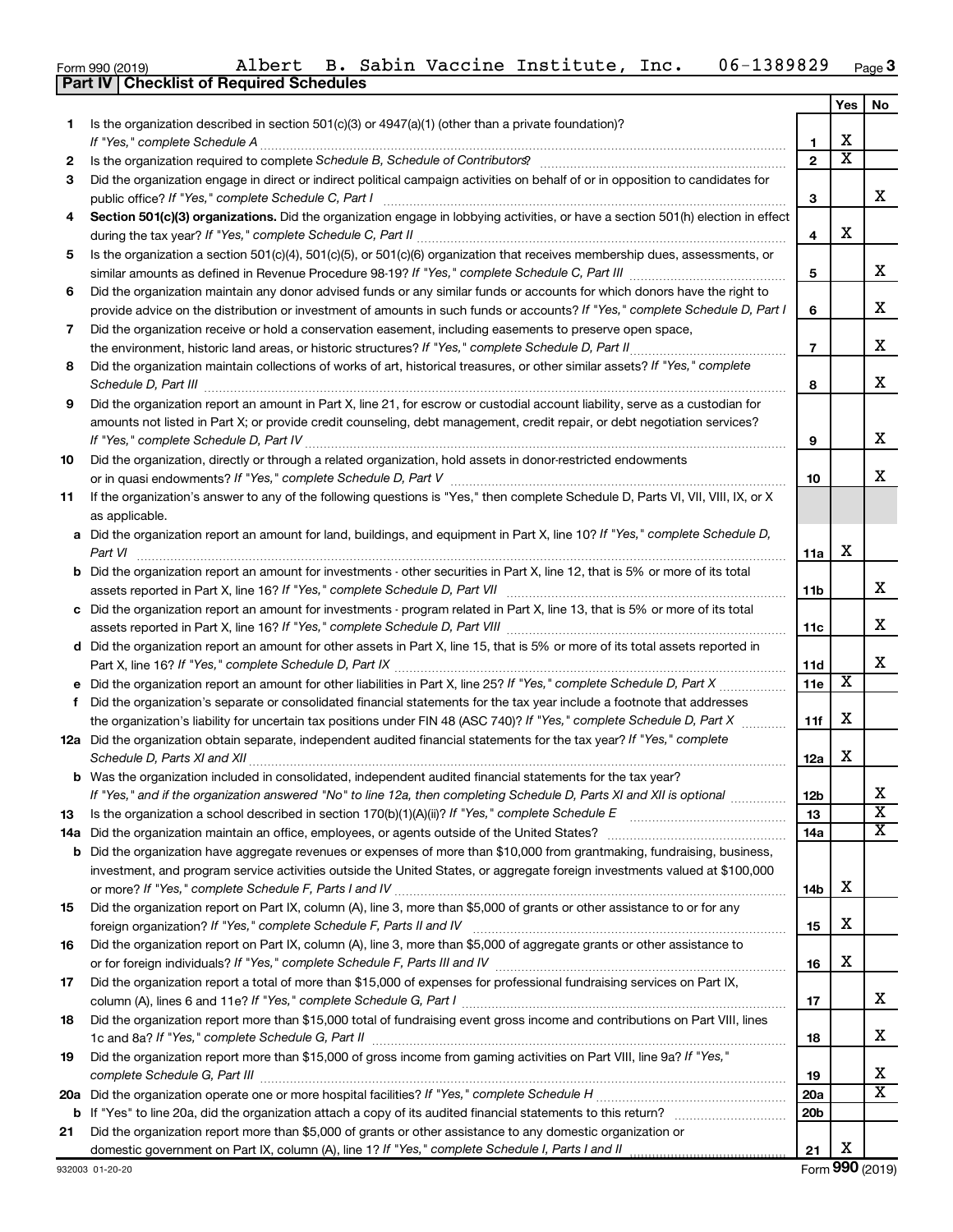Form 990 (2019) Albert B. Sabin Vaccine Institute, Inc. 06-1389829 Page 3

## Part IV Checklist of Required Schedules

| | | | Yes | No |
|---|---|---|---|---|
| 1 | Is the organization described in section 501(c)(3) or 4947(a)(1) (other than a private foundation)? *If "Yes," complete Schedule A* | 1 | X | |
| 2 | Is the organization required to complete *Schedule B, Schedule of Contributors*? | 2 | X | |
| 3 | Did the organization engage in direct or indirect political campaign activities on behalf of or in opposition to candidates for public office? *If "Yes," complete Schedule C, Part I* | 3 | | X |
| 4 | **Section 501(c)(3) organizations.** Did the organization engage in lobbying activities, or have a section 501(h) election in effect during the tax year? *If "Yes," complete Schedule C, Part II* | 4 | X | |
| 5 | Is the organization a section 501(c)(4), 501(c)(5), or 501(c)(6) organization that receives membership dues, assessments, or similar amounts as defined in Revenue Procedure 98-19? *If "Yes," complete Schedule C, Part III* | 5 | | X |
| 6 | Did the organization maintain any donor advised funds or any similar funds or accounts for which donors have the right to provide advice on the distribution or investment of amounts in such funds or accounts? *If "Yes," complete Schedule D, Part I* | 6 | | X |
| 7 | Did the organization receive or hold a conservation easement, including easements to preserve open space, the environment, historic land areas, or historic structures? *If "Yes," complete Schedule D, Part II* | 7 | | X |
| 8 | Did the organization maintain collections of works of art, historical treasures, or other similar assets? *If "Yes," complete Schedule D, Part III* | 8 | | X |
| 9 | Did the organization report an amount in Part X, line 21, for escrow or custodial account liability, serve as a custodian for amounts not listed in Part X; or provide credit counseling, debt management, credit repair, or debt negotiation services? *If "Yes," complete Schedule D, Part IV* | 9 | | X |
| 10 | Did the organization, directly or through a related organization, hold assets in donor-restricted endowments or in quasi endowments? *If "Yes," complete Schedule D, Part V* | 10 | | X |
| 11 | If the organization's answer to any of the following questions is "Yes," then complete Schedule D, Parts VI, VII, VIII, IX, or X as applicable. | | | |
| a | Did the organization report an amount for land, buildings, and equipment in Part X, line 10? *If "Yes," complete Schedule D, Part VI* | 11a | X | |
| b | Did the organization report an amount for investments - other securities in Part X, line 12, that is 5% or more of its total assets reported in Part X, line 16? *If "Yes," complete Schedule D, Part VII* | 11b | | X |
| c | Did the organization report an amount for investments - program related in Part X, line 13, that is 5% or more of its total assets reported in Part X, line 16? *If "Yes," complete Schedule D, Part VIII* | 11c | | X |
| d | Did the organization report an amount for other assets in Part X, line 15, that is 5% or more of its total assets reported in Part X, line 16? *If "Yes," complete Schedule D, Part IX* | 11d | | X |
| e | Did the organization report an amount for other liabilities in Part X, line 25? *If "Yes," complete Schedule D, Part X* | 11e | X | |
| f | Did the organization's separate or consolidated financial statements for the tax year include a footnote that addresses the organization's liability for uncertain tax positions under FIN 48 (ASC 740)? *If "Yes," complete Schedule D, Part X* | 11f | X | |
| 12a | Did the organization obtain separate, independent audited financial statements for the tax year? *If "Yes," complete Schedule D, Parts XI and XII* | 12a | X | |
| b | Was the organization included in consolidated, independent audited financial statements for the tax year? *If "Yes," and if the organization answered "No" to line 12a, then completing Schedule D, Parts XI and XII is optional* | 12b | | X |
| 13 | Is the organization a school described in section 170(b)(1)(A)(ii)? *If "Yes," complete Schedule E* | 13 | | X |
| 14a | Did the organization maintain an office, employees, or agents outside of the United States? | 14a | | X |
| b | Did the organization have aggregate revenues or expenses of more than $10,000 from grantmaking, fundraising, business, investment, and program service activities outside the United States, or aggregate foreign investments valued at $100,000 or more? *If "Yes," complete Schedule F, Parts I and IV* | 14b | X | |
| 15 | Did the organization report on Part IX, column (A), line 3, more than $5,000 of grants or other assistance to or for any foreign organization? *If "Yes," complete Schedule F, Parts II and IV* | 15 | X | |
| 16 | Did the organization report on Part IX, column (A), line 3, more than $5,000 of aggregate grants or other assistance to or for foreign individuals? *If "Yes," complete Schedule F, Parts III and IV* | 16 | X | |
| 17 | Did the organization report a total of more than $15,000 of expenses for professional fundraising services on Part IX, column (A), lines 6 and 11e? *If "Yes," complete Schedule G, Part I* | 17 | | X |
| 18 | Did the organization report more than $15,000 total of fundraising event gross income and contributions on Part VIII, lines 1c and 8a? *If "Yes," complete Schedule G, Part II* | 18 | | X |
| 19 | Did the organization report more than $15,000 of gross income from gaming activities on Part VIII, line 9a? *If "Yes," complete Schedule G, Part III* | 19 | | X |
| 20a | Did the organization operate one or more hospital facilities? *If "Yes," complete Schedule H* | 20a | | X |
| b | If "Yes" to line 20a, did the organization attach a copy of its audited financial statements to this return? | 20b | | |
| 21 | Did the organization report more than $5,000 of grants or other assistance to any domestic organization or domestic government on Part IX, column (A), line 1? *If "Yes," complete Schedule I, Parts I and II* | 21 | X | |

932003 01-20-20 Form **990** (2019)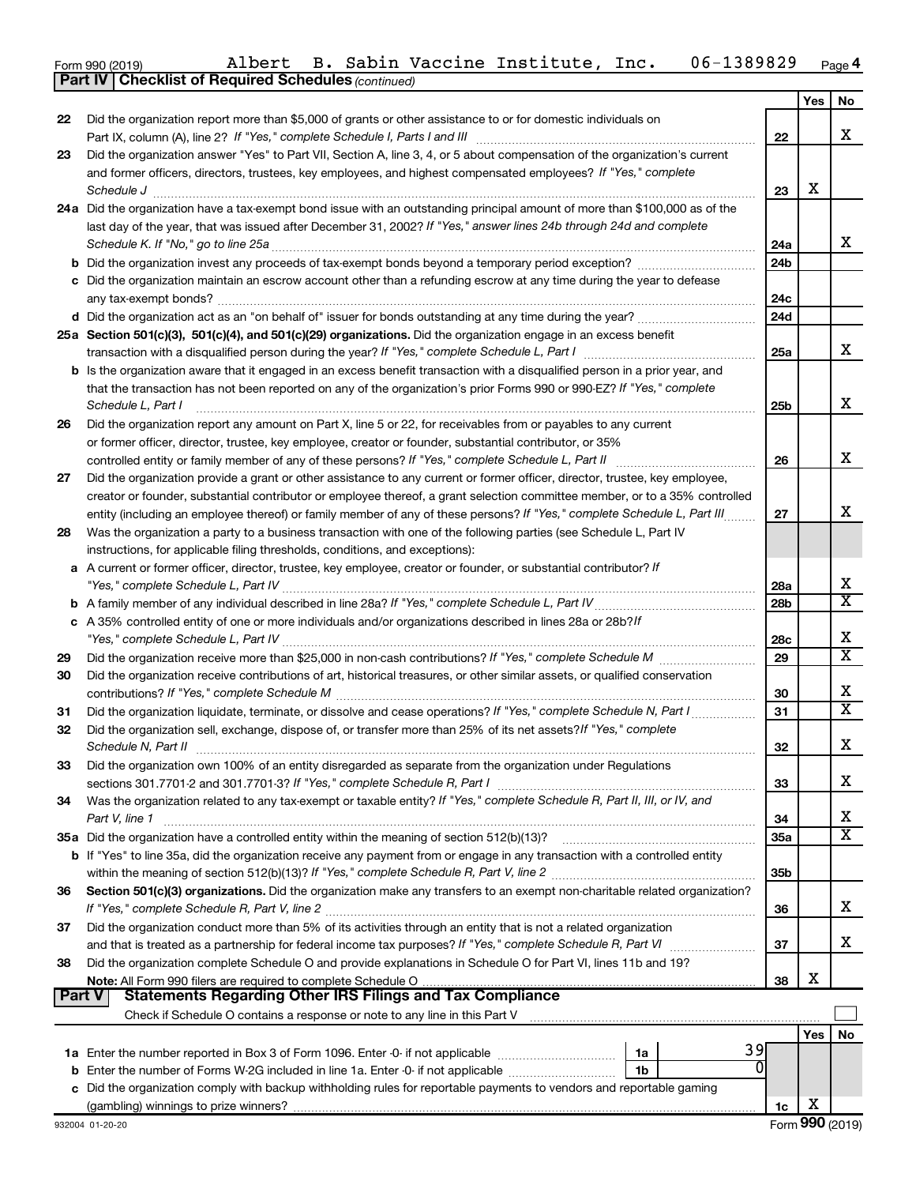Form 990 (2019) Albert B. Sabin Vaccine Institute, Inc. 06-1389829 Page 4

**Part IV | Checklist of Required Schedules** *(continued)*

| | | | Yes | No |
|---|---|---|---|---|
| 22 | Did the organization report more than $5,000 of grants or other assistance to or for domestic individuals on Part IX, column (A), line 2? *If "Yes," complete Schedule I, Parts I and III* | 22 | | X |
| 23 | Did the organization answer "Yes" to Part VII, Section A, line 3, 4, or 5 about compensation of the organization's current and former officers, directors, trustees, key employees, and highest compensated employees? *If "Yes," complete Schedule J* | 23 | X | |
| 24a | Did the organization have a tax-exempt bond issue with an outstanding principal amount of more than $100,000 as of the last day of the year, that was issued after December 31, 2002? *If "Yes," answer lines 24b through 24d and complete Schedule K. If "No," go to line 25a* | 24a | | X |
| b | Did the organization invest any proceeds of tax-exempt bonds beyond a temporary period exception? | 24b | | |
| c | Did the organization maintain an escrow account other than a refunding escrow at any time during the year to defease any tax-exempt bonds? | 24c | | |
| d | Did the organization act as an "on behalf of" issuer for bonds outstanding at any time during the year? | 24d | | |
| 25a | **Section 501(c)(3), 501(c)(4), and 501(c)(29) organizations.** Did the organization engage in an excess benefit transaction with a disqualified person during the year? *If "Yes," complete Schedule L, Part I* | 25a | | X |
| b | Is the organization aware that it engaged in an excess benefit transaction with a disqualified person in a prior year, and that the transaction has not been reported on any of the organization's prior Forms 990 or 990-EZ? *If "Yes," complete Schedule L, Part I* | 25b | | X |
| 26 | Did the organization report any amount on Part X, line 5 or 22, for receivables from or payables to any current or former officer, director, trustee, key employee, creator or founder, substantial contributor, or 35% controlled entity or family member of any of these persons? *If "Yes," complete Schedule L, Part II* | 26 | | X |
| 27 | Did the organization provide a grant or other assistance to any current or former officer, director, trustee, key employee, creator or founder, substantial contributor or employee thereof, a grant selection committee member, or to a 35% controlled entity (including an employee thereof) or family member of any of these persons? *If "Yes," complete Schedule L, Part III* | 27 | | X |
| 28 | Was the organization a party to a business transaction with one of the following parties (see Schedule L, Part IV instructions, for applicable filing thresholds, conditions, and exceptions): | | | |
| a | A current or former officer, director, trustee, key employee, creator or founder, or substantial contributor? *If "Yes," complete Schedule L, Part IV* | 28a | | X |
| b | A family member of any individual described in line 28a? *If "Yes," complete Schedule L, Part IV* | 28b | | X |
| c | A 35% controlled entity of one or more individuals and/or organizations described in lines 28a or 28b? *If "Yes," complete Schedule L, Part IV* | 28c | | X |
| 29 | Did the organization receive more than $25,000 in non-cash contributions? *If "Yes," complete Schedule M* | 29 | | X |
| 30 | Did the organization receive contributions of art, historical treasures, or other similar assets, or qualified conservation contributions? *If "Yes," complete Schedule M* | 30 | | X |
| 31 | Did the organization liquidate, terminate, or dissolve and cease operations? *If "Yes," complete Schedule N, Part I* | 31 | | X |
| 32 | Did the organization sell, exchange, dispose of, or transfer more than 25% of its net assets? *If "Yes," complete Schedule N, Part II* | 32 | | X |
| 33 | Did the organization own 100% of an entity disregarded as separate from the organization under Regulations sections 301.7701-2 and 301.7701-3? *If "Yes," complete Schedule R, Part I* | 33 | | X |
| 34 | Was the organization related to any tax-exempt or taxable entity? *If "Yes," complete Schedule R, Part II, III, or IV, and Part V, line 1* | 34 | | X |
| 35a | Did the organization have a controlled entity within the meaning of section 512(b)(13)? | 35a | | X |
| b | If "Yes" to line 35a, did the organization receive any payment from or engage in any transaction with a controlled entity within the meaning of section 512(b)(13)? *If "Yes," complete Schedule R, Part V, line 2* | 35b | | |
| 36 | **Section 501(c)(3) organizations.** Did the organization make any transfers to an exempt non-charitable related organization? *If "Yes," complete Schedule R, Part V, line 2* | 36 | | X |
| 37 | Did the organization conduct more than 5% of its activities through an entity that is not a related organization and that is treated as a partnership for federal income tax purposes? *If "Yes," complete Schedule R, Part VI* | 37 | | X |
| 38 | Did the organization complete Schedule O and provide explanations in Schedule O for Part VI, lines 11b and 19? **Note:** All Form 990 filers are required to complete Schedule O | 38 | X | |

**Part V | Statements Regarding Other IRS Filings and Tax Compliance**

Check if Schedule O contains a response or note to any line in this Part V ☐

| | | | | Yes | No |
|---|---|---|---|---|---|
| 1a | Enter the number reported in Box 3 of Form 1096. Enter -0- if not applicable | 1a | 39 | | |
| b | Enter the number of Forms W-2G included in line 1a. Enter -0- if not applicable | 1b | 0 | | |
| c | Did the organization comply with backup withholding rules for reportable payments to vendors and reportable gaming (gambling) winnings to prize winners? | 1c | | X | |

932004 01-20-20 Form **990** (2019)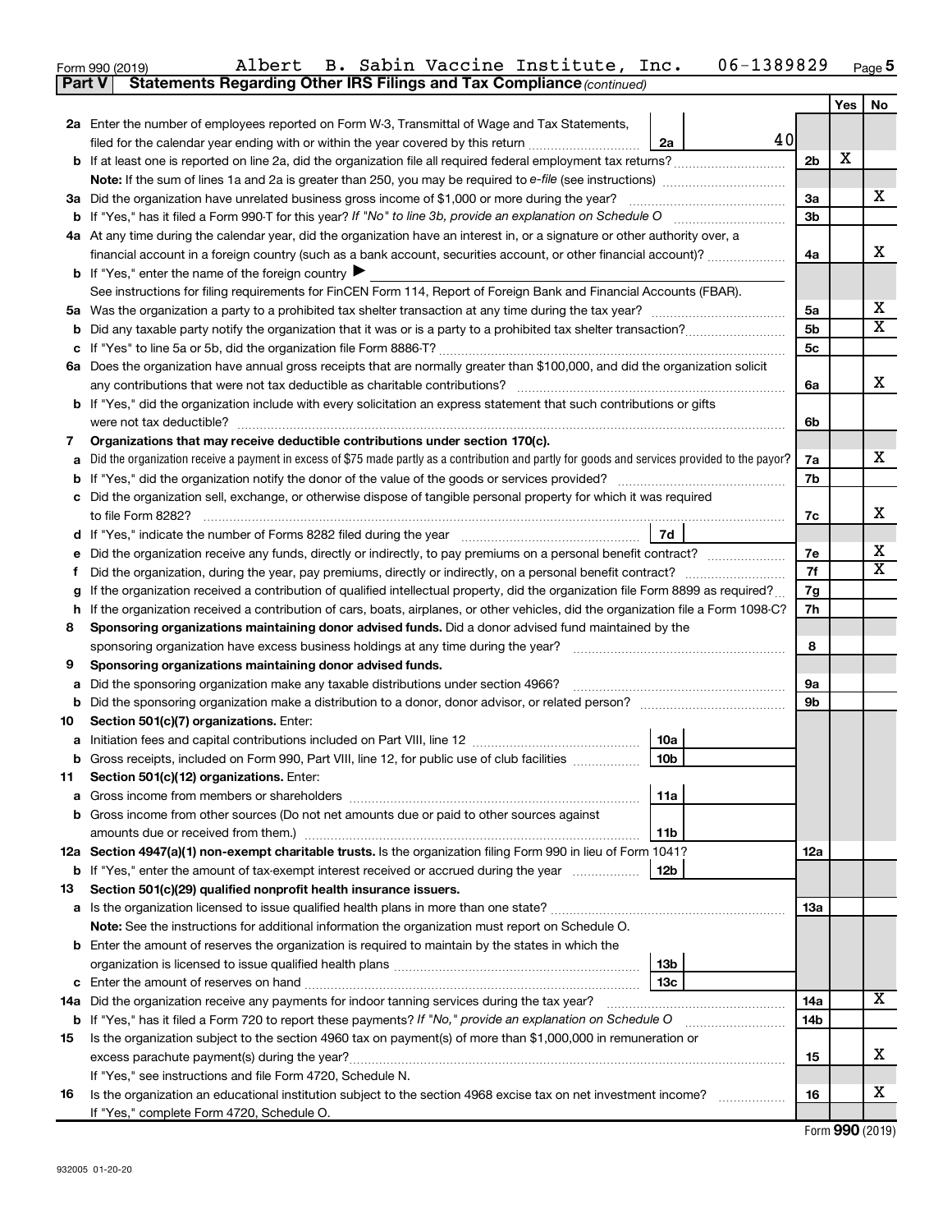Form 990 (2019) Albert B. Sabin Vaccine Institute, Inc. 06-1389829 Page 5

**Part V Statements Regarding Other IRS Filings and Tax Compliance** *(continued)*

| | | | | Yes | No |
|---|---|---|---|---|---|
| **2a** | Enter the number of employees reported on Form W-3, Transmittal of Wage and Tax Statements, filed for the calendar year ending with or within the year covered by this return | 2a: 40 | | | |
| **b** | If at least one is reported on line 2a, did the organization file all required federal employment tax returns? | | 2b | X | |
| | **Note:** If the sum of lines 1a and 2a is greater than 250, you may be required to *e-file* (see instructions) | | | | |
| **3a** | Did the organization have unrelated business gross income of $1,000 or more during the year? | | 3a | | X |
| **b** | If "Yes," has it filed a Form 990-T for this year? *If "No" to line 3b, provide an explanation on Schedule O* | | 3b | | |
| **4a** | At any time during the calendar year, did the organization have an interest in, or a signature or other authority over, a financial account in a foreign country (such as a bank account, securities account, or other financial account)? | | 4a | | X |
| **b** | If "Yes," enter the name of the foreign country ▶ | | | | |
| | See instructions for filing requirements for FinCEN Form 114, Report of Foreign Bank and Financial Accounts (FBAR). | | | | |
| **5a** | Was the organization a party to a prohibited tax shelter transaction at any time during the tax year? | | 5a | | X |
| **b** | Did any taxable party notify the organization that it was or is a party to a prohibited tax shelter transaction? | | 5b | | X |
| **c** | If "Yes" to line 5a or 5b, did the organization file Form 8886-T? | | 5c | | |
| **6a** | Does the organization have annual gross receipts that are normally greater than $100,000, and did the organization solicit any contributions that were not tax deductible as charitable contributions? | | 6a | | X |
| **b** | If "Yes," did the organization include with every solicitation an express statement that such contributions or gifts were not tax deductible? | | 6b | | |
| **7** | **Organizations that may receive deductible contributions under section 170(c).** | | | | |
| **a** | Did the organization receive a payment in excess of $75 made partly as a contribution and partly for goods and services provided to the payor? | | 7a | | X |
| **b** | If "Yes," did the organization notify the donor of the value of the goods or services provided? | | 7b | | |
| **c** | Did the organization sell, exchange, or otherwise dispose of tangible personal property for which it was required to file Form 8282? | | 7c | | X |
| **d** | If "Yes," indicate the number of Forms 8282 filed during the year | 7d | | | |
| **e** | Did the organization receive any funds, directly or indirectly, to pay premiums on a personal benefit contract? | | 7e | | X |
| **f** | Did the organization, during the year, pay premiums, directly or indirectly, on a personal benefit contract? | | 7f | | X |
| **g** | If the organization received a contribution of qualified intellectual property, did the organization file Form 8899 as required? | | 7g | | |
| **h** | If the organization received a contribution of cars, boats, airplanes, or other vehicles, did the organization file a Form 1098-C? | | 7h | | |
| **8** | **Sponsoring organizations maintaining donor advised funds.** Did a donor advised fund maintained by the sponsoring organization have excess business holdings at any time during the year? | | 8 | | |
| **9** | **Sponsoring organizations maintaining donor advised funds.** | | | | |
| **a** | Did the sponsoring organization make any taxable distributions under section 4966? | | 9a | | |
| **b** | Did the sponsoring organization make a distribution to a donor, donor advisor, or related person? | | 9b | | |
| **10** | **Section 501(c)(7) organizations.** Enter: | | | | |
| **a** | Initiation fees and capital contributions included on Part VIII, line 12 | 10a | | | |
| **b** | Gross receipts, included on Form 990, Part VIII, line 12, for public use of club facilities | 10b | | | |
| **11** | **Section 501(c)(12) organizations.** Enter: | | | | |
| **a** | Gross income from members or shareholders | 11a | | | |
| **b** | Gross income from other sources (Do not net amounts due or paid to other sources against amounts due or received from them.) | 11b | | | |
| **12a** | **Section 4947(a)(1) non-exempt charitable trusts.** Is the organization filing Form 990 in lieu of Form 1041? | | 12a | | |
| **b** | If "Yes," enter the amount of tax-exempt interest received or accrued during the year | 12b | | | |
| **13** | **Section 501(c)(29) qualified nonprofit health insurance issuers.** | | | | |
| **a** | Is the organization licensed to issue qualified health plans in more than one state? | | 13a | | |
| | **Note:** See the instructions for additional information the organization must report on Schedule O. | | | | |
| **b** | Enter the amount of reserves the organization is required to maintain by the states in which the organization is licensed to issue qualified health plans | 13b | | | |
| **c** | Enter the amount of reserves on hand | 13c | | | |
| **14a** | Did the organization receive any payments for indoor tanning services during the tax year? | | 14a | | X |
| **b** | If "Yes," has it filed a Form 720 to report these payments? *If "No," provide an explanation on Schedule O* | | 14b | | |
| **15** | Is the organization subject to the section 4960 tax on payment(s) of more than $1,000,000 in remuneration or excess parachute payment(s) during the year? | | 15 | | X |
| | If "Yes," see instructions and file Form 4720, Schedule N. | | | | |
| **16** | Is the organization an educational institution subject to the section 4968 excise tax on net investment income? | | 16 | | X |
| | If "Yes," complete Form 4720, Schedule O. | | | | |

Form **990** (2019)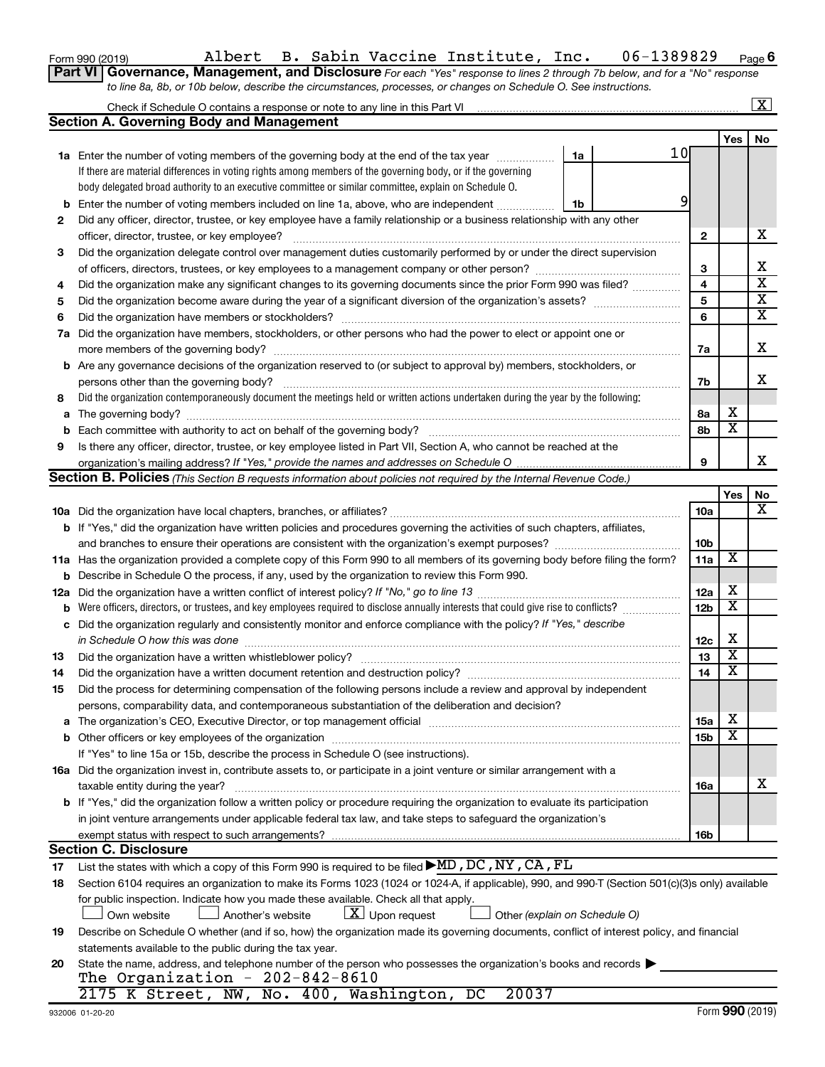Form 990 (2019) Albert B. Sabin Vaccine Institute, Inc. 06-1389829 Page 6

**Part VI Governance, Management, and Disclosure** *For each "Yes" response to lines 2 through 7b below, and for a "No" response to line 8a, 8b, or 10b below, describe the circumstances, processes, or changes on Schedule O. See instructions.*

Check if Schedule O contains a response or note to any line in this Part VI ... [X]

## Section A. Governing Body and Management

| | | | Yes | No |
|---|---|---|---|---|
| **1a** | Enter the number of voting members of the governing body at the end of the tax year ... **1a** 10<br>If there are material differences in voting rights among members of the governing body, or if the governing body delegated broad authority to an executive committee or similar committee, explain on Schedule O. | | | |
| **b** | Enter the number of voting members included on line 1a, above, who are independent ... **1b** 9 | | | |
| **2** | Did any officer, director, trustee, or key employee have a family relationship or a business relationship with any other officer, director, trustee, or key employee? | 2 | | X |
| **3** | Did the organization delegate control over management duties customarily performed by or under the direct supervision of officers, directors, trustees, or key employees to a management company or other person? | 3 | | X |
| **4** | Did the organization make any significant changes to its governing documents since the prior Form 990 was filed? | 4 | | X |
| **5** | Did the organization become aware during the year of a significant diversion of the organization's assets? | 5 | | X |
| **6** | Did the organization have members or stockholders? | 6 | | X |
| **7a** | Did the organization have members, stockholders, or other persons who had the power to elect or appoint one or more members of the governing body? | 7a | | X |
| **b** | Are any governance decisions of the organization reserved to (or subject to approval by) members, stockholders, or persons other than the governing body? | 7b | | X |
| **8** | Did the organization contemporaneously document the meetings held or written actions undertaken during the year by the following: | | | |
| **a** | The governing body? | 8a | X | |
| **b** | Each committee with authority to act on behalf of the governing body? | 8b | X | |
| **9** | Is there any officer, director, trustee, or key employee listed in Part VII, Section A, who cannot be reached at the organization's mailing address? *If "Yes," provide the names and addresses on Schedule O* | 9 | | X |

## Section B. Policies *(This Section B requests information about policies not required by the Internal Revenue Code.)*

| | | | Yes | No |
|---|---|---|---|---|
| **10a** | Did the organization have local chapters, branches, or affiliates? | 10a | | X |
| **b** | If "Yes," did the organization have written policies and procedures governing the activities of such chapters, affiliates, and branches to ensure their operations are consistent with the organization's exempt purposes? | 10b | | |
| **11a** | Has the organization provided a complete copy of this Form 990 to all members of its governing body before filing the form? | 11a | X | |
| **b** | Describe in Schedule O the process, if any, used by the organization to review this Form 990. | | | |
| **12a** | Did the organization have a written conflict of interest policy? *If "No," go to line 13* | 12a | X | |
| **b** | Were officers, directors, or trustees, and key employees required to disclose annually interests that could give rise to conflicts? | 12b | X | |
| **c** | Did the organization regularly and consistently monitor and enforce compliance with the policy? *If "Yes," describe in Schedule O how this was done* | 12c | X | |
| **13** | Did the organization have a written whistleblower policy? | 13 | X | |
| **14** | Did the organization have a written document retention and destruction policy? | 14 | X | |
| **15** | Did the process for determining compensation of the following persons include a review and approval by independent persons, comparability data, and contemporaneous substantiation of the deliberation and decision? | | | |
| **a** | The organization's CEO, Executive Director, or top management official | 15a | X | |
| **b** | Other officers or key employees of the organization | 15b | X | |
| | If "Yes" to line 15a or 15b, describe the process in Schedule O (see instructions). | | | |
| **16a** | Did the organization invest in, contribute assets to, or participate in a joint venture or similar arrangement with a taxable entity during the year? | 16a | | X |
| **b** | If "Yes," did the organization follow a written policy or procedure requiring the organization to evaluate its participation in joint venture arrangements under applicable federal tax law, and take steps to safeguard the organization's exempt status with respect to such arrangements? | 16b | | |

## Section C. Disclosure

**17** List the states with which a copy of this Form 990 is required to be filed ▶ MD, DC, NY, CA, FL

**18** Section 6104 requires an organization to make its Forms 1023 (1024 or 1024-A, if applicable), 990, and 990-T (Section 501(c)(3)s only) available for public inspection. Indicate how you made these available. Check all that apply.

[ ] Own website [ ] Another's website [X] Upon request [ ] Other *(explain on Schedule O)*

**19** Describe on Schedule O whether (and if so, how) the organization made its governing documents, conflict of interest policy, and financial statements available to the public during the tax year.

**20** State the name, address, and telephone number of the person who possesses the organization's books and records ▶

The Organization - 202-842-8610
2175 K Street, NW, No. 400, Washington, DC 20037

932006 01-20-20 Form **990** (2019)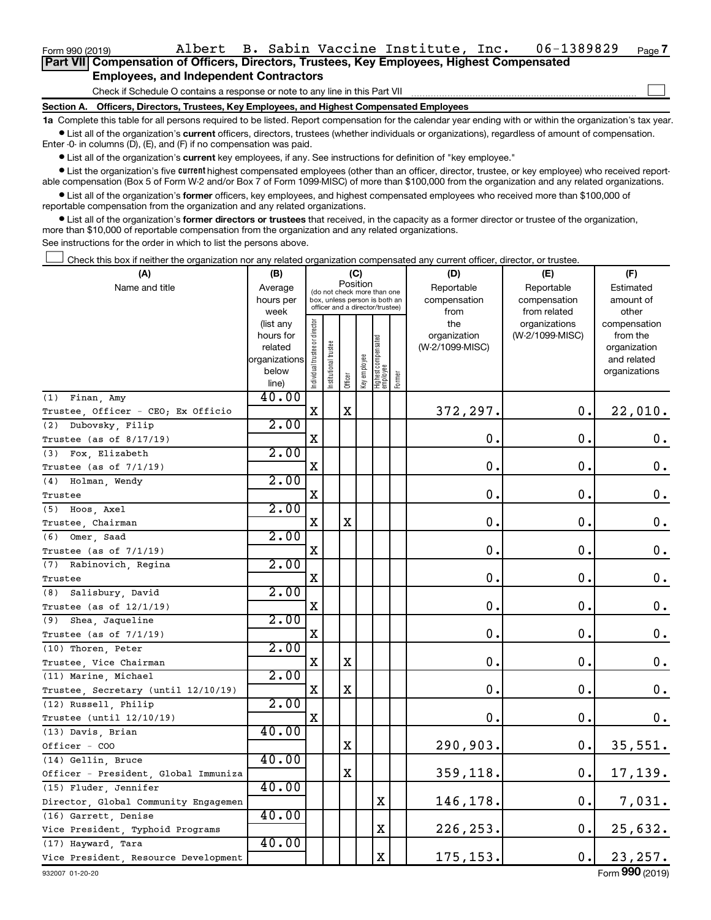Form 990 (2019) Albert B. Sabin Vaccine Institute, Inc. 06-1389829 Page 7

## Part VII Compensation of Officers, Directors, Trustees, Key Employees, Highest Compensated Employees, and Independent Contractors

Check if Schedule O contains a response or note to any line in this Part VII ☐

### Section A. Officers, Directors, Trustees, Key Employees, and Highest Compensated Employees

**1a** Complete this table for all persons required to be listed. Report compensation for the calendar year ending with or within the organization's tax year.

- List all of the organization's **current** officers, directors, trustees (whether individuals or organizations), regardless of amount of compensation. Enter -0- in columns (D), (E), and (F) if no compensation was paid.
- List all of the organization's **current** key employees, if any. See instructions for definition of "key employee."
- List the organization's five **current** highest compensated employees (other than an officer, director, trustee, or key employee) who received reportable compensation (Box 5 of Form W-2 and/or Box 7 of Form 1099-MISC) of more than $100,000 from the organization and any related organizations.
- List all of the organization's **former** officers, key employees, and highest compensated employees who received more than $100,000 of reportable compensation from the organization and any related organizations.
- List all of the organization's **former directors or trustees** that received, in the capacity as a former director or trustee of the organization, more than $10,000 of reportable compensation from the organization and any related organizations.

See instructions for the order in which to list the persons above.

☐ Check this box if neither the organization nor any related organization compensated any current officer, director, or trustee.

| (A) Name and title | (B) Average hours per week (list any hours for related organizations below line) | (C) Position: Individual trustee or director | Institutional trustee | Officer | Key employee | Highest compensated employee | Former | (D) Reportable compensation from the organization (W-2/1099-MISC) | (E) Reportable compensation from related organizations (W-2/1099-MISC) | (F) Estimated amount of other compensation from the organization and related organizations |
|---|---|---|---|---|---|---|---|---|---|---|
| (1) Finan, Amy<br>Trustee, Officer - CEO; Ex Officio | 40.00 | X | | X | | | | 372,297. | 0. | 22,010. |
| (2) Dubovsky, Filip<br>Trustee (as of 8/17/19) | 2.00 | X | | | | | | 0. | 0. | 0. |
| (3) Fox, Elizabeth<br>Trustee (as of 7/1/19) | 2.00 | X | | | | | | 0. | 0. | 0. |
| (4) Holman, Wendy<br>Trustee | 2.00 | X | | | | | | 0. | 0. | 0. |
| (5) Hoos, Axel<br>Trustee, Chairman | 2.00 | X | | X | | | | 0. | 0. | 0. |
| (6) Omer, Saad<br>Trustee (as of 7/1/19) | 2.00 | X | | | | | | 0. | 0. | 0. |
| (7) Rabinovich, Regina<br>Trustee | 2.00 | X | | | | | | 0. | 0. | 0. |
| (8) Salisbury, David<br>Trustee (as of 12/1/19) | 2.00 | X | | | | | | 0. | 0. | 0. |
| (9) Shea, Jaqueline<br>Trustee (as of 7/1/19) | 2.00 | X | | | | | | 0. | 0. | 0. |
| (10) Thoren, Peter<br>Trustee, Vice Chairman | 2.00 | X | | X | | | | 0. | 0. | 0. |
| (11) Marine, Michael<br>Trustee, Secretary (until 12/10/19) | 2.00 | X | | X | | | | 0. | 0. | 0. |
| (12) Russell, Philip<br>Trustee (until 12/10/19) | 2.00 | X | | | | | | 0. | 0. | 0. |
| (13) Davis, Brian<br>Officer - COO | 40.00 | | | X | | | | 290,903. | 0. | 35,551. |
| (14) Gellin, Bruce<br>Officer - President, Global Immuniza | 40.00 | | | X | | | | 359,118. | 0. | 17,139. |
| (15) Fluder, Jennifer<br>Director, Global Community Engagemen | 40.00 | | | | | X | | 146,178. | 0. | 7,031. |
| (16) Garrett, Denise<br>Vice President, Typhoid Programs | 40.00 | | | | | X | | 226,253. | 0. | 25,632. |
| (17) Hayward, Tara<br>Vice President, Resource Development | 40.00 | | | | | X | | 175,153. | 0. | 23,257. |

932007 01-20-20 Form 990 (2019)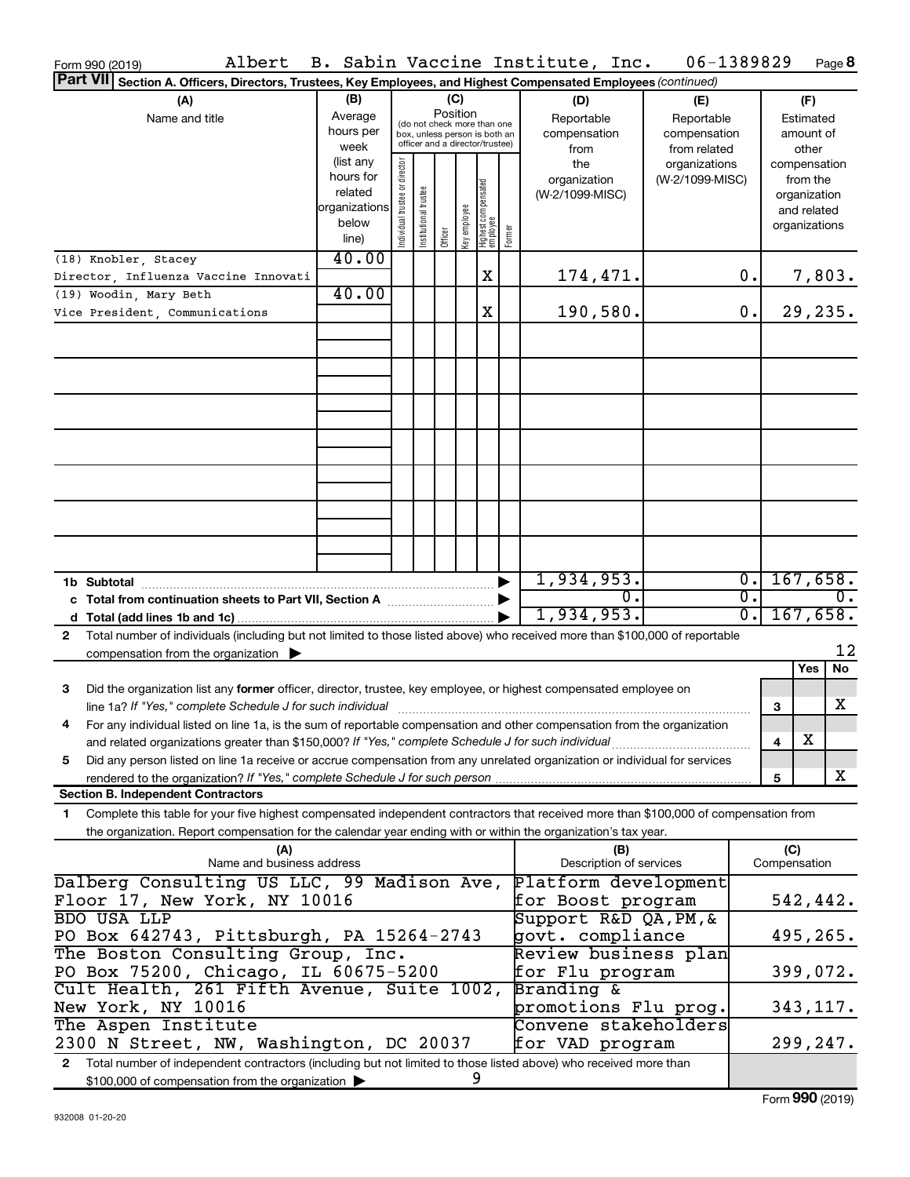Form 990 (2019) Albert B. Sabin Vaccine Institute, Inc. 06-1389829 Page 8

**Part VII Section A. Officers, Directors, Trustees, Key Employees, and Highest Compensated Employees** *(continued)*

| (A) Name and title | (B) Average hours per week (list any hours for related organizations below line) | (C) Position: Individual trustee or director | Institutional trustee | Officer | Key employee | Highest compensated employee | Former | (D) Reportable compensation from the organization (W-2/1099-MISC) | (E) Reportable compensation from related organizations (W-2/1099-MISC) | (F) Estimated amount of other compensation from the organization and related organizations |
|---|---|---|---|---|---|---|---|---|---|---|
| (18) Knobler, Stacey<br>Director, Influenza Vaccine Innovati | 40.00 | | | | | X | | 174,471. | 0. | 7,803. |
| (19) Woodin, Mary Beth<br>Vice President, Communications | 40.00 | | | | | X | | 190,580. | 0. | 29,235. |
| **1b Subtotal** | | | | | | | | 1,934,953. | 0. | 167,658. |
| **c Total from continuation sheets to Part VII, Section A** | | | | | | | | 0. | 0. | 0. |
| **d Total (add lines 1b and 1c)** | | | | | | | | 1,934,953. | 0. | 167,658. |

**2** Total number of individuals (including but not limited to those listed above) who received more than $100,000 of reportable compensation from the organization ▶ 12

| | | | Yes | No |
|---|---|---|---|---|
| **3** | Did the organization list any **former** officer, director, trustee, key employee, or highest compensated employee on line 1a? *If "Yes," complete Schedule J for such individual* | 3 | | X |
| **4** | For any individual listed on line 1a, is the sum of reportable compensation and other compensation from the organization and related organizations greater than $150,000? *If "Yes," complete Schedule J for such individual* | 4 | X | |
| **5** | Did any person listed on line 1a receive or accrue compensation from any unrelated organization or individual for services rendered to the organization? *If "Yes," complete Schedule J for such person* | 5 | | X |

**Section B. Independent Contractors**

**1** Complete this table for your five highest compensated independent contractors that received more than $100,000 of compensation from the organization. Report compensation for the calendar year ending with or within the organization's tax year.

| (A) Name and business address | (B) Description of services | (C) Compensation |
|---|---|---|
| Dalberg Consulting US LLC, 99 Madison Ave, Floor 17, New York, NY 10016 | Platform development for Boost program | 542,442. |
| BDO USA LLP<br>PO Box 642743, Pittsburgh, PA 15264-2743 | Support R&D QA,PM,& govt. compliance | 495,265. |
| The Boston Consulting Group, Inc.<br>PO Box 75200, Chicago, IL 60675-5200 | Review business plan for Flu program | 399,072. |
| Cult Health, 261 Fifth Avenue, Suite 1002, New York, NY 10016 | Branding & promotions Flu prog. | 343,117. |
| The Aspen Institute<br>2300 N Street, NW, Washington, DC 20037 | Convene stakeholders for VAD program | 299,247. |

**2** Total number of independent contractors (including but not limited to those listed above) who received more than $100,000 of compensation from the organization ▶ 9

Form **990** (2019)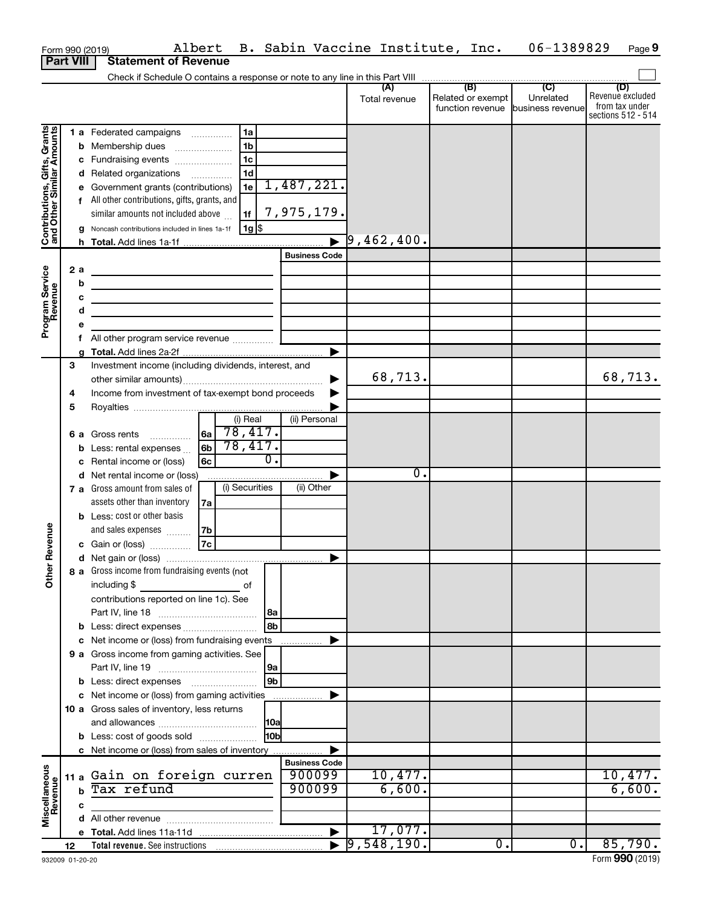Form 990 (2019) Albert B. Sabin Vaccine Institute, Inc. 06-1389829 Page **9**

## Part VIII Statement of Revenue

Check if Schedule O contains a response or note to any line in this Part VIII

| | | | (A) Total revenue | (B) Related or exempt function revenue | (C) Unrelated business revenue | (D) Revenue excluded from tax under sections 512 - 514 |
|---|---|---|---|---|---|---|
| **Contributions, Gifts, Grants and Other Similar Amounts** | 1 a Federated campaigns | 1a | | | | |
| | b Membership dues | 1b | | | | |
| | c Fundraising events | 1c | | | | |
| | d Related organizations | 1d | | | | |
| | e Government grants (contributions) | 1e 1,487,221. | | | | |
| | f All other contributions, gifts, grants, and similar amounts not included above | 1f 7,975,179. | | | | |
| | g Noncash contributions included in lines 1a-1f | 1g $ | | | | |
| | h **Total.** Add lines 1a-1f | | 9,462,400. | | | |
| **Program Service Revenue** | | Business Code | | | | |
| | 2 a | | | | | |
| | b | | | | | |
| | c | | | | | |
| | d | | | | | |
| | e | | | | | |
| | f All other program service revenue | | | | | |
| | g **Total.** Add lines 2a-2f | | | | | |
| **Other Revenue** | 3 Investment income (including dividends, interest, and other similar amounts) | | 68,713. | | | 68,713. |
| | 4 Income from investment of tax-exempt bond proceeds | | | | | |
| | 5 Royalties | | | | | |
| | 6 a Gross rents | 6a (i) Real 78,417. (ii) Personal | | | | |
| | b Less: rental expenses | 6b (i) Real 78,417. | | | | |
| | c Rental income or (loss) | 6c (i) Real 0. | | | | |
| | d Net rental income or (loss) | | 0. | | | |
| | 7 a Gross amount from sales of assets other than inventory | 7a (i) Securities (ii) Other | | | | |
| | b Less: cost or other basis and sales expenses | 7b | | | | |
| | c Gain or (loss) | 7c | | | | |
| | d Net gain or (loss) | | | | | |
| | 8 a Gross income from fundraising events (not including $ of contributions reported on line 1c). See Part IV, line 18 | 8a | | | | |
| | b Less: direct expenses | 8b | | | | |
| | c Net income or (loss) from fundraising events | | | | | |
| | 9 a Gross income from gaming activities. See Part IV, line 19 | 9a | | | | |
| | b Less: direct expenses | 9b | | | | |
| | c Net income or (loss) from gaming activities | | | | | |
| | 10 a Gross sales of inventory, less returns and allowances | 10a | | | | |
| | b Less: cost of goods sold | 10b | | | | |
| | c Net income or (loss) from sales of inventory | | | | | |
| **Miscellaneous Revenue** | | Business Code | | | | |
| | 11 a Gain on foreign curren | 900099 | 10,477. | | | 10,477. |
| | b Tax refund | 900099 | 6,600. | | | 6,600. |
| | c | | | | | |
| | d All other revenue | | | | | |
| | e **Total.** Add lines 11a-11d | | 17,077. | | | |
| | 12 **Total revenue.** See instructions | | 9,548,190. | 0. | 0. | 85,790. |

932009 01-20-20 Form **990** (2019)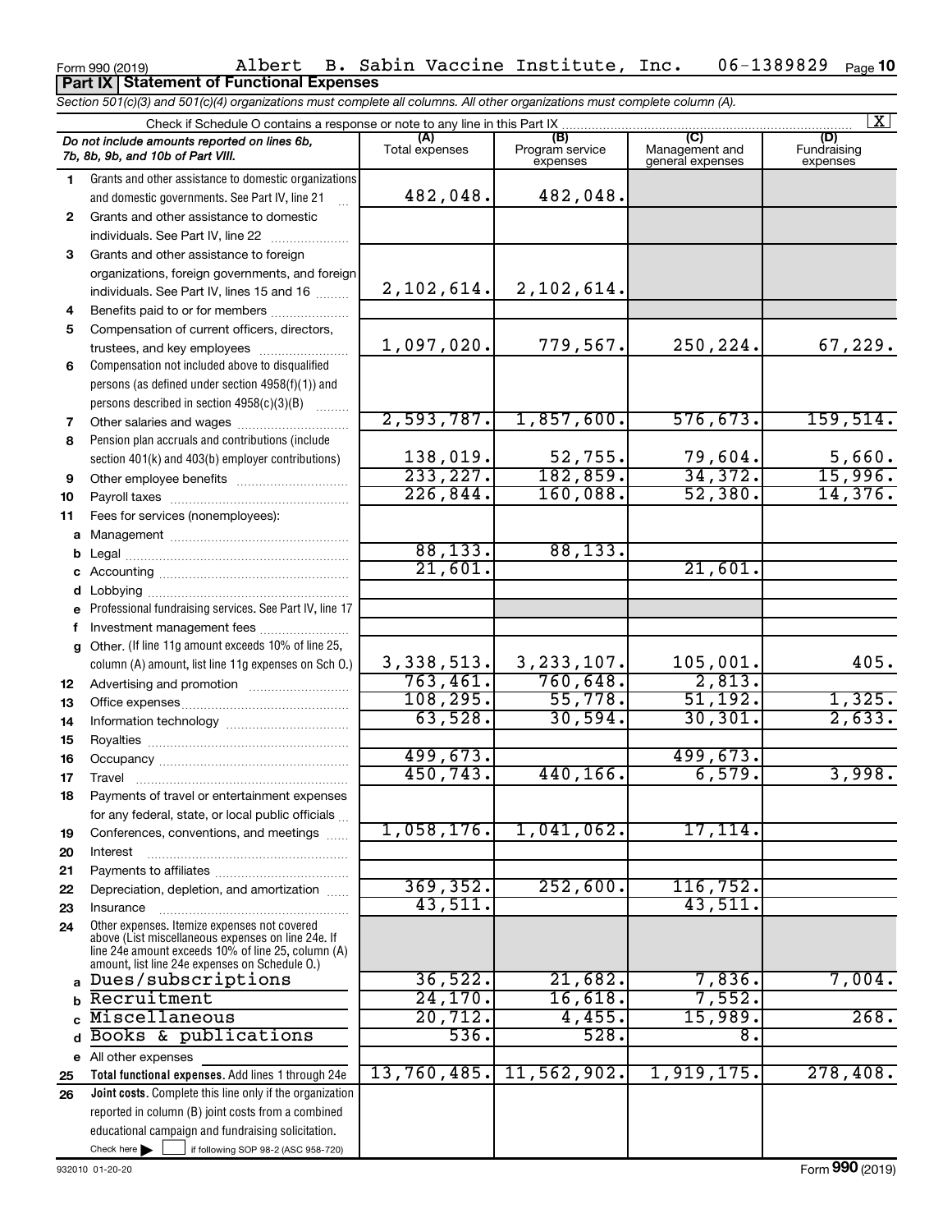Form 990 (2019) Albert B. Sabin Vaccine Institute, Inc. 06-1389829 Page 10

**Part IX Statement of Functional Expenses**

*Section 501(c)(3) and 501(c)(4) organizations must complete all columns. All other organizations must complete column (A).*

Check if Schedule O contains a response or note to any line in this Part IX [X]

| | *Do not include amounts reported on lines 6b, 7b, 8b, 9b, and 10b of Part VIII.* | (A) Total expenses | (B) Program service expenses | (C) Management and general expenses | (D) Fundraising expenses |
|---|---|---|---|---|---|
| 1 | Grants and other assistance to domestic organizations and domestic governments. See Part IV, line 21 | 482,048. | 482,048. | | |
| 2 | Grants and other assistance to domestic individuals. See Part IV, line 22 | | | | |
| 3 | Grants and other assistance to foreign organizations, foreign governments, and foreign individuals. See Part IV, lines 15 and 16 | 2,102,614. | 2,102,614. | | |
| 4 | Benefits paid to or for members | | | | |
| 5 | Compensation of current officers, directors, trustees, and key employees | 1,097,020. | 779,567. | 250,224. | 67,229. |
| 6 | Compensation not included above to disqualified persons (as defined under section 4958(f)(1)) and persons described in section 4958(c)(3)(B) | | | | |
| 7 | Other salaries and wages | 2,593,787. | 1,857,600. | 576,673. | 159,514. |
| 8 | Pension plan accruals and contributions (include section 401(k) and 403(b) employer contributions) | 138,019. | 52,755. | 79,604. | 5,660. |
| 9 | Other employee benefits | 233,227. | 182,859. | 34,372. | 15,996. |
| 10 | Payroll taxes | 226,844. | 160,088. | 52,380. | 14,376. |
| 11 | Fees for services (nonemployees): | | | | |
| a | Management | | | | |
| b | Legal | 88,133. | 88,133. | | |
| c | Accounting | 21,601. | | 21,601. | |
| d | Lobbying | | | | |
| e | Professional fundraising services. See Part IV, line 17 | | | | |
| f | Investment management fees | | | | |
| g | Other. (If line 11g amount exceeds 10% of line 25, column (A) amount, list line 11g expenses on Sch O.) | 3,338,513. | 3,233,107. | 105,001. | 405. |
| 12 | Advertising and promotion | 763,461. | 760,648. | 2,813. | |
| 13 | Office expenses | 108,295. | 55,778. | 51,192. | 1,325. |
| 14 | Information technology | 63,528. | 30,594. | 30,301. | 2,633. |
| 15 | Royalties | | | | |
| 16 | Occupancy | 499,673. | | 499,673. | |
| 17 | Travel | 450,743. | 440,166. | 6,579. | 3,998. |
| 18 | Payments of travel or entertainment expenses for any federal, state, or local public officials | | | | |
| 19 | Conferences, conventions, and meetings | 1,058,176. | 1,041,062. | 17,114. | |
| 20 | Interest | | | | |
| 21 | Payments to affiliates | | | | |
| 22 | Depreciation, depletion, and amortization | 369,352. | 252,600. | 116,752. | |
| 23 | Insurance | 43,511. | | 43,511. | |
| 24 | Other expenses. Itemize expenses not covered above (List miscellaneous expenses on line 24e. If line 24e amount exceeds 10% of line 25, column (A) amount, list line 24e expenses on Schedule O.) | | | | |
| a | Dues/subscriptions | 36,522. | 21,682. | 7,836. | 7,004. |
| b | Recruitment | 24,170. | 16,618. | 7,552. | |
| c | Miscellaneous | 20,712. | 4,455. | 15,989. | 268. |
| d | Books & publications | 536. | 528. | 8. | |
| e | All other expenses | | | | |
| 25 | **Total functional expenses.** Add lines 1 through 24e | 13,760,485. | 11,562,902. | 1,919,175. | 278,408. |
| 26 | **Joint costs.** Complete this line only if the organization reported in column (B) joint costs from a combined educational campaign and fundraising solicitation. Check here [ ] if following SOP 98-2 (ASC 958-720) | | | | |

932010 01-20-20 Form **990** (2019)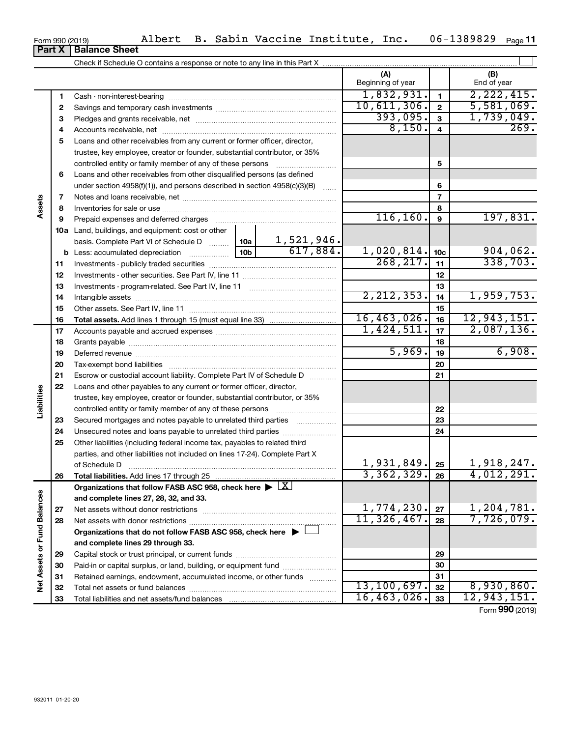Form 990 (2019) Albert B. Sabin Vaccine Institute, Inc. 06-1389829 Page 11

**Part X | Balance Sheet**

Check if Schedule O contains a response or note to any line in this Part X

| | | | | (A) Beginning of year | | (B) End of year |
|---|---|---|---|---|---|---|
| Assets | 1 | Cash - non-interest-bearing | | 1,832,931. | 1 | 2,222,415. |
| | 2 | Savings and temporary cash investments | | 10,611,306. | 2 | 5,581,069. |
| | 3 | Pledges and grants receivable, net | | 393,095. | 3 | 1,739,049. |
| | 4 | Accounts receivable, net | | 8,150. | 4 | 269. |
| | 5 | Loans and other receivables from any current or former officer, director, trustee, key employee, creator or founder, substantial contributor, or 35% controlled entity or family member of any of these persons | | | 5 | |
| | 6 | Loans and other receivables from other disqualified persons (as defined under section 4958(f)(1)), and persons described in section 4958(c)(3)(B) | | | 6 | |
| | 7 | Notes and loans receivable, net | | | 7 | |
| | 8 | Inventories for sale or use | | | 8 | |
| | 9 | Prepaid expenses and deferred charges | | 116,160. | 9 | 197,831. |
| | 10a | Land, buildings, and equipment: cost or other basis. Complete Part VI of Schedule D | 10a 1,521,946. | | | |
| | b | Less: accumulated depreciation | 10b 617,884. | 1,020,814. | 10c | 904,062. |
| | 11 | Investments - publicly traded securities | | 268,217. | 11 | 338,703. |
| | 12 | Investments - other securities. See Part IV, line 11 | | | 12 | |
| | 13 | Investments - program-related. See Part IV, line 11 | | | 13 | |
| | 14 | Intangible assets | | 2,212,353. | 14 | 1,959,753. |
| | 15 | Other assets. See Part IV, line 11 | | | 15 | |
| | 16 | **Total assets.** Add lines 1 through 15 (must equal line 33) | | 16,463,026. | 16 | 12,943,151. |
| Liabilities | 17 | Accounts payable and accrued expenses | | 1,424,511. | 17 | 2,087,136. |
| | 18 | Grants payable | | | 18 | |
| | 19 | Deferred revenue | | 5,969. | 19 | 6,908. |
| | 20 | Tax-exempt bond liabilities | | | 20 | |
| | 21 | Escrow or custodial account liability. Complete Part IV of Schedule D | | | 21 | |
| | 22 | Loans and other payables to any current or former officer, director, trustee, key employee, creator or founder, substantial contributor, or 35% controlled entity or family member of any of these persons | | | 22 | |
| | 23 | Secured mortgages and notes payable to unrelated third parties | | | 23 | |
| | 24 | Unsecured notes and loans payable to unrelated third parties | | | 24 | |
| | 25 | Other liabilities (including federal income tax, payables to related third parties, and other liabilities not included on lines 17-24). Complete Part X of Schedule D | | 1,931,849. | 25 | 1,918,247. |
| | 26 | **Total liabilities.** Add lines 17 through 25 | | 3,362,329. | 26 | 4,012,291. |
| Net Assets or Fund Balances | | **Organizations that follow FASB ASC 958, check here ▶ [X] and complete lines 27, 28, 32, and 33.** | | | | |
| | 27 | Net assets without donor restrictions | | 1,774,230. | 27 | 1,204,781. |
| | 28 | Net assets with donor restrictions | | 11,326,467. | 28 | 7,726,079. |
| | | **Organizations that do not follow FASB ASC 958, check here ▶ [ ] and complete lines 29 through 33.** | | | | |
| | 29 | Capital stock or trust principal, or current funds | | | 29 | |
| | 30 | Paid-in or capital surplus, or land, building, or equipment fund | | | 30 | |
| | 31 | Retained earnings, endowment, accumulated income, or other funds | | | 31 | |
| | 32 | Total net assets or fund balances | | 13,100,697. | 32 | 8,930,860. |
| | 33 | Total liabilities and net assets/fund balances | | 16,463,026. | 33 | 12,943,151. |

Form **990** (2019)

932011 01-20-20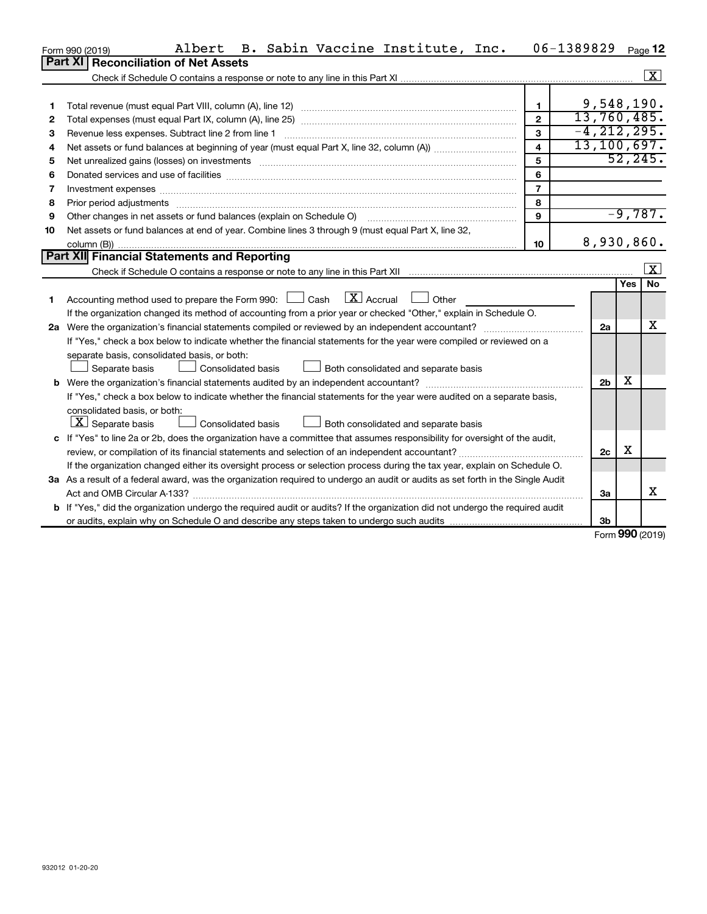Form 990 (2019) Albert B. Sabin Vaccine Institute, Inc. 06-1389829 Page 12

## Part XI Reconciliation of Net Assets

Check if Schedule O contains a response or note to any line in this Part XI ..... [X]

| | | | |
|---|---|---|---|
| 1 | Total revenue (must equal Part VIII, column (A), line 12) | 1 | 9,548,190. |
| 2 | Total expenses (must equal Part IX, column (A), line 25) | 2 | 13,760,485. |
| 3 | Revenue less expenses. Subtract line 2 from line 1 | 3 | -4,212,295. |
| 4 | Net assets or fund balances at beginning of year (must equal Part X, line 32, column (A)) | 4 | 13,100,697. |
| 5 | Net unrealized gains (losses) on investments | 5 | 52,245. |
| 6 | Donated services and use of facilities | 6 | |
| 7 | Investment expenses | 7 | |
| 8 | Prior period adjustments | 8 | |
| 9 | Other changes in net assets or fund balances (explain on Schedule O) | 9 | -9,787. |
| 10 | Net assets or fund balances at end of year. Combine lines 3 through 9 (must equal Part X, line 32, column (B)) | 10 | 8,930,860. |

## Part XII Financial Statements and Reporting

Check if Schedule O contains a response or note to any line in this Part XII ..... [X]

| | | | Yes | No |
|---|---|---|---|---|
| 1 | Accounting method used to prepare the Form 990: [ ] Cash [X] Accrual [ ] Other<br>If the organization changed its method of accounting from a prior year or checked "Other," explain in Schedule O. | | | |
| 2a | Were the organization's financial statements compiled or reviewed by an independent accountant?<br>If "Yes," check a box below to indicate whether the financial statements for the year were compiled or reviewed on a separate basis, consolidated basis, or both:<br>[ ] Separate basis [ ] Consolidated basis [ ] Both consolidated and separate basis | 2a | | X |
| b | Were the organization's financial statements audited by an independent accountant?<br>If "Yes," check a box below to indicate whether the financial statements for the year were audited on a separate basis, consolidated basis, or both:<br>[X] Separate basis [ ] Consolidated basis [ ] Both consolidated and separate basis | 2b | X | |
| c | If "Yes" to line 2a or 2b, does the organization have a committee that assumes responsibility for oversight of the audit, review, or compilation of its financial statements and selection of an independent accountant?<br>If the organization changed either its oversight process or selection process during the tax year, explain on Schedule O. | 2c | X | |
| 3a | As a result of a federal award, was the organization required to undergo an audit or audits as set forth in the Single Audit Act and OMB Circular A-133? | 3a | | X |
| b | If "Yes," did the organization undergo the required audit or audits? If the organization did not undergo the required audit or audits, explain why on Schedule O and describe any steps taken to undergo such audits | 3b | | |

Form 990 (2019)

932012 01-20-20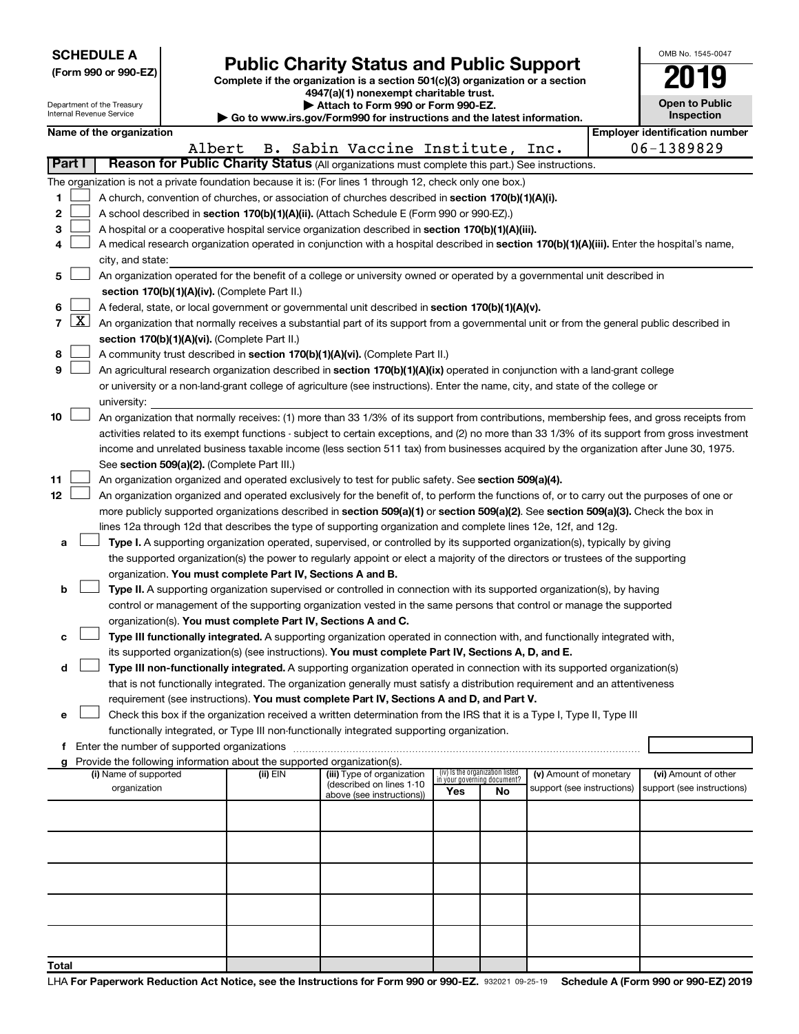**SCHEDULE A**
**(Form 990 or 990-EZ)**

Department of the Treasury
Internal Revenue Service

# Public Charity Status and Public Support

**Complete if the organization is a section 501(c)(3) organization or a section 4947(a)(1) nonexempt charitable trust.**
**▶ Attach to Form 990 or Form 990-EZ.**
**▶ Go to www.irs.gov/Form990 for instructions and the latest information.**

OMB No. 1545-0047
**2019**
**Open to Public Inspection**

| Name of the organization | Employer identification number |
|---|---|
| Albert B. Sabin Vaccine Institute, Inc. | 06-1389829 |

**Part I** **Reason for Public Charity Status** (All organizations must complete this part.) See instructions.

The organization is not a private foundation because it is: (For lines 1 through 12, check only one box.)

1 ☐ A church, convention of churches, or association of churches described in **section 170(b)(1)(A)(i).**

2 ☐ A school described in **section 170(b)(1)(A)(ii).** (Attach Schedule E (Form 990 or 990-EZ).)

3 ☐ A hospital or a cooperative hospital service organization described in **section 170(b)(1)(A)(iii).**

4 ☐ A medical research organization operated in conjunction with a hospital described in **section 170(b)(1)(A)(iii).** Enter the hospital's name, city, and state:

5 ☐ An organization operated for the benefit of a college or university owned or operated by a governmental unit described in **section 170(b)(1)(A)(iv).** (Complete Part II.)

6 ☐ A federal, state, or local government or governmental unit described in **section 170(b)(1)(A)(v).**

7 ☒ An organization that normally receives a substantial part of its support from a governmental unit or from the general public described in **section 170(b)(1)(A)(vi).** (Complete Part II.)

8 ☐ A community trust described in **section 170(b)(1)(A)(vi).** (Complete Part II.)

9 ☐ An agricultural research organization described in **section 170(b)(1)(A)(ix)** operated in conjunction with a land-grant college or university or a non-land-grant college of agriculture (see instructions). Enter the name, city, and state of the college or university:

10 ☐ An organization that normally receives: (1) more than 33 1/3% of its support from contributions, membership fees, and gross receipts from activities related to its exempt functions - subject to certain exceptions, and (2) no more than 33 1/3% of its support from gross investment income and unrelated business taxable income (less section 511 tax) from businesses acquired by the organization after June 30, 1975. See **section 509(a)(2).** (Complete Part III.)

11 ☐ An organization organized and operated exclusively to test for public safety. See **section 509(a)(4).**

12 ☐ An organization organized and operated exclusively for the benefit of, to perform the functions of, or to carry out the purposes of one or more publicly supported organizations described in **section 509(a)(1)** or **section 509(a)(2).** See **section 509(a)(3).** Check the box in lines 12a through 12d that describes the type of supporting organization and complete lines 12e, 12f, and 12g.

a ☐ **Type I.** A supporting organization operated, supervised, or controlled by its supported organization(s), typically by giving the supported organization(s) the power to regularly appoint or elect a majority of the directors or trustees of the supporting organization. **You must complete Part IV, Sections A and B.**

b ☐ **Type II.** A supporting organization supervised or controlled in connection with its supported organization(s), by having control or management of the supporting organization vested in the same persons that control or manage the supported organization(s). **You must complete Part IV, Sections A and C.**

c ☐ **Type III functionally integrated.** A supporting organization operated in connection with, and functionally integrated with, its supported organization(s) (see instructions). **You must complete Part IV, Sections A, D, and E.**

d ☐ **Type III non-functionally integrated.** A supporting organization operated in connection with its supported organization(s) that is not functionally integrated. The organization generally must satisfy a distribution requirement and an attentiveness requirement (see instructions). **You must complete Part IV, Sections A and D, and Part V.**

e ☐ Check this box if the organization received a written determination from the IRS that it is a Type I, Type II, Type III functionally integrated, or Type III non-functionally integrated supporting organization.

f Enter the number of supported organizations

g Provide the following information about the supported organization(s).

| (i) Name of supported organization | (ii) EIN | (iii) Type of organization (described on lines 1-10 above (see instructions)) | (iv) Is the organization listed in your governing document? Yes | No | (v) Amount of monetary support (see instructions) | (vi) Amount of other support (see instructions) |
|---|---|---|---|---|---|---|
| | | | | | | |
| | | | | | | |
| | | | | | | |
| | | | | | | |
| | | | | | | |
| **Total** | | | | | | |

LHA **For Paperwork Reduction Act Notice, see the Instructions for Form 990 or 990-EZ.** 932021 09-25-19 **Schedule A (Form 990 or 990-EZ) 2019**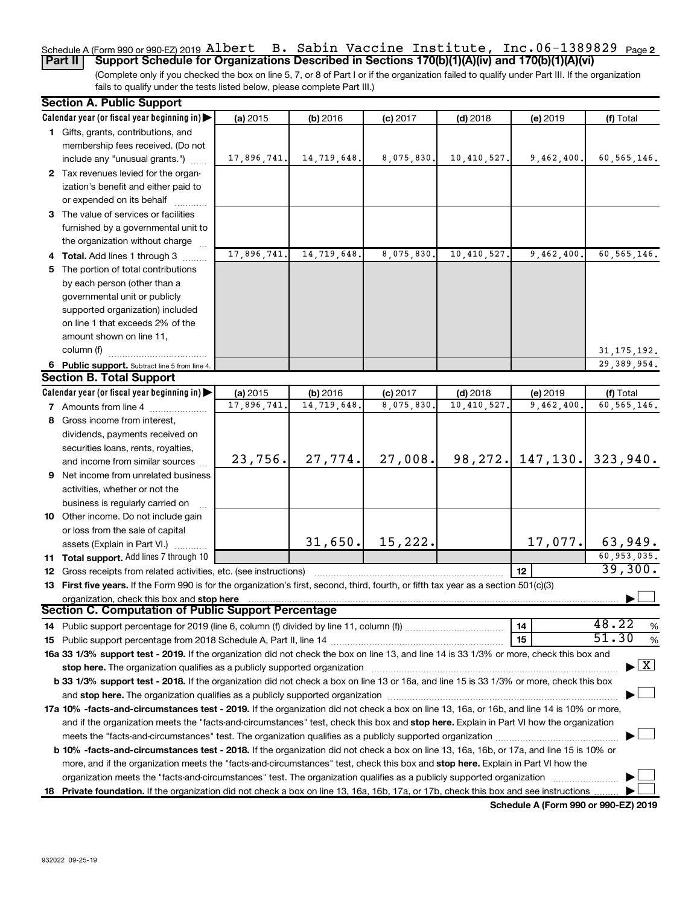Schedule A (Form 990 or 990-EZ) 2019 Albert B. Sabin Vaccine Institute, Inc. 06-1389829 Page 2

**Part II** **Support Schedule for Organizations Described in Sections 170(b)(1)(A)(iv) and 170(b)(1)(A)(vi)**

(Complete only if you checked the box on line 5, 7, or 8 of Part I or if the organization failed to qualify under Part III. If the organization fails to qualify under the tests listed below, please complete Part III.)

## Section A. Public Support

| Calendar year (or fiscal year beginning in) ▶ | (a) 2015 | (b) 2016 | (c) 2017 | (d) 2018 | (e) 2019 | (f) Total |
|---|---|---|---|---|---|---|
| **1** Gifts, grants, contributions, and membership fees received. (Do not include any "unusual grants.") | 17,896,741. | 14,719,648. | 8,075,830. | 10,410,527. | 9,462,400. | 60,565,146. |
| **2** Tax revenues levied for the organization's benefit and either paid to or expended on its behalf | | | | | | |
| **3** The value of services or facilities furnished by a governmental unit to the organization without charge | | | | | | |
| **4 Total.** Add lines 1 through 3 | 17,896,741. | 14,719,648. | 8,075,830. | 10,410,527. | 9,462,400. | 60,565,146. |
| **5** The portion of total contributions by each person (other than a governmental unit or publicly supported organization) included on line 1 that exceeds 2% of the amount shown on line 11, column (f) | | | | | | 31,175,192. |
| **6 Public support.** Subtract line 5 from line 4. | | | | | | 29,389,954. |

## Section B. Total Support

| Calendar year (or fiscal year beginning in) ▶ | (a) 2015 | (b) 2016 | (c) 2017 | (d) 2018 | (e) 2019 | (f) Total |
|---|---|---|---|---|---|---|
| **7** Amounts from line 4 | 17,896,741. | 14,719,648. | 8,075,830. | 10,410,527. | 9,462,400. | 60,565,146. |
| **8** Gross income from interest, dividends, payments received on securities loans, rents, royalties, and income from similar sources | 23,756. | 27,774. | 27,008. | 98,272. | 147,130. | 323,940. |
| **9** Net income from unrelated business activities, whether or not the business is regularly carried on | | | | | | |
| **10** Other income. Do not include gain or loss from the sale of capital assets (Explain in Part VI.) | | 31,650. | 15,222. | | 17,077. | 63,949. |
| **11 Total support.** Add lines 7 through 10 | | | | | | 60,953,035. |
| **12** Gross receipts from related activities, etc. (see instructions) | | | | | 12 | 39,300. |

**13 First five years.** If the Form 990 is for the organization's first, second, third, fourth, or fifth tax year as a section 501(c)(3) organization, check this box and **stop here** ▶ ☐

## Section C. Computation of Public Support Percentage

**14** Public support percentage for 2019 (line 6, column (f) divided by line 11, column (f)) — **14** — 48.22 %

**15** Public support percentage from 2018 Schedule A, Part II, line 14 — **15** — 51.30 %

**16a 33 1/3% support test - 2019.** If the organization did not check the box on line 13, and line 14 is 33 1/3% or more, check this box and **stop here.** The organization qualifies as a publicly supported organization ▶ ☒

**b 33 1/3% support test - 2018.** If the organization did not check a box on line 13 or 16a, and line 15 is 33 1/3% or more, check this box and **stop here.** The organization qualifies as a publicly supported organization ▶ ☐

**17a 10% -facts-and-circumstances test - 2019.** If the organization did not check a box on line 13, 16a, or 16b, and line 14 is 10% or more, and if the organization meets the "facts-and-circumstances" test, check this box and **stop here.** Explain in Part VI how the organization meets the "facts-and-circumstances" test. The organization qualifies as a publicly supported organization ▶ ☐

**b 10% -facts-and-circumstances test - 2018.** If the organization did not check a box on line 13, 16a, 16b, or 17a, and line 15 is 10% or more, and if the organization meets the "facts-and-circumstances" test, check this box and **stop here.** Explain in Part VI how the organization meets the "facts-and-circumstances" test. The organization qualifies as a publicly supported organization ▶ ☐

**18 Private foundation.** If the organization did not check a box on line 13, 16a, 16b, 17a, or 17b, check this box and see instructions ▶ ☐

**Schedule A (Form 990 or 990-EZ) 2019**

932022 09-25-19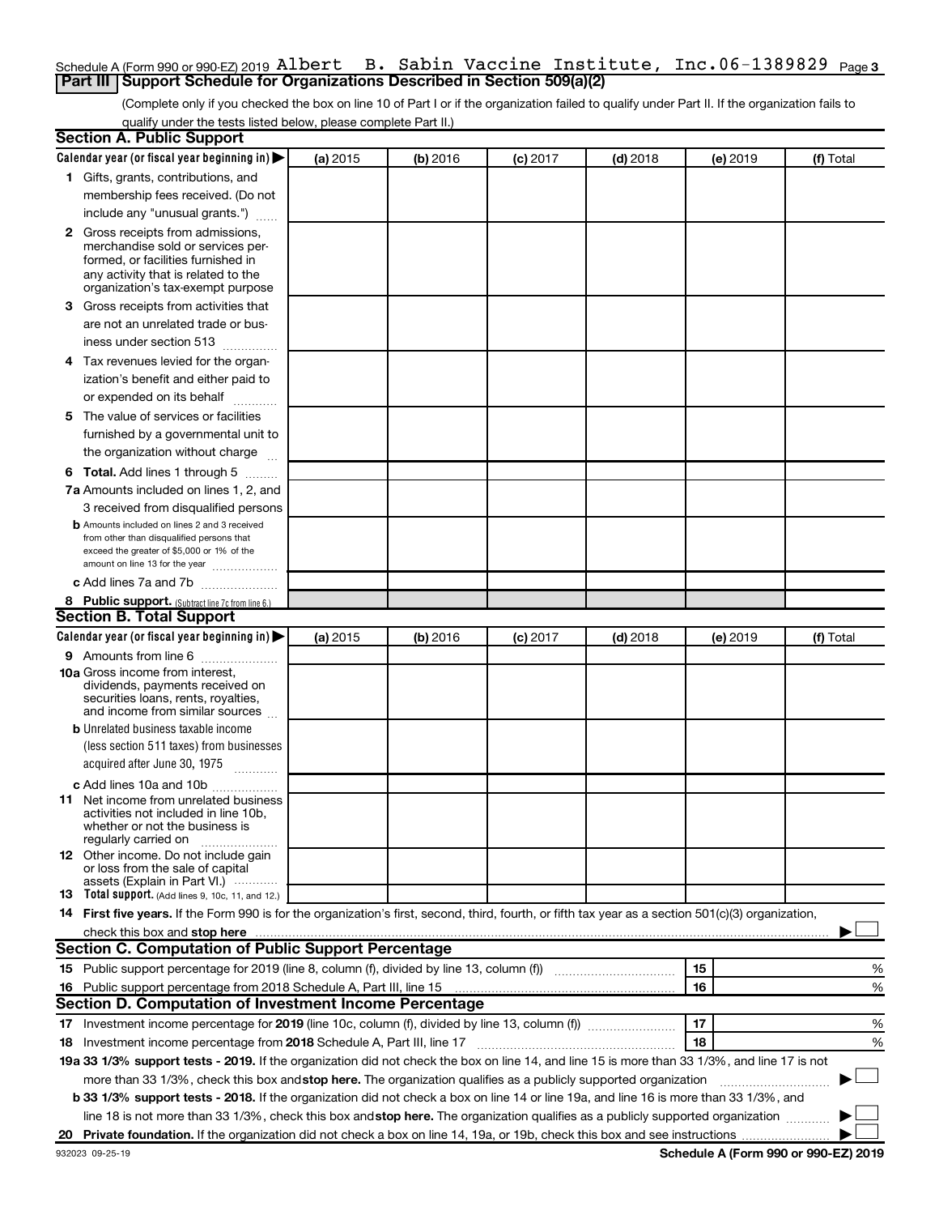Schedule A (Form 990 or 990-EZ) 2019 Albert B. Sabin Vaccine Institute, Inc. 06-1389829 Page 3

## Part III Support Schedule for Organizations Described in Section 509(a)(2)

(Complete only if you checked the box on line 10 of Part I or if the organization failed to qualify under Part II. If the organization fails to qualify under the tests listed below, please complete Part II.)

### Section A. Public Support

| Calendar year (or fiscal year beginning in) ▶ | (a) 2015 | (b) 2016 | (c) 2017 | (d) 2018 | (e) 2019 | (f) Total |
|---|---|---|---|---|---|---|
| **1** Gifts, grants, contributions, and membership fees received. (Do not include any "unusual grants.") | | | | | | |
| **2** Gross receipts from admissions, merchandise sold or services performed, or facilities furnished in any activity that is related to the organization's tax-exempt purpose | | | | | | |
| **3** Gross receipts from activities that are not an unrelated trade or business under section 513 | | | | | | |
| **4** Tax revenues levied for the organization's benefit and either paid to or expended on its behalf | | | | | | |
| **5** The value of services or facilities furnished by a governmental unit to the organization without charge | | | | | | |
| **6 Total.** Add lines 1 through 5 | | | | | | |
| **7a** Amounts included on lines 1, 2, and 3 received from disqualified persons | | | | | | |
| **b** Amounts included on lines 2 and 3 received from other than disqualified persons that exceed the greater of $5,000 or 1% of the amount on line 13 for the year | | | | | | |
| **c** Add lines 7a and 7b | | | | | | |
| **8 Public support.** (Subtract line 7c from line 6.) | | | | | | |

### Section B. Total Support

| Calendar year (or fiscal year beginning in) ▶ | (a) 2015 | (b) 2016 | (c) 2017 | (d) 2018 | (e) 2019 | (f) Total |
|---|---|---|---|---|---|---|
| **9** Amounts from line 6 | | | | | | |
| **10a** Gross income from interest, dividends, payments received on securities loans, rents, royalties, and income from similar sources | | | | | | |
| **b** Unrelated business taxable income (less section 511 taxes) from businesses acquired after June 30, 1975 | | | | | | |
| **c** Add lines 10a and 10b | | | | | | |
| **11** Net income from unrelated business activities not included in line 10b, whether or not the business is regularly carried on | | | | | | |
| **12** Other income. Do not include gain or loss from the sale of capital assets (Explain in Part VI.) | | | | | | |
| **13 Total support.** (Add lines 9, 10c, 11, and 12.) | | | | | | |

**14 First five years.** If the Form 990 is for the organization's first, second, third, fourth, or fifth tax year as a section 501(c)(3) organization, check this box and **stop here** ▶ ☐

### Section C. Computation of Public Support Percentage

| | | | |
|---|---|---|---|
| **15** Public support percentage for 2019 (line 8, column (f), divided by line 13, column (f)) | 15 | | % |
| **16** Public support percentage from 2018 Schedule A, Part III, line 15 | 16 | | % |

### Section D. Computation of Investment Income Percentage

| | | | |
|---|---|---|---|
| **17** Investment income percentage for **2019** (line 10c, column (f), divided by line 13, column (f)) | 17 | | % |
| **18** Investment income percentage from **2018** Schedule A, Part III, line 17 | 18 | | % |

**19a 33 1/3% support tests - 2019.** If the organization did not check the box on line 14, and line 15 is more than 33 1/3%, and line 17 is not more than 33 1/3%, check this box and **stop here.** The organization qualifies as a publicly supported organization ▶ ☐

**b 33 1/3% support tests - 2018.** If the organization did not check a box on line 14 or line 19a, and line 16 is more than 33 1/3%, and line 18 is not more than 33 1/3%, check this box and **stop here.** The organization qualifies as a publicly supported organization ▶ ☐

**20 Private foundation.** If the organization did not check a box on line 14, 19a, or 19b, check this box and see instructions ▶ ☐

932023 09-25-19 **Schedule A (Form 990 or 990-EZ) 2019**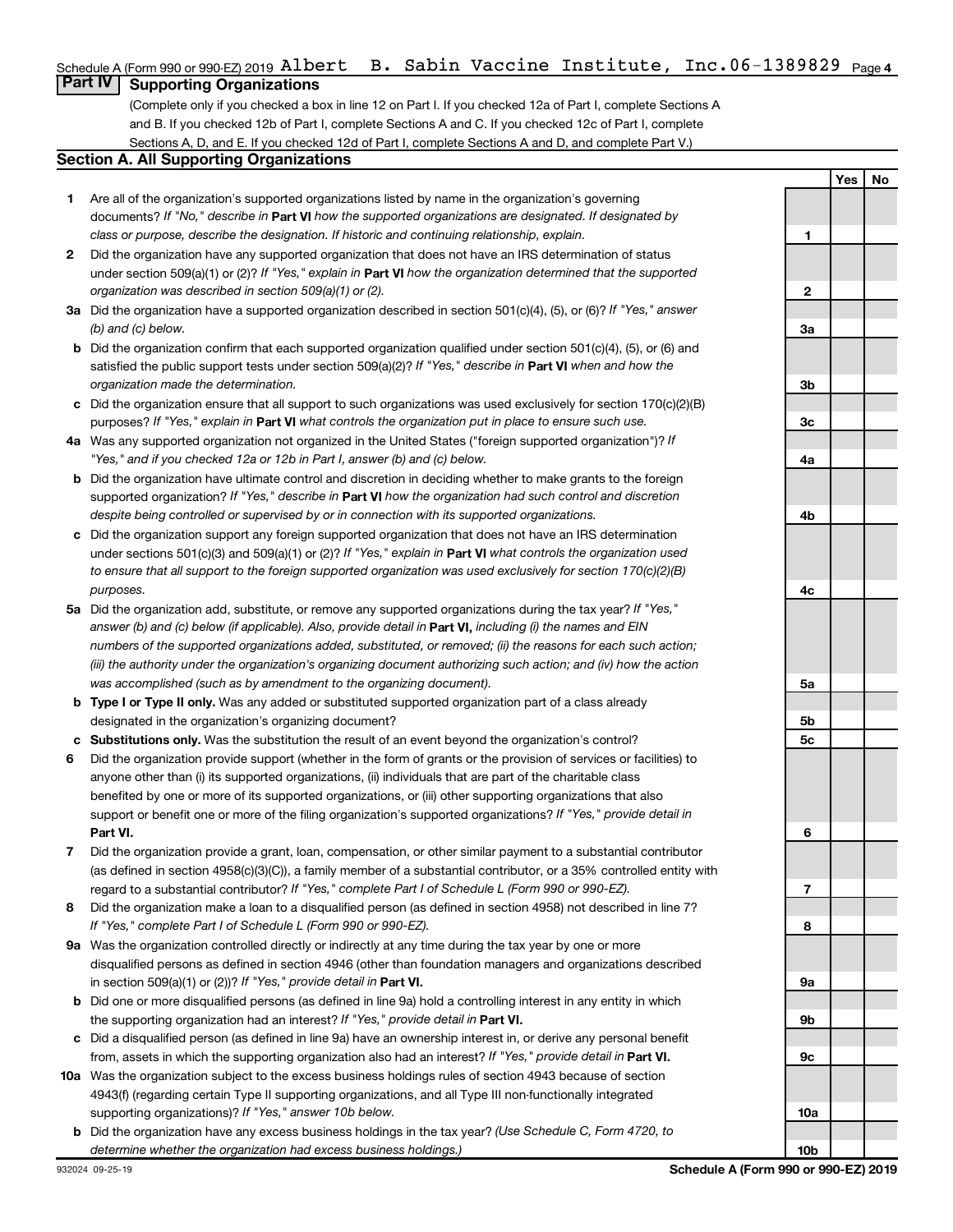Schedule A (Form 990 or 990-EZ) 2019 Albert B. Sabin Vaccine Institute, Inc. 06-1389829

## Part IV Supporting Organizations

(Complete only if you checked a box in line 12 on Part I. If you checked 12a of Part I, complete Sections A and B. If you checked 12b of Part I, complete Sections A and C. If you checked 12c of Part I, complete Sections A, D, and E. If you checked 12d of Part I, complete Sections A and D, and complete Part V.)

### Section A. All Supporting Organizations

| | | Line | Yes | No |
|---|---|---|---|---|
| 1 | Are all of the organization's supported organizations listed by name in the organization's governing documents? *If "No," describe in* **Part VI** *how the supported organizations are designated. If designated by class or purpose, describe the designation. If historic and continuing relationship, explain.* | 1 | | |
| 2 | Did the organization have any supported organization that does not have an IRS determination of status under section 509(a)(1) or (2)? *If "Yes," explain in* **Part VI** *how the organization determined that the supported organization was described in section 509(a)(1) or (2).* | 2 | | |
| 3a | Did the organization have a supported organization described in section 501(c)(4), (5), or (6)? *If "Yes," answer (b) and (c) below.* | 3a | | |
| b | Did the organization confirm that each supported organization qualified under section 501(c)(4), (5), or (6) and satisfied the public support tests under section 509(a)(2)? *If "Yes," describe in* **Part VI** *when and how the organization made the determination.* | 3b | | |
| c | Did the organization ensure that all support to such organizations was used exclusively for section 170(c)(2)(B) purposes? *If "Yes," explain in* **Part VI** *what controls the organization put in place to ensure such use.* | 3c | | |
| 4a | Was any supported organization not organized in the United States ("foreign supported organization")? *If "Yes," and if you checked 12a or 12b in Part I, answer (b) and (c) below.* | 4a | | |
| b | Did the organization have ultimate control and discretion in deciding whether to make grants to the foreign supported organization? *If "Yes," describe in* **Part VI** *how the organization had such control and discretion despite being controlled or supervised by or in connection with its supported organizations.* | 4b | | |
| c | Did the organization support any foreign supported organization that does not have an IRS determination under sections 501(c)(3) and 509(a)(1) or (2)? *If "Yes," explain in* **Part VI** *what controls the organization used to ensure that all support to the foreign supported organization was used exclusively for section 170(c)(2)(B) purposes.* | 4c | | |
| 5a | Did the organization add, substitute, or remove any supported organizations during the tax year? *If "Yes," answer (b) and (c) below (if applicable). Also, provide detail in* **Part VI,** *including (i) the names and EIN numbers of the supported organizations added, substituted, or removed; (ii) the reasons for each such action; (iii) the authority under the organization's organizing document authorizing such action; and (iv) how the action was accomplished (such as by amendment to the organizing document).* | 5a | | |
| b | **Type I or Type II only.** Was any added or substituted supported organization part of a class already designated in the organization's organizing document? | 5b | | |
| c | **Substitutions only.** Was the substitution the result of an event beyond the organization's control? | 5c | | |
| 6 | Did the organization provide support (whether in the form of grants or the provision of services or facilities) to anyone other than (i) its supported organizations, (ii) individuals that are part of the charitable class benefited by one or more of its supported organizations, or (iii) other supporting organizations that also support or benefit one or more of the filing organization's supported organizations? *If "Yes," provide detail in* **Part VI.** | 6 | | |
| 7 | Did the organization provide a grant, loan, compensation, or other similar payment to a substantial contributor (as defined in section 4958(c)(3)(C)), a family member of a substantial contributor, or a 35% controlled entity with regard to a substantial contributor? *If "Yes," complete Part I of Schedule L (Form 990 or 990-EZ).* | 7 | | |
| 8 | Did the organization make a loan to a disqualified person (as defined in section 4958) not described in line 7? *If "Yes," complete Part I of Schedule L (Form 990 or 990-EZ).* | 8 | | |
| 9a | Was the organization controlled directly or indirectly at any time during the tax year by one or more disqualified persons as defined in section 4946 (other than foundation managers and organizations described in section 509(a)(1) or (2))? *If "Yes," provide detail in* **Part VI.** | 9a | | |
| b | Did one or more disqualified persons (as defined in line 9a) hold a controlling interest in any entity in which the supporting organization had an interest? *If "Yes," provide detail in* **Part VI.** | 9b | | |
| c | Did a disqualified person (as defined in line 9a) have an ownership interest in, or derive any personal benefit from, assets in which the supporting organization also had an interest? *If "Yes," provide detail in* **Part VI.** | 9c | | |
| 10a | Was the organization subject to the excess business holdings rules of section 4943 because of section 4943(f) (regarding certain Type II supporting organizations, and all Type III non-functionally integrated supporting organizations)? *If "Yes," answer 10b below.* | 10a | | |
| b | Did the organization have any excess business holdings in the tax year? *(Use Schedule C, Form 4720, to determine whether the organization had excess business holdings.)* | 10b | | |

932024 09-25-19 **Schedule A (Form 990 or 990-EZ) 2019**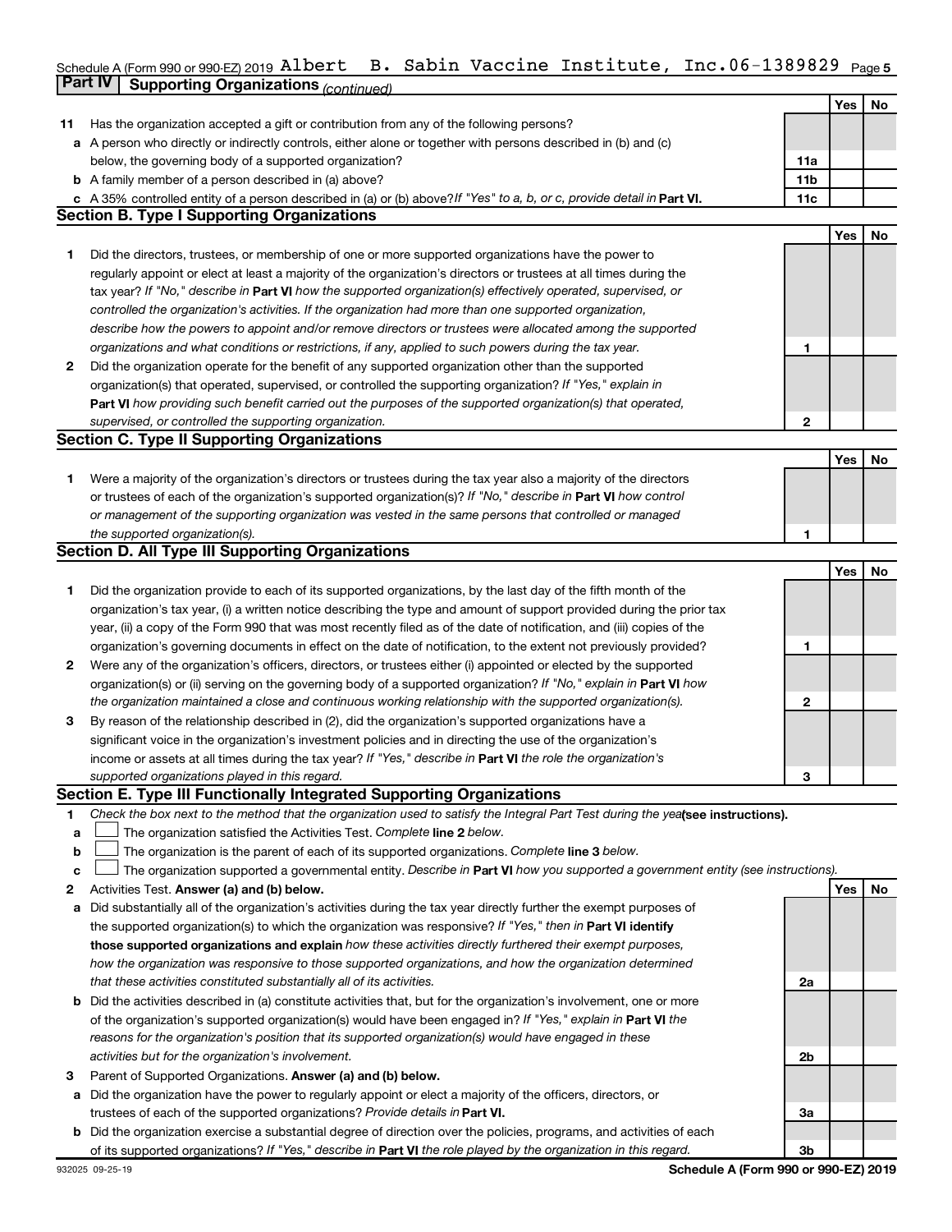Schedule A (Form 990 or 990-EZ) 2019 Albert B. Sabin Vaccine Institute, Inc. 06-1389829 Page 5

**Part IV | Supporting Organizations** *(continued)*

| | | | Yes | No |
|---|---|---|---|---|
| **11** | Has the organization accepted a gift or contribution from any of the following persons? | | | |
| **a** | A person who directly or indirectly controls, either alone or together with persons described in (b) and (c) below, the governing body of a supported organization? | **11a** | | |
| **b** | A family member of a person described in (a) above? | **11b** | | |
| **c** | A 35% controlled entity of a person described in (a) or (b) above? *If "Yes" to a, b, or c, provide detail in* **Part VI.** | **11c** | | |

**Section B. Type I Supporting Organizations**

| | | | Yes | No |
|---|---|---|---|---|
| **1** | Did the directors, trustees, or membership of one or more supported organizations have the power to regularly appoint or elect at least a majority of the organization's directors or trustees at all times during the tax year? *If "No," describe in* **Part VI** *how the supported organization(s) effectively operated, supervised, or controlled the organization's activities. If the organization had more than one supported organization, describe how the powers to appoint and/or remove directors or trustees were allocated among the supported organizations and what conditions or restrictions, if any, applied to such powers during the tax year.* | **1** | | |
| **2** | Did the organization operate for the benefit of any supported organization other than the supported organization(s) that operated, supervised, or controlled the supporting organization? *If "Yes," explain in* **Part VI** *how providing such benefit carried out the purposes of the supported organization(s) that operated, supervised, or controlled the supporting organization.* | **2** | | |

**Section C. Type II Supporting Organizations**

| | | | Yes | No |
|---|---|---|---|---|
| **1** | Were a majority of the organization's directors or trustees during the tax year also a majority of the directors or trustees of each of the organization's supported organization(s)? *If "No," describe in* **Part VI** *how control or management of the supporting organization was vested in the same persons that controlled or managed the supported organization(s).* | **1** | | |

**Section D. All Type III Supporting Organizations**

| | | | Yes | No |
|---|---|---|---|---|
| **1** | Did the organization provide to each of its supported organizations, by the last day of the fifth month of the organization's tax year, (i) a written notice describing the type and amount of support provided during the prior tax year, (ii) a copy of the Form 990 that was most recently filed as of the date of notification, and (iii) copies of the organization's governing documents in effect on the date of notification, to the extent not previously provided? | **1** | | |
| **2** | Were any of the organization's officers, directors, or trustees either (i) appointed or elected by the supported organization(s) or (ii) serving on the governing body of a supported organization? *If "No," explain in* **Part VI** *how the organization maintained a close and continuous working relationship with the supported organization(s).* | **2** | | |
| **3** | By reason of the relationship described in (2), did the organization's supported organizations have a significant voice in the organization's investment policies and in directing the use of the organization's income or assets at all times during the tax year? *If "Yes," describe in* **Part VI** *the role the organization's supported organizations played in this regard.* | **3** | | |

**Section E. Type III Functionally Integrated Supporting Organizations**

**1** *Check the box next to the method that the organization used to satisfy the Integral Part Test during the year* **(see instructions).**

- **a** ☐ The organization satisfied the Activities Test. *Complete* **line 2** *below.*
- **b** ☐ The organization is the parent of each of its supported organizations. *Complete* **line 3** *below.*
- **c** ☐ The organization supported a governmental entity. *Describe in* **Part VI** *how you supported a government entity (see instructions).*

| | | | Yes | No |
|---|---|---|---|---|
| **2** | Activities Test. **Answer (a) and (b) below.** | | | |
| **a** | Did substantially all of the organization's activities during the tax year directly further the exempt purposes of the supported organization(s) to which the organization was responsive? *If "Yes," then in* **Part VI identify those supported organizations and explain** *how these activities directly furthered their exempt purposes, how the organization was responsive to those supported organizations, and how the organization determined that these activities constituted substantially all of its activities.* | **2a** | | |
| **b** | Did the activities described in (a) constitute activities that, but for the organization's involvement, one or more of the organization's supported organization(s) would have been engaged in? *If "Yes," explain in* **Part VI** *the reasons for the organization's position that its supported organization(s) would have engaged in these activities but for the organization's involvement.* | **2b** | | |
| **3** | Parent of Supported Organizations. **Answer (a) and (b) below.** | | | |
| **a** | Did the organization have the power to regularly appoint or elect a majority of the officers, directors, or trustees of each of the supported organizations? *Provide details in* **Part VI.** | **3a** | | |
| **b** | Did the organization exercise a substantial degree of direction over the policies, programs, and activities of each of its supported organizations? *If "Yes," describe in* **Part VI** *the role played by the organization in this regard.* | **3b** | | |

932025 09-25-19 **Schedule A (Form 990 or 990-EZ) 2019**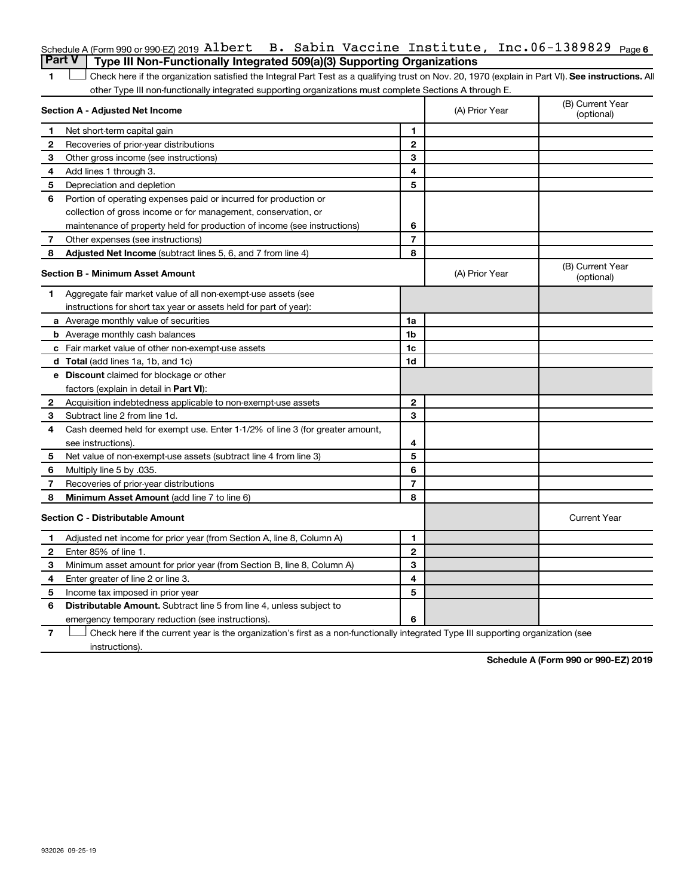Schedule A (Form 990 or 990-EZ) 2019 Albert B. Sabin Vaccine Institute, Inc. 06-1389829

## Part V Type III Non-Functionally Integrated 509(a)(3) Supporting Organizations

**1** ☐ Check here if the organization satisfied the Integral Part Test as a qualifying trust on Nov. 20, 1970 (explain in Part VI). **See instructions.** All other Type III non-functionally integrated supporting organizations must complete Sections A through E.

| **Section A - Adjusted Net Income** | | | (A) Prior Year | (B) Current Year (optional) |
|---|---|---|---|---|
| 1 | Net short-term capital gain | 1 | | |
| 2 | Recoveries of prior-year distributions | 2 | | |
| 3 | Other gross income (see instructions) | 3 | | |
| 4 | Add lines 1 through 3. | 4 | | |
| 5 | Depreciation and depletion | 5 | | |
| 6 | Portion of operating expenses paid or incurred for production or collection of gross income or for management, conservation, or maintenance of property held for production of income (see instructions) | 6 | | |
| 7 | Other expenses (see instructions) | 7 | | |
| 8 | **Adjusted Net Income** (subtract lines 5, 6, and 7 from line 4) | 8 | | |

| **Section B - Minimum Asset Amount** | | | (A) Prior Year | (B) Current Year (optional) |
|---|---|---|---|---|
| 1 | Aggregate fair market value of all non-exempt-use assets (see instructions for short tax year or assets held for part of year): | | | |
| a | Average monthly value of securities | 1a | | |
| b | Average monthly cash balances | 1b | | |
| c | Fair market value of other non-exempt-use assets | 1c | | |
| d | **Total** (add lines 1a, 1b, and 1c) | 1d | | |
| e | **Discount** claimed for blockage or other factors (explain in detail in **Part VI**): | | | |
| 2 | Acquisition indebtedness applicable to non-exempt-use assets | 2 | | |
| 3 | Subtract line 2 from line 1d. | 3 | | |
| 4 | Cash deemed held for exempt use. Enter 1-1/2% of line 3 (for greater amount, see instructions). | 4 | | |
| 5 | Net value of non-exempt-use assets (subtract line 4 from line 3) | 5 | | |
| 6 | Multiply line 5 by .035. | 6 | | |
| 7 | Recoveries of prior-year distributions | 7 | | |
| 8 | **Minimum Asset Amount** (add line 7 to line 6) | 8 | | |

| **Section C - Distributable Amount** | | | | Current Year |
|---|---|---|---|---|
| 1 | Adjusted net income for prior year (from Section A, line 8, Column A) | 1 | | |
| 2 | Enter 85% of line 1. | 2 | | |
| 3 | Minimum asset amount for prior year (from Section B, line 8, Column A) | 3 | | |
| 4 | Enter greater of line 2 or line 3. | 4 | | |
| 5 | Income tax imposed in prior year | 5 | | |
| 6 | **Distributable Amount.** Subtract line 5 from line 4, unless subject to emergency temporary reduction (see instructions). | 6 | | |

**7** ☐ Check here if the current year is the organization's first as a non-functionally integrated Type III supporting organization (see instructions).

**Schedule A (Form 990 or 990-EZ) 2019**

932026 09-25-19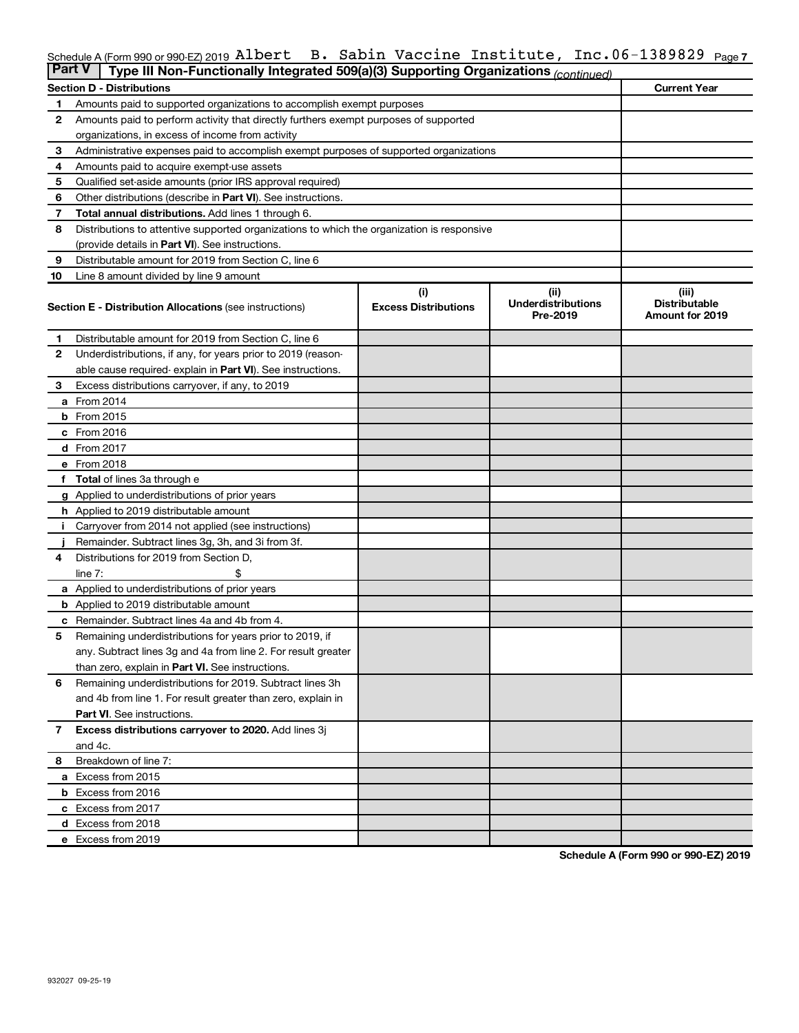Schedule A (Form 990 or 990-EZ) 2019 Albert B. Sabin Vaccine Institute, Inc. 06-1389829 Page 7

**Part V** | **Type III Non-Functionally Integrated 509(a)(3) Supporting Organizations** *(continued)*

| **Section D - Distributions** | **Current Year** |
|---|---|
| **1** Amounts paid to supported organizations to accomplish exempt purposes | |
| **2** Amounts paid to perform activity that directly furthers exempt purposes of supported organizations, in excess of income from activity | |
| **3** Administrative expenses paid to accomplish exempt purposes of supported organizations | |
| **4** Amounts paid to acquire exempt-use assets | |
| **5** Qualified set-aside amounts (prior IRS approval required) | |
| **6** Other distributions (describe in **Part VI**). See instructions. | |
| **7** **Total annual distributions.** Add lines 1 through 6. | |
| **8** Distributions to attentive supported organizations to which the organization is responsive (provide details in **Part VI**). See instructions. | |
| **9** Distributable amount for 2019 from Section C, line 6 | |
| **10** Line 8 amount divided by line 9 amount | |

| **Section E - Distribution Allocations** (see instructions) | **(i) Excess Distributions** | **(ii) Underdistributions Pre-2019** | **(iii) Distributable Amount for 2019** |
|---|---|---|---|
| **1** Distributable amount for 2019 from Section C, line 6 | | | |
| **2** Underdistributions, if any, for years prior to 2019 (reasonable cause required- explain in **Part VI**). See instructions. | | | |
| **3** Excess distributions carryover, if any, to 2019 | | | |
| **a** From 2014 | | | |
| **b** From 2015 | | | |
| **c** From 2016 | | | |
| **d** From 2017 | | | |
| **e** From 2018 | | | |
| **f** **Total** of lines 3a through e | | | |
| **g** Applied to underdistributions of prior years | | | |
| **h** Applied to 2019 distributable amount | | | |
| **i** Carryover from 2014 not applied (see instructions) | | | |
| **j** Remainder. Subtract lines 3g, 3h, and 3i from 3f. | | | |
| **4** Distributions for 2019 from Section D, line 7: $ | | | |
| **a** Applied to underdistributions of prior years | | | |
| **b** Applied to 2019 distributable amount | | | |
| **c** Remainder. Subtract lines 4a and 4b from 4. | | | |
| **5** Remaining underdistributions for years prior to 2019, if any. Subtract lines 3g and 4a from line 2. For result greater than zero, explain in **Part VI.** See instructions. | | | |
| **6** Remaining underdistributions for 2019. Subtract lines 3h and 4b from line 1. For result greater than zero, explain in **Part VI**. See instructions. | | | |
| **7** **Excess distributions carryover to 2020.** Add lines 3j and 4c. | | | |
| **8** Breakdown of line 7: | | | |
| **a** Excess from 2015 | | | |
| **b** Excess from 2016 | | | |
| **c** Excess from 2017 | | | |
| **d** Excess from 2018 | | | |
| **e** Excess from 2019 | | | |

**Schedule A (Form 990 or 990-EZ) 2019**

932027 09-25-19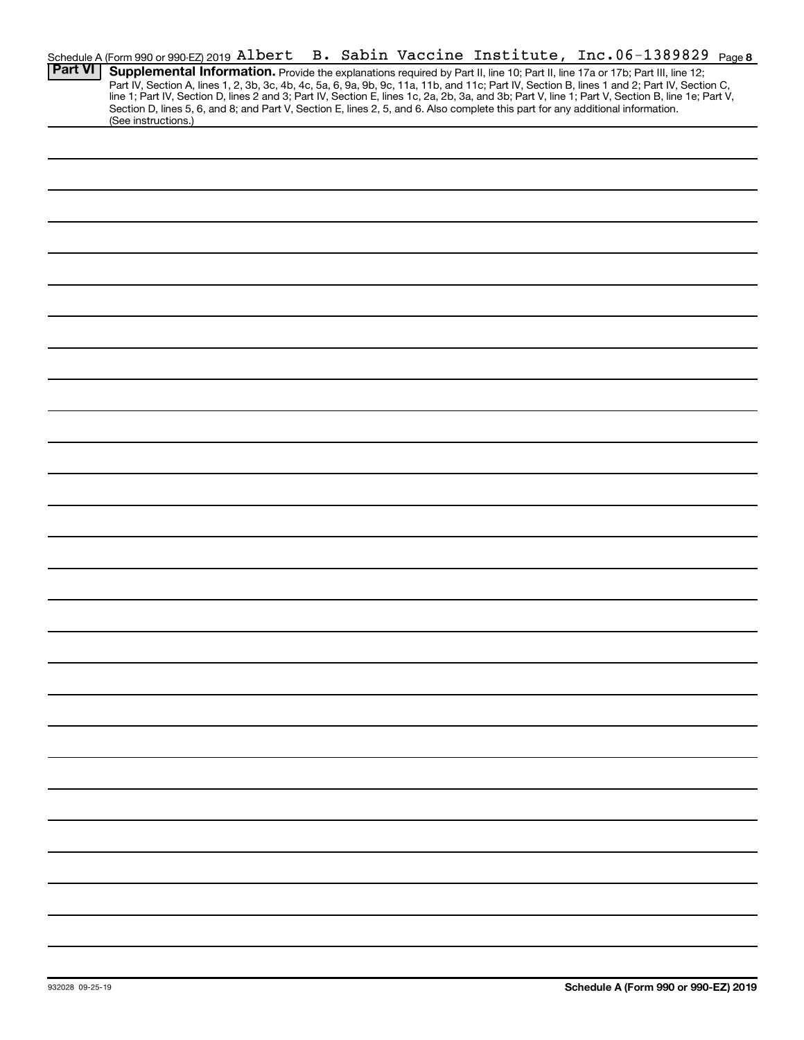Schedule A (Form 990 or 990-EZ) 2019 Albert B. Sabin Vaccine Institute, Inc.06-1389829 Page 8

**Part VI** **Supplemental Information.** Provide the explanations required by Part II, line 10; Part II, line 17a or 17b; Part III, line 12; Part IV, Section A, lines 1, 2, 3b, 3c, 4b, 4c, 5a, 6, 9a, 9b, 9c, 11a, 11b, and 11c; Part IV, Section B, lines 1 and 2; Part IV, Section C, line 1; Part IV, Section D, lines 2 and 3; Part IV, Section E, lines 1c, 2a, 2b, 3a, and 3b; Part V, line 1; Part V, Section B, line 1e; Part V, Section D, lines 5, 6, and 8; and Part V, Section E, lines 2, 5, and 6. Also complete this part for any additional information. (See instructions.)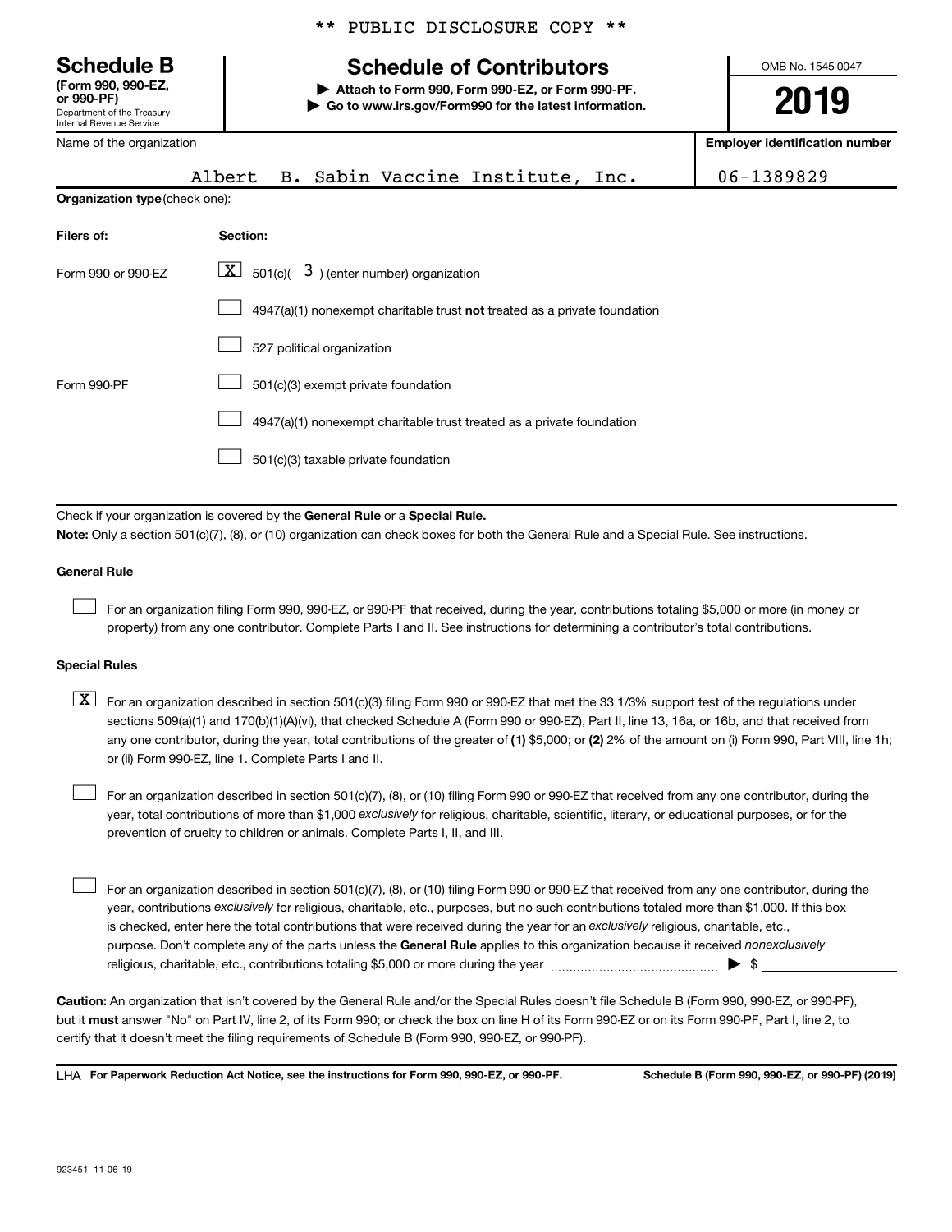** PUBLIC DISCLOSURE COPY **

**Schedule B**
**(Form 990, 990-EZ, or 990-PF)**
Department of the Treasury
Internal Revenue Service

# Schedule of Contributors

▶ **Attach to Form 990, Form 990-EZ, or Form 990-PF.**
▶ **Go to www.irs.gov/Form990 for the latest information.**

OMB No. 1545-0047

**2019**

| Name of the organization | Employer identification number |
|---|---|
| Albert B. Sabin Vaccine Institute, Inc. | 06-1389829 |

**Organization type** (check one):

| Filers of: | Section: |
|---|---|
| Form 990 or 990-EZ | [X] 501(c)( 3 ) (enter number) organization |
| | [ ] 4947(a)(1) nonexempt charitable trust **not** treated as a private foundation |
| | [ ] 527 political organization |
| Form 990-PF | [ ] 501(c)(3) exempt private foundation |
| | [ ] 4947(a)(1) nonexempt charitable trust treated as a private foundation |
| | [ ] 501(c)(3) taxable private foundation |

Check if your organization is covered by the **General Rule** or a **Special Rule.**

**Note:** Only a section 501(c)(7), (8), or (10) organization can check boxes for both the General Rule and a Special Rule. See instructions.

**General Rule**

[ ] For an organization filing Form 990, 990-EZ, or 990-PF that received, during the year, contributions totaling $5,000 or more (in money or property) from any one contributor. Complete Parts I and II. See instructions for determining a contributor's total contributions.

**Special Rules**

[X] For an organization described in section 501(c)(3) filing Form 990 or 990-EZ that met the 33 1/3% support test of the regulations under sections 509(a)(1) and 170(b)(1)(A)(vi), that checked Schedule A (Form 990 or 990-EZ), Part II, line 13, 16a, or 16b, and that received from any one contributor, during the year, total contributions of the greater of **(1)** $5,000; or **(2)** 2% of the amount on (i) Form 990, Part VIII, line 1h; or (ii) Form 990-EZ, line 1. Complete Parts I and II.

[ ] For an organization described in section 501(c)(7), (8), or (10) filing Form 990 or 990-EZ that received from any one contributor, during the year, total contributions of more than $1,000 *exclusively* for religious, charitable, scientific, literary, or educational purposes, or for the prevention of cruelty to children or animals. Complete Parts I, II, and III.

[ ] For an organization described in section 501(c)(7), (8), or (10) filing Form 990 or 990-EZ that received from any one contributor, during the year, contributions *exclusively* for religious, charitable, etc., purposes, but no such contributions totaled more than $1,000. If this box is checked, enter here the total contributions that were received during the year for an *exclusively* religious, charitable, etc., purpose. Don't complete any of the parts unless the **General Rule** applies to this organization because it received *nonexclusively* religious, charitable, etc., contributions totaling $5,000 or more during the year ▶ $

**Caution:** An organization that isn't covered by the General Rule and/or the Special Rules doesn't file Schedule B (Form 990, 990-EZ, or 990-PF), but it **must** answer "No" on Part IV, line 2, of its Form 990; or check the box on line H of its Form 990-EZ or on its Form 990-PF, Part I, line 2, to certify that it doesn't meet the filing requirements of Schedule B (Form 990, 990-EZ, or 990-PF).

LHA **For Paperwork Reduction Act Notice, see the instructions for Form 990, 990-EZ, or 990-PF.** **Schedule B (Form 990, 990-EZ, or 990-PF) (2019)**

923451 11-06-19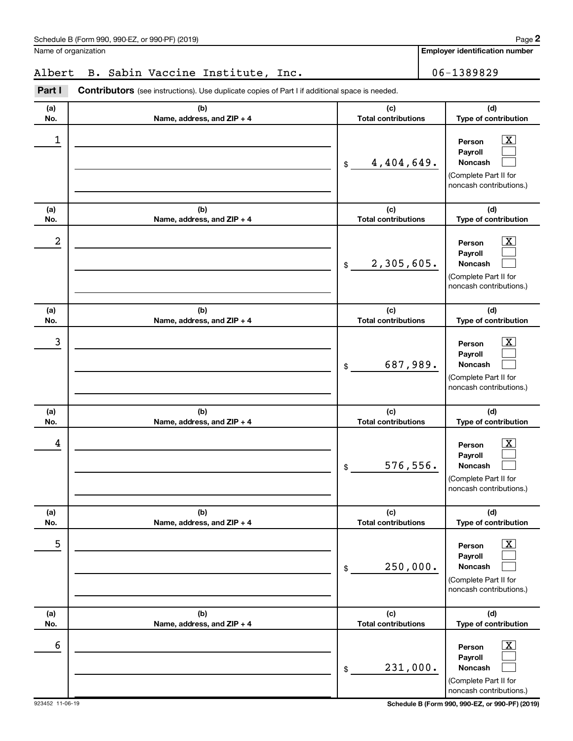Name of organization

Albert B. Sabin Vaccine Institute, Inc.

**Employer identification number**

06-1389829

**Part I** **Contributors** (see instructions). Use duplicate copies of Part I if additional space is needed.

| (a) No. | (b) Name, address, and ZIP + 4 | (c) Total contributions | (d) Type of contribution |
|---|---|---|---|
| 1 | | $ 4,404,649. | Person [X] Payroll [ ] Noncash [ ] (Complete Part II for noncash contributions.) |
| 2 | | $ 2,305,605. | Person [X] Payroll [ ] Noncash [ ] (Complete Part II for noncash contributions.) |
| 3 | | $ 687,989. | Person [X] Payroll [ ] Noncash [ ] (Complete Part II for noncash contributions.) |
| 4 | | $ 576,556. | Person [X] Payroll [ ] Noncash [ ] (Complete Part II for noncash contributions.) |
| 5 | | $ 250,000. | Person [X] Payroll [ ] Noncash [ ] (Complete Part II for noncash contributions.) |
| 6 | | $ 231,000. | Person [X] Payroll [ ] Noncash [ ] (Complete Part II for noncash contributions.) |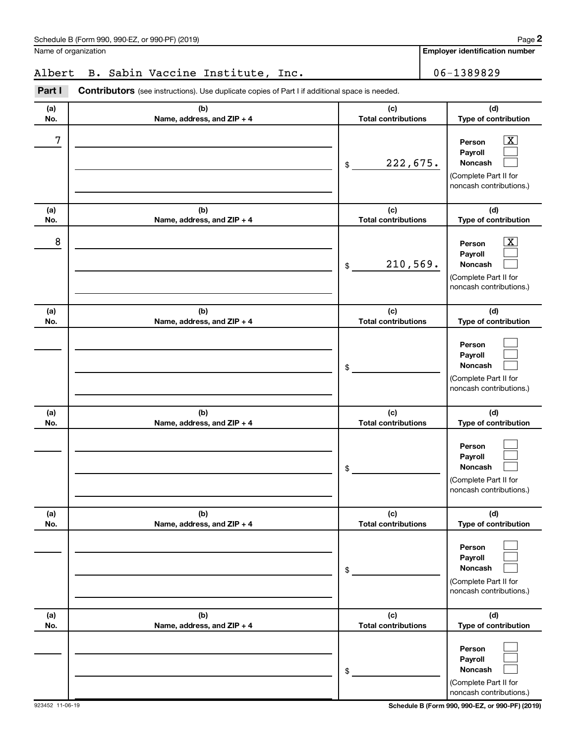Schedule B (Form 990, 990-EZ, or 990-PF) (2019)

Name of organization: Albert B. Sabin Vaccine Institute, Inc.

Employer identification number: 06-1389829

**Part I** **Contributors** (see instructions). Use duplicate copies of Part I if additional space is needed.

| (a) No. | (b) Name, address, and ZIP + 4 | (c) Total contributions | (d) Type of contribution |
|---|---|---|---|
| 7 | | $ 222,675. | Person [X] Payroll [ ] Noncash [ ] (Complete Part II for noncash contributions.) |
| 8 | | $ 210,569. | Person [X] Payroll [ ] Noncash [ ] (Complete Part II for noncash contributions.) |
| | | $ | Person [ ] Payroll [ ] Noncash [ ] (Complete Part II for noncash contributions.) |
| | | $ | Person [ ] Payroll [ ] Noncash [ ] (Complete Part II for noncash contributions.) |
| | | $ | Person [ ] Payroll [ ] Noncash [ ] (Complete Part II for noncash contributions.) |
| | | $ | Person [ ] Payroll [ ] Noncash [ ] (Complete Part II for noncash contributions.) |

923452 11-06-19

Schedule B (Form 990, 990-EZ, or 990-PF) (2019)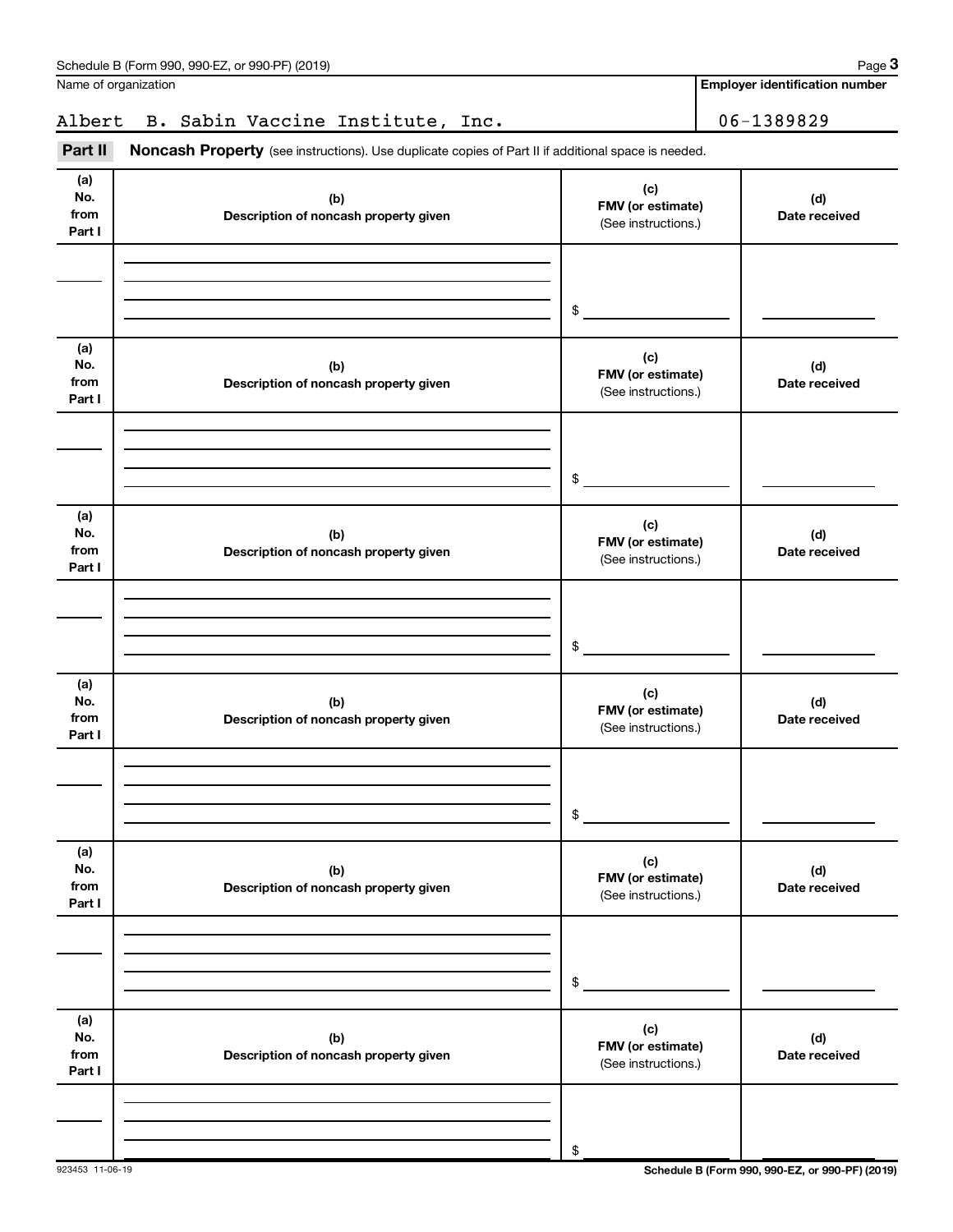Name of organization

Albert B. Sabin Vaccine Institute, Inc.

**Employer identification number**

06-1389829

**Part II** **Noncash Property** (see instructions). Use duplicate copies of Part II if additional space is needed.

| (a) No. from Part I | (b) Description of noncash property given | (c) FMV (or estimate) (See instructions.) | (d) Date received |
|---|---|---|---|
| | | $ | |

| (a) No. from Part I | (b) Description of noncash property given | (c) FMV (or estimate) (See instructions.) | (d) Date received |
|---|---|---|---|
| | | $ | |

| (a) No. from Part I | (b) Description of noncash property given | (c) FMV (or estimate) (See instructions.) | (d) Date received |
|---|---|---|---|
| | | $ | |

| (a) No. from Part I | (b) Description of noncash property given | (c) FMV (or estimate) (See instructions.) | (d) Date received |
|---|---|---|---|
| | | $ | |

| (a) No. from Part I | (b) Description of noncash property given | (c) FMV (or estimate) (See instructions.) | (d) Date received |
|---|---|---|---|
| | | $ | |

| (a) No. from Part I | (b) Description of noncash property given | (c) FMV (or estimate) (See instructions.) | (d) Date received |
|---|---|---|---|
| | | $ | |

923453 11-06-19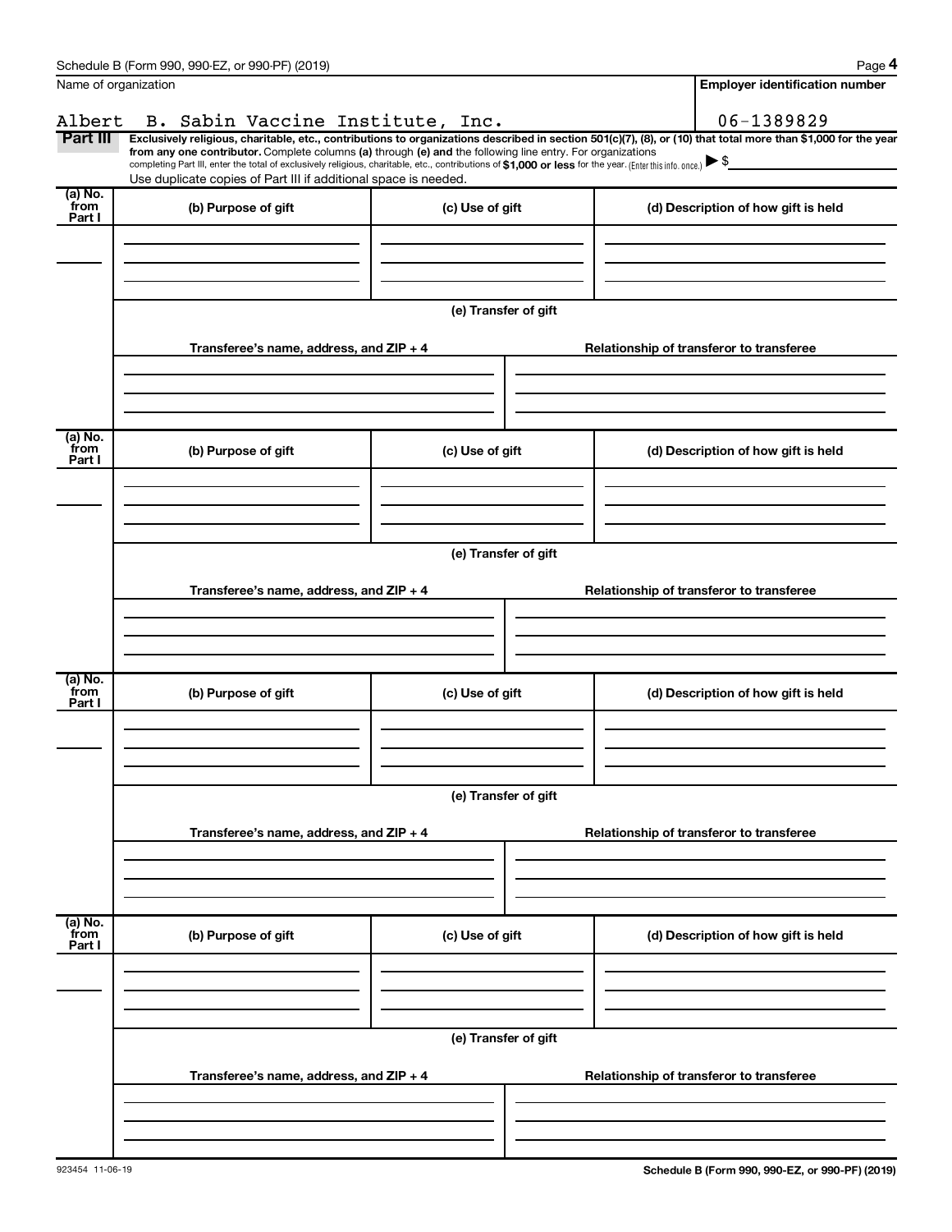Name of organization

Albert B. Sabin Vaccine Institute, Inc.

**Employer identification number**

06-1389829

**Part III** **Exclusively religious, charitable, etc., contributions to organizations described in section 501(c)(7), (8), or (10) that total more than $1,000 for the year from any one contributor.** Complete columns **(a)** through **(e)** and the following line entry. For organizations completing Part III, enter the total of exclusively religious, charitable, etc., contributions of **$1,000 or less** for the year. (Enter this info. once.) ▶ $

Use duplicate copies of Part III if additional space is needed.

| (a) No. from Part I | (b) Purpose of gift | (c) Use of gift | (d) Description of how gift is held |
|---|---|---|---|
| | | | |

**(e) Transfer of gift**

| Transferee's name, address, and ZIP + 4 | Relationship of transferor to transferee |
|---|---|
| | |

| (a) No. from Part I | (b) Purpose of gift | (c) Use of gift | (d) Description of how gift is held |
|---|---|---|---|
| | | | |

**(e) Transfer of gift**

| Transferee's name, address, and ZIP + 4 | Relationship of transferor to transferee |
|---|---|
| | |

| (a) No. from Part I | (b) Purpose of gift | (c) Use of gift | (d) Description of how gift is held |
|---|---|---|---|
| | | | |

**(e) Transfer of gift**

| Transferee's name, address, and ZIP + 4 | Relationship of transferor to transferee |
|---|---|
| | |

| (a) No. from Part I | (b) Purpose of gift | (c) Use of gift | (d) Description of how gift is held |
|---|---|---|---|
| | | | |

**(e) Transfer of gift**

| Transferee's name, address, and ZIP + 4 | Relationship of transferor to transferee |
|---|---|
| | |

923454 11-06-19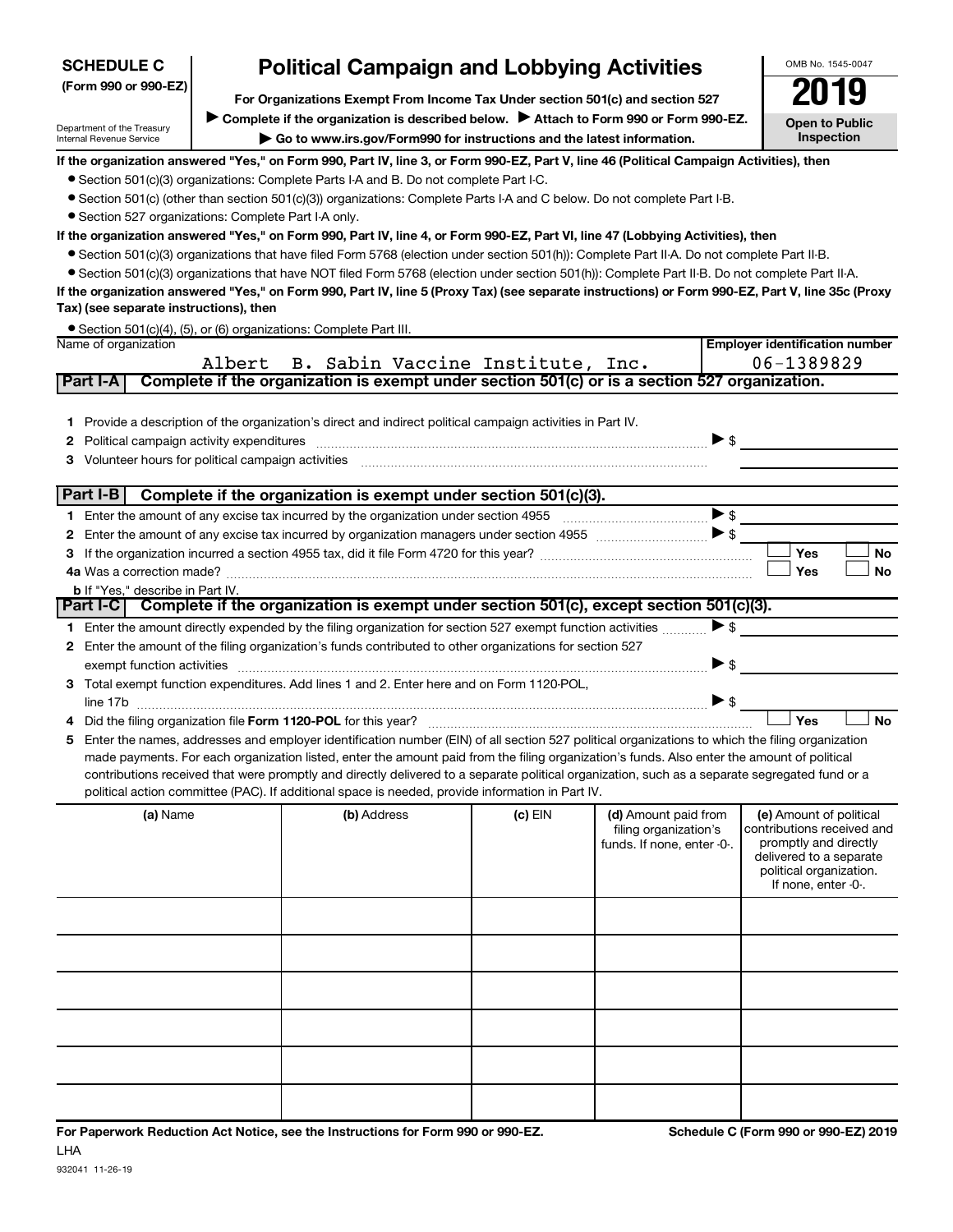**SCHEDULE C**
**(Form 990 or 990-EZ)**

Department of the Treasury
Internal Revenue Service

# Political Campaign and Lobbying Activities

**For Organizations Exempt From Income Tax Under section 501(c) and section 527**

▶ **Complete if the organization is described below.** ▶ **Attach to Form 990 or Form 990-EZ.**

▶ **Go to www.irs.gov/Form990 for instructions and the latest information.**

OMB No. 1545-0047

**2019**

**Open to Public Inspection**

**If the organization answered "Yes," on Form 990, Part IV, line 3, or Form 990-EZ, Part V, line 46 (Political Campaign Activities), then**

- Section 501(c)(3) organizations: Complete Parts I-A and B. Do not complete Part I-C.
- Section 501(c) (other than section 501(c)(3)) organizations: Complete Parts I-A and C below. Do not complete Part I-B.
- Section 527 organizations: Complete Part I-A only.

**If the organization answered "Yes," on Form 990, Part IV, line 4, or Form 990-EZ, Part VI, line 47 (Lobbying Activities), then**

- Section 501(c)(3) organizations that have filed Form 5768 (election under section 501(h)): Complete Part II-A. Do not complete Part II-B.
- Section 501(c)(3) organizations that have NOT filed Form 5768 (election under section 501(h)): Complete Part II-B. Do not complete Part II-A.

**If the organization answered "Yes," on Form 990, Part IV, line 5 (Proxy Tax) (see separate instructions) or Form 990-EZ, Part V, line 35c (Proxy Tax) (see separate instructions), then**

- Section 501(c)(4), (5), or (6) organizations: Complete Part III.

| Name of organization | Employer identification number |
|---|---|
| Albert B. Sabin Vaccine Institute, Inc. | 06-1389829 |

**Part I-A** **Complete if the organization is exempt under section 501(c) or is a section 527 organization.**

1 Provide a description of the organization's direct and indirect political campaign activities in Part IV.

2 Political campaign activity expenditures ▶ $

3 Volunteer hours for political campaign activities

**Part I-B** **Complete if the organization is exempt under section 501(c)(3).**

1 Enter the amount of any excise tax incurred by the organization under section 4955 ▶ $

2 Enter the amount of any excise tax incurred by organization managers under section 4955 ▶ $

3 If the organization incurred a section 4955 tax, did it file Form 4720 for this year? ☐ Yes ☐ No

4a Was a correction made? ☐ Yes ☐ No

b If "Yes," describe in Part IV.

**Part I-C** **Complete if the organization is exempt under section 501(c), except section 501(c)(3).**

1 Enter the amount directly expended by the filing organization for section 527 exempt function activities ▶ $

2 Enter the amount of the filing organization's funds contributed to other organizations for section 527 exempt function activities ▶ $

3 Total exempt function expenditures. Add lines 1 and 2. Enter here and on Form 1120-POL, line 17b ▶ $

4 Did the filing organization file **Form 1120-POL** for this year? ☐ Yes ☐ No

5 Enter the names, addresses and employer identification number (EIN) of all section 527 political organizations to which the filing organization made payments. For each organization listed, enter the amount paid from the filing organization's funds. Also enter the amount of political contributions received that were promptly and directly delivered to a separate political organization, such as a separate segregated fund or a political action committee (PAC). If additional space is needed, provide information in Part IV.

| (a) Name | (b) Address | (c) EIN | (d) Amount paid from filing organization's funds. If none, enter -0-. | (e) Amount of political contributions received and promptly and directly delivered to a separate political organization. If none, enter -0-. |
|---|---|---|---|---|
| | | | | |
| | | | | |
| | | | | |
| | | | | |
| | | | | |
| | | | | |

**For Paperwork Reduction Act Notice, see the Instructions for Form 990 or 990-EZ.** **Schedule C (Form 990 or 990-EZ) 2019**

LHA

932041 11-26-19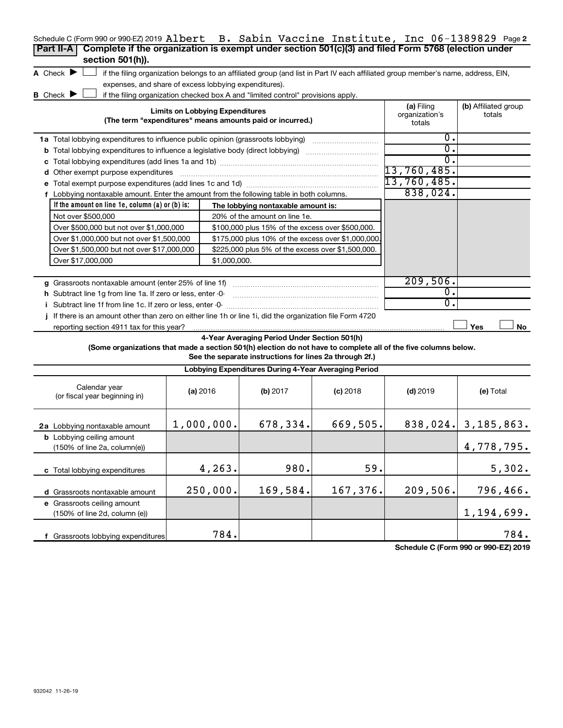Schedule C (Form 990 or 990-EZ) 2019 Albert B. Sabin Vaccine Institute, Inc 06-1389829 Page **2**

## Part II-A Complete if the organization is exempt under section 501(c)(3) and filed Form 5768 (election under section 501(h)).

**A** Check ▶ ☐ if the filing organization belongs to an affiliated group (and list in Part IV each affiliated group member's name, address, EIN, expenses, and share of excess lobbying expenditures).

**B** Check ▶ ☐ if the filing organization checked box A and "limited control" provisions apply.

| Limits on Lobbying Expenditures (The term "expenditures" means amounts paid or incurred.) | (a) Filing organization's totals | (b) Affiliated group totals |
|---|---|---|
| **1a** Total lobbying expenditures to influence public opinion (grassroots lobbying) | 0. | |
| **b** Total lobbying expenditures to influence a legislative body (direct lobbying) | 0. | |
| **c** Total lobbying expenditures (add lines 1a and 1b) | 0. | |
| **d** Other exempt purpose expenditures | 13,760,485. | |
| **e** Total exempt purpose expenditures (add lines 1c and 1d) | 13,760,485. | |
| **f** Lobbying nontaxable amount. Enter the amount from the following table in both columns. | 838,024. | |

| If the amount on line 1e, column (a) or (b) is: | The lobbying nontaxable amount is: |
|---|---|
| Not over $500,000 | 20% of the amount on line 1e. |
| Over $500,000 but not over $1,000,000 | $100,000 plus 15% of the excess over $500,000. |
| Over $1,000,000 but not over $1,500,000 | $175,000 plus 10% of the excess over $1,000,000. |
| Over $1,500,000 but not over $17,000,000 | $225,000 plus 5% of the excess over $1,500,000. |
| Over $17,000,000 | $1,000,000. |

| | (a) Filing organization's totals | (b) Affiliated group totals |
|---|---|---|
| **g** Grassroots nontaxable amount (enter 25% of line 1f) | 209,506. | |
| **h** Subtract line 1g from line 1a. If zero or less, enter -0- | 0. | |
| **i** Subtract line 1f from line 1c. If zero or less, enter -0- | 0. | |
| **j** If there is an amount other than zero on either line 1h or line 1i, did the organization file Form 4720 reporting section 4911 tax for this year? | ☐ Yes | ☐ No |

### 4-Year Averaging Period Under Section 501(h)

**(Some organizations that made a section 501(h) election do not have to complete all of the five columns below. See the separate instructions for lines 2a through 2f.)**

**Lobbying Expenditures During 4-Year Averaging Period**

| Calendar year (or fiscal year beginning in) | (a) 2016 | (b) 2017 | (c) 2018 | (d) 2019 | (e) Total |
|---|---|---|---|---|---|
| **2a** Lobbying nontaxable amount | 1,000,000. | 678,334. | 669,505. | 838,024. | 3,185,863. |
| **b** Lobbying ceiling amount (150% of line 2a, column(e)) | | | | | 4,778,795. |
| **c** Total lobbying expenditures | 4,263. | 980. | 59. | | 5,302. |
| **d** Grassroots nontaxable amount | 250,000. | 169,584. | 167,376. | 209,506. | 796,466. |
| **e** Grassroots ceiling amount (150% of line 2d, column (e)) | | | | | 1,194,699. |
| **f** Grassroots lobbying expenditures | 784. | | | | 784. |

**Schedule C (Form 990 or 990-EZ) 2019**

932042 11-26-19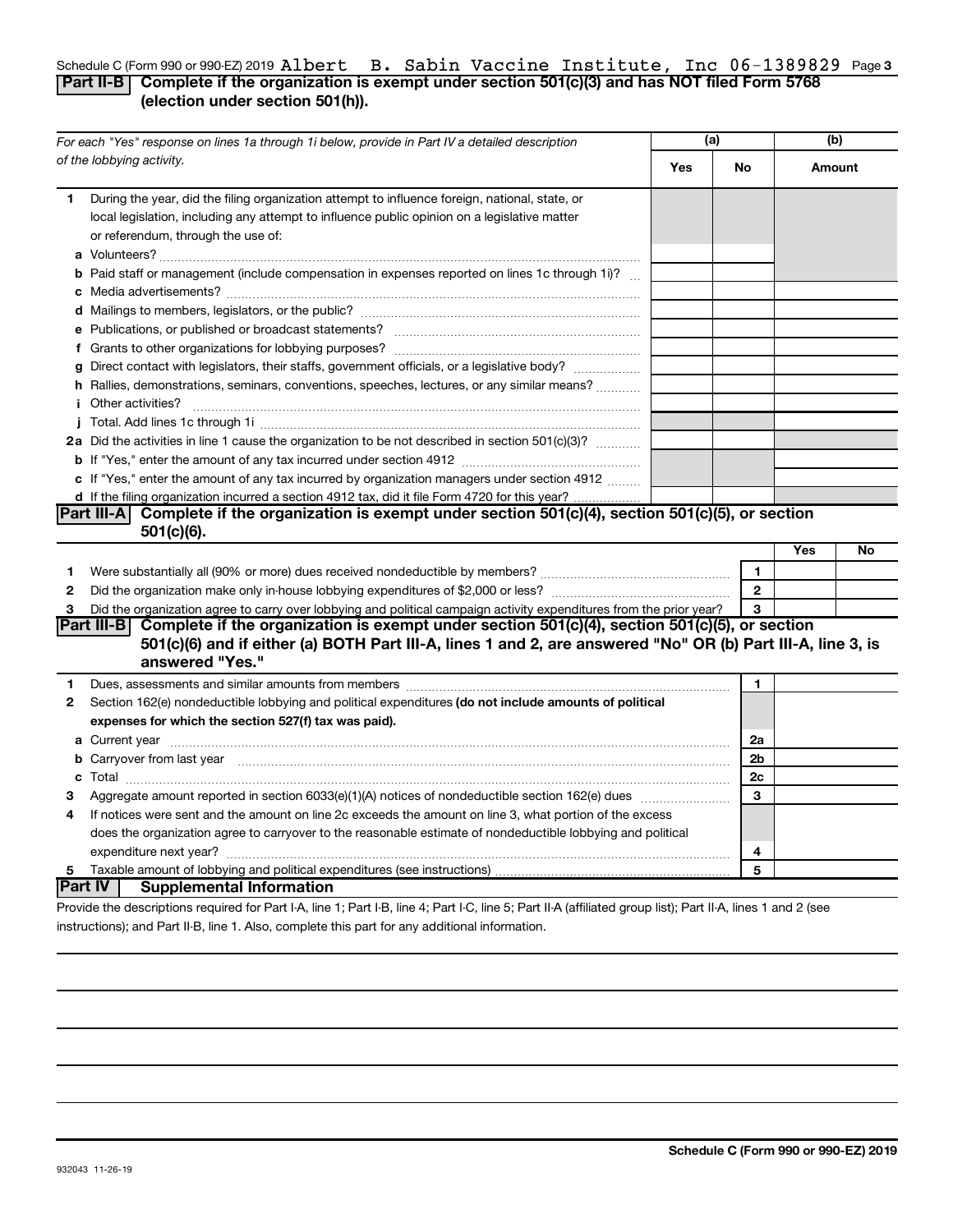Schedule C (Form 990 or 990-EZ) 2019 Albert B. Sabin Vaccine Institute, Inc 06-1389829 Page 3

## Part II-B Complete if the organization is exempt under section 501(c)(3) and has NOT filed Form 5768 (election under section 501(h)).

| For each "Yes" response on lines 1a through 1i below, provide in Part IV a detailed description of the lobbying activity. | (a) Yes | (a) No | (b) Amount |
|---|---|---|---|
| **1** During the year, did the filing organization attempt to influence foreign, national, state, or local legislation, including any attempt to influence public opinion on a legislative matter or referendum, through the use of: | | | |
| **a** Volunteers? | | | |
| **b** Paid staff or management (include compensation in expenses reported on lines 1c through 1i)? | | | |
| **c** Media advertisements? | | | |
| **d** Mailings to members, legislators, or the public? | | | |
| **e** Publications, or published or broadcast statements? | | | |
| **f** Grants to other organizations for lobbying purposes? | | | |
| **g** Direct contact with legislators, their staffs, government officials, or a legislative body? | | | |
| **h** Rallies, demonstrations, seminars, conventions, speeches, lectures, or any similar means? | | | |
| **i** Other activities? | | | |
| **j** Total. Add lines 1c through 1i | | | |
| **2a** Did the activities in line 1 cause the organization to be not described in section 501(c)(3)? | | | |
| **b** If "Yes," enter the amount of any tax incurred under section 4912 | | | |
| **c** If "Yes," enter the amount of any tax incurred by organization managers under section 4912 | | | |
| **d** If the filing organization incurred a section 4912 tax, did it file Form 4720 for this year? | | | |

## Part III-A Complete if the organization is exempt under section 501(c)(4), section 501(c)(5), or section 501(c)(6).

| | | | Yes | No |
|---|---|---|---|---|
| **1** | Were substantially all (90% or more) dues received nondeductible by members? | 1 | | |
| **2** | Did the organization make only in-house lobbying expenditures of $2,000 or less? | 2 | | |
| **3** | Did the organization agree to carry over lobbying and political campaign activity expenditures from the prior year? | 3 | | |

## Part III-B Complete if the organization is exempt under section 501(c)(4), section 501(c)(5), or section 501(c)(6) and if either (a) BOTH Part III-A, lines 1 and 2, are answered "No" OR (b) Part III-A, line 3, is answered "Yes."

| | | | |
|---|---|---|---|
| **1** | Dues, assessments and similar amounts from members | 1 | |
| **2** | Section 162(e) nondeductible lobbying and political expenditures **(do not include amounts of political expenses for which the section 527(f) tax was paid).** | | |
| **a** | Current year | 2a | |
| **b** | Carryover from last year | 2b | |
| **c** | Total | 2c | |
| **3** | Aggregate amount reported in section 6033(e)(1)(A) notices of nondeductible section 162(e) dues | 3 | |
| **4** | If notices were sent and the amount on line 2c exceeds the amount on line 3, what portion of the excess does the organization agree to carryover to the reasonable estimate of nondeductible lobbying and political expenditure next year? | 4 | |
| **5** | Taxable amount of lobbying and political expenditures (see instructions) | 5 | |

## Part IV Supplemental Information

Provide the descriptions required for Part I-A, line 1; Part I-B, line 4; Part I-C, line 5; Part II-A (affiliated group list); Part II-A, lines 1 and 2 (see instructions); and Part II-B, line 1. Also, complete this part for any additional information.

Schedule C (Form 990 or 990-EZ) 2019

932043 11-26-19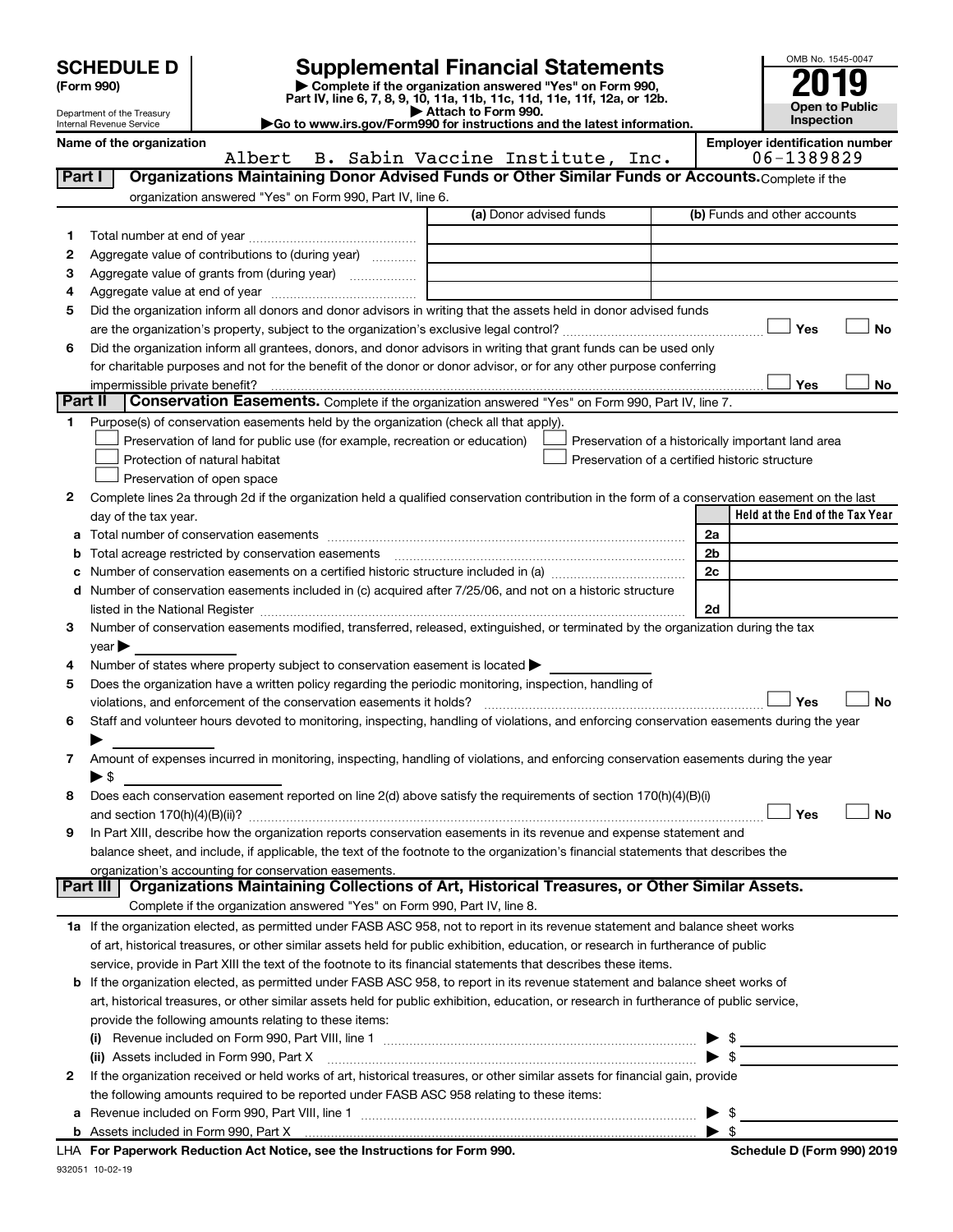# SCHEDULE D (Form 990)

Department of the Treasury
Internal Revenue Service

## Supplemental Financial Statements

▶ Complete if the organization answered "Yes" on Form 990, Part IV, line 6, 7, 8, 9, 10, 11a, 11b, 11c, 11d, 11e, 11f, 12a, or 12b.
▶ Attach to Form 990.
▶Go to www.irs.gov/Form990 for instructions and the latest information.

OMB No. 1545-0047

**2019**

**Open to Public Inspection**

**Name of the organization**
Albert B. Sabin Vaccine Institute, Inc.

**Employer identification number**
06-1389829

### Part I Organizations Maintaining Donor Advised Funds or Other Similar Funds or Accounts. Complete if the organization answered "Yes" on Form 990, Part IV, line 6.

| | | (a) Donor advised funds | (b) Funds and other accounts |
|---|---|---|---|
| 1 | Total number at end of year | | |
| 2 | Aggregate value of contributions to (during year) | | |
| 3 | Aggregate value of grants from (during year) | | |
| 4 | Aggregate value at end of year | | |

5 Did the organization inform all donors and donor advisors in writing that the assets held in donor advised funds are the organization's property, subject to the organization's exclusive legal control? ☐ Yes ☐ No

6 Did the organization inform all grantees, donors, and donor advisors in writing that grant funds can be used only for charitable purposes and not for the benefit of the donor or donor advisor, or for any other purpose conferring impermissible private benefit? ☐ Yes ☐ No

### Part II Conservation Easements. Complete if the organization answered "Yes" on Form 990, Part IV, line 7.

1 Purpose(s) of conservation easements held by the organization (check all that apply).

☐ Preservation of land for public use (for example, recreation or education)
☐ Protection of natural habitat
☐ Preservation of open space
☐ Preservation of a historically important land area
☐ Preservation of a certified historic structure

2 Complete lines 2a through 2d if the organization held a qualified conservation contribution in the form of a conservation easement on the last day of the tax year.

| | | | Held at the End of the Tax Year |
|---|---|---|---|
| a | Total number of conservation easements | 2a | |
| b | Total acreage restricted by conservation easements | 2b | |
| c | Number of conservation easements on a certified historic structure included in (a) | 2c | |
| d | Number of conservation easements included in (c) acquired after 7/25/06, and not on a historic structure listed in the National Register | 2d | |

3 Number of conservation easements modified, transferred, released, extinguished, or terminated by the organization during the tax year ▶

4 Number of states where property subject to conservation easement is located ▶

5 Does the organization have a written policy regarding the periodic monitoring, inspection, handling of violations, and enforcement of the conservation easements it holds? ☐ Yes ☐ No

6 Staff and volunteer hours devoted to monitoring, inspecting, handling of violations, and enforcing conservation easements during the year ▶

7 Amount of expenses incurred in monitoring, inspecting, handling of violations, and enforcing conservation easements during the year ▶ $

8 Does each conservation easement reported on line 2(d) above satisfy the requirements of section 170(h)(4)(B)(i) and section 170(h)(4)(B)(ii)? ☐ Yes ☐ No

9 In Part XIII, describe how the organization reports conservation easements in its revenue and expense statement and balance sheet, and include, if applicable, the text of the footnote to the organization's financial statements that describes the organization's accounting for conservation easements.

### Part III Organizations Maintaining Collections of Art, Historical Treasures, or Other Similar Assets.

Complete if the organization answered "Yes" on Form 990, Part IV, line 8.

1a If the organization elected, as permitted under FASB ASC 958, not to report in its revenue statement and balance sheet works of art, historical treasures, or other similar assets held for public exhibition, education, or research in furtherance of public service, provide in Part XIII the text of the footnote to its financial statements that describes these items.

b If the organization elected, as permitted under FASB ASC 958, to report in its revenue statement and balance sheet works of art, historical treasures, or other similar assets held for public exhibition, education, or research in furtherance of public service, provide the following amounts relating to these items:

(i) Revenue included on Form 990, Part VIII, line 1 ▶ $

(ii) Assets included in Form 990, Part X ▶ $

2 If the organization received or held works of art, historical treasures, or other similar assets for financial gain, provide the following amounts required to be reported under FASB ASC 958 relating to these items:

a Revenue included on Form 990, Part VIII, line 1 ▶ $

b Assets included in Form 990, Part X ▶ $

LHA For Paperwork Reduction Act Notice, see the Instructions for Form 990. Schedule D (Form 990) 2019

932051 10-02-19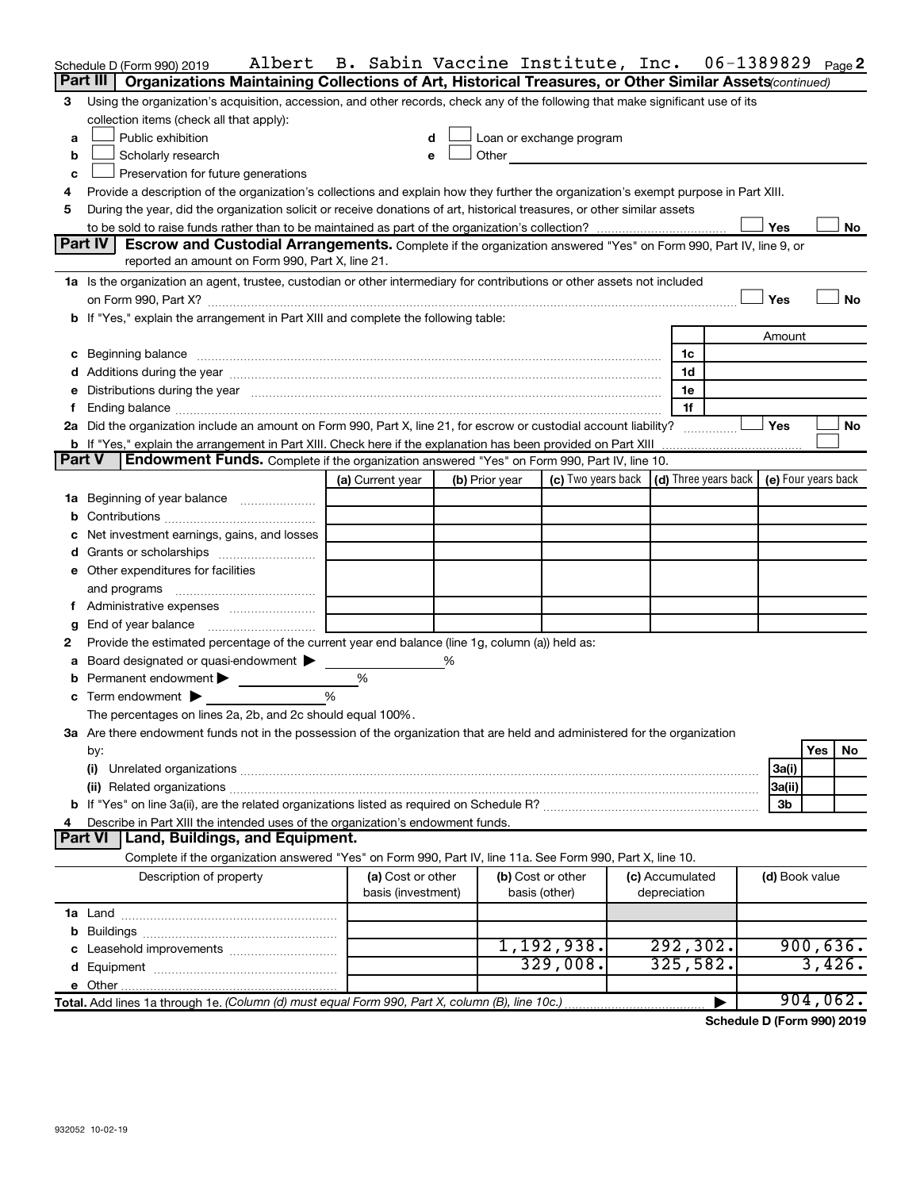Schedule D (Form 990) 2019 Albert B. Sabin Vaccine Institute, Inc. 06-1389829 Page 2

**Part III | Organizations Maintaining Collections of Art, Historical Treasures, or Other Similar Assets** *(continued)*

3 Using the organization's acquisition, accession, and other records, check any of the following that make significant use of its collection items (check all that apply):

- a ☐ Public exhibition
- b ☐ Scholarly research
- c ☐ Preservation for future generations
- d ☐ Loan or exchange program
- e ☐ Other

4 Provide a description of the organization's collections and explain how they further the organization's exempt purpose in Part XIII.

5 During the year, did the organization solicit or receive donations of art, historical treasures, or other similar assets to be sold to raise funds rather than to be maintained as part of the organization's collection? ☐ Yes ☐ No

**Part IV | Escrow and Custodial Arrangements.** Complete if the organization answered "Yes" on Form 990, Part IV, line 9, or reported an amount on Form 990, Part X, line 21.

1a Is the organization an agent, trustee, custodian or other intermediary for contributions or other assets not included on Form 990, Part X? ☐ Yes ☐ No

b If "Yes," explain the arrangement in Part XIII and complete the following table:

| | | Amount |
|---|---|---|
| c Beginning balance | 1c | |
| d Additions during the year | 1d | |
| e Distributions during the year | 1e | |
| f Ending balance | 1f | |

2a Did the organization include an amount on Form 990, Part X, line 21, for escrow or custodial account liability? ☐ Yes ☐ No

b If "Yes," explain the arrangement in Part XIII. Check here if the explanation has been provided on Part XIII ☐

**Part V | Endowment Funds.** Complete if the organization answered "Yes" on Form 990, Part IV, line 10.

| | (a) Current year | (b) Prior year | (c) Two years back | (d) Three years back | (e) Four years back |
|---|---|---|---|---|---|
| 1a Beginning of year balance | | | | | |
| b Contributions | | | | | |
| c Net investment earnings, gains, and losses | | | | | |
| d Grants or scholarships | | | | | |
| e Other expenditures for facilities and programs | | | | | |
| f Administrative expenses | | | | | |
| g End of year balance | | | | | |

2 Provide the estimated percentage of the current year end balance (line 1g, column (a)) held as:

- a Board designated or quasi-endowment ▶ %
- b Permanent endowment ▶ %
- c Term endowment ▶ %

The percentages on lines 2a, 2b, and 2c should equal 100%.

3a Are there endowment funds not in the possession of the organization that are held and administered for the organization by:

| | | Yes | No |
|---|---|---|---|
| (i) Unrelated organizations | 3a(i) | | |
| (ii) Related organizations | 3a(ii) | | |
| b If "Yes" on line 3a(ii), are the related organizations listed as required on Schedule R? | 3b | | |

4 Describe in Part XIII the intended uses of the organization's endowment funds.

**Part VI | Land, Buildings, and Equipment.**

Complete if the organization answered "Yes" on Form 990, Part IV, line 11a. See Form 990, Part X, line 10.

| Description of property | (a) Cost or other basis (investment) | (b) Cost or other basis (other) | (c) Accumulated depreciation | (d) Book value |
|---|---|---|---|---|
| 1a Land | | | | |
| b Buildings | | | | |
| c Leasehold improvements | | 1,192,938. | 292,302. | 900,636. |
| d Equipment | | 329,008. | 325,582. | 3,426. |
| e Other | | | | |
| **Total.** Add lines 1a through 1e. *(Column (d) must equal Form 990, Part X, column (B), line 10c.)* ▶ | | | | 904,062. |

**Schedule D (Form 990) 2019**

932052 10-02-19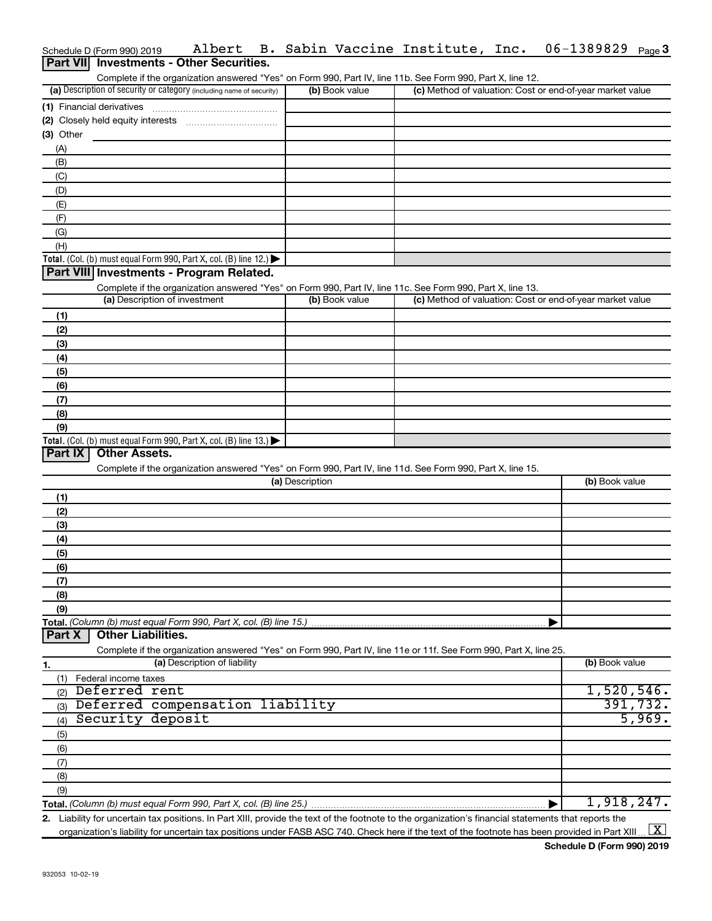Schedule D (Form 990) 2019 Albert B. Sabin Vaccine Institute, Inc. 06-1389829 Page 3

## Part VII Investments - Other Securities.

Complete if the organization answered "Yes" on Form 990, Part IV, line 11b. See Form 990, Part X, line 12.

| (a) Description of security or category (including name of security) | (b) Book value | (c) Method of valuation: Cost or end-of-year market value |
|---|---|---|
| (1) Financial derivatives | | |
| (2) Closely held equity interests | | |
| (3) Other | | |
| (A) | | |
| (B) | | |
| (C) | | |
| (D) | | |
| (E) | | |
| (F) | | |
| (G) | | |
| (H) | | |
| Total. (Col. (b) must equal Form 990, Part X, col. (B) line 12.) | | |

## Part VIII Investments - Program Related.

Complete if the organization answered "Yes" on Form 990, Part IV, line 11c. See Form 990, Part X, line 13.

| (a) Description of investment | (b) Book value | (c) Method of valuation: Cost or end-of-year market value |
|---|---|---|
| (1) | | |
| (2) | | |
| (3) | | |
| (4) | | |
| (5) | | |
| (6) | | |
| (7) | | |
| (8) | | |
| (9) | | |
| Total. (Col. (b) must equal Form 990, Part X, col. (B) line 13.) | | |

## Part IX Other Assets.

Complete if the organization answered "Yes" on Form 990, Part IV, line 11d. See Form 990, Part X, line 15.

| (a) Description | (b) Book value |
|---|---|
| (1) | |
| (2) | |
| (3) | |
| (4) | |
| (5) | |
| (6) | |
| (7) | |
| (8) | |
| (9) | |
| Total. (Column (b) must equal Form 990, Part X, col. (B) line 15.) | |

## Part X Other Liabilities.

Complete if the organization answered "Yes" on Form 990, Part IV, line 11e or 11f. See Form 990, Part X, line 25.

| 1. (a) Description of liability | (b) Book value |
|---|---|
| (1) Federal income taxes | |
| (2) Deferred rent | 1,520,546. |
| (3) Deferred compensation liability | 391,732. |
| (4) Security deposit | 5,969. |
| (5) | |
| (6) | |
| (7) | |
| (8) | |
| (9) | |
| Total. (Column (b) must equal Form 990, Part X, col. (B) line 25.) | 1,918,247. |

2. Liability for uncertain tax positions. In Part XIII, provide the text of the footnote to the organization's financial statements that reports the organization's liability for uncertain tax positions under FASB ASC 740. Check here if the text of the footnote has been provided in Part XIII [X]

Schedule D (Form 990) 2019

932053 10-02-19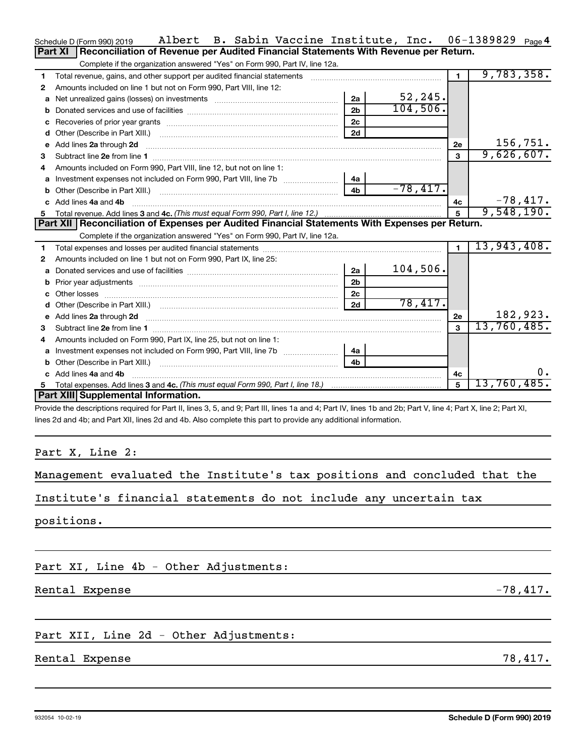Schedule D (Form 990) 2019 Albert B. Sabin Vaccine Institute, Inc. 06-1389829 Page 4

## Part XI | Reconciliation of Revenue per Audited Financial Statements With Revenue per Return.

Complete if the organization answered "Yes" on Form 990, Part IV, line 12a.

| | | | | | |
|---|---|---|---|---|---|
| 1 | Total revenue, gains, and other support per audited financial statements | | | 1 | 9,783,358. |
| 2 | Amounts included on line 1 but not on Form 990, Part VIII, line 12: | | | | |
| a | Net unrealized gains (losses) on investments | 2a | 52,245. | | |
| b | Donated services and use of facilities | 2b | 104,506. | | |
| c | Recoveries of prior year grants | 2c | | | |
| d | Other (Describe in Part XIII.) | 2d | | | |
| e | Add lines 2a through 2d | | | 2e | 156,751. |
| 3 | Subtract line 2e from line 1 | | | 3 | 9,626,607. |
| 4 | Amounts included on Form 990, Part VIII, line 12, but not on line 1: | | | | |
| a | Investment expenses not included on Form 990, Part VIII, line 7b | 4a | | | |
| b | Other (Describe in Part XIII.) | 4b | -78,417. | | |
| c | Add lines 4a and 4b | | | 4c | -78,417. |
| 5 | Total revenue. Add lines 3 and 4c. *(This must equal Form 990, Part I, line 12.)* | | | 5 | 9,548,190. |

## Part XII | Reconciliation of Expenses per Audited Financial Statements With Expenses per Return.

Complete if the organization answered "Yes" on Form 990, Part IV, line 12a.

| | | | | | |
|---|---|---|---|---|---|
| 1 | Total expenses and losses per audited financial statements | | | 1 | 13,943,408. |
| 2 | Amounts included on line 1 but not on Form 990, Part IX, line 25: | | | | |
| a | Donated services and use of facilities | 2a | 104,506. | | |
| b | Prior year adjustments | 2b | | | |
| c | Other losses | 2c | | | |
| d | Other (Describe in Part XIII.) | 2d | 78,417. | | |
| e | Add lines 2a through 2d | | | 2e | 182,923. |
| 3 | Subtract line 2e from line 1 | | | 3 | 13,760,485. |
| 4 | Amounts included on Form 990, Part IX, line 25, but not on line 1: | | | | |
| a | Investment expenses not included on Form 990, Part VIII, line 7b | 4a | | | |
| b | Other (Describe in Part XIII.) | 4b | | | |
| c | Add lines 4a and 4b | | | 4c | 0. |
| 5 | Total expenses. Add lines 3 and 4c. *(This must equal Form 990, Part I, line 18.)* | | | 5 | 13,760,485. |

## Part XIII | Supplemental Information.

Provide the descriptions required for Part II, lines 3, 5, and 9; Part III, lines 1a and 4; Part IV, lines 1b and 2b; Part V, line 4; Part X, line 2; Part XI, lines 2d and 4b; and Part XII, lines 2d and 4b. Also complete this part to provide any additional information.

Part X, Line 2:

Management evaluated the Institute's tax positions and concluded that the Institute's financial statements do not include any uncertain tax positions.

Part XI, Line 4b - Other Adjustments:

Rental Expense -78,417.

Part XII, Line 2d - Other Adjustments:

Rental Expense 78,417.

932054 10-02-19 **Schedule D (Form 990) 2019**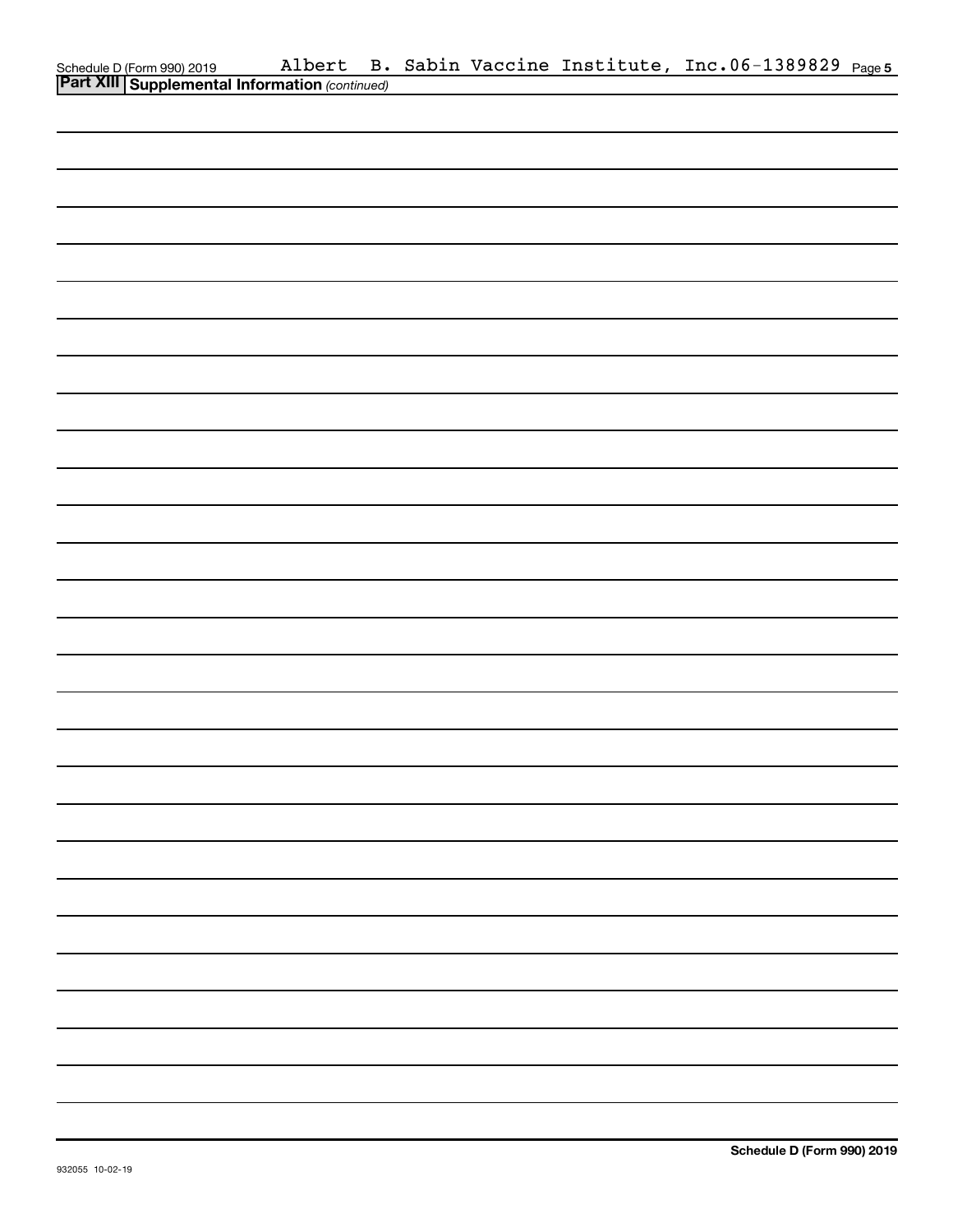Schedule D (Form 990) 2019 Albert B. Sabin Vaccine Institute, Inc. 06-1389829

## Part XIII Supplemental Information *(continued)*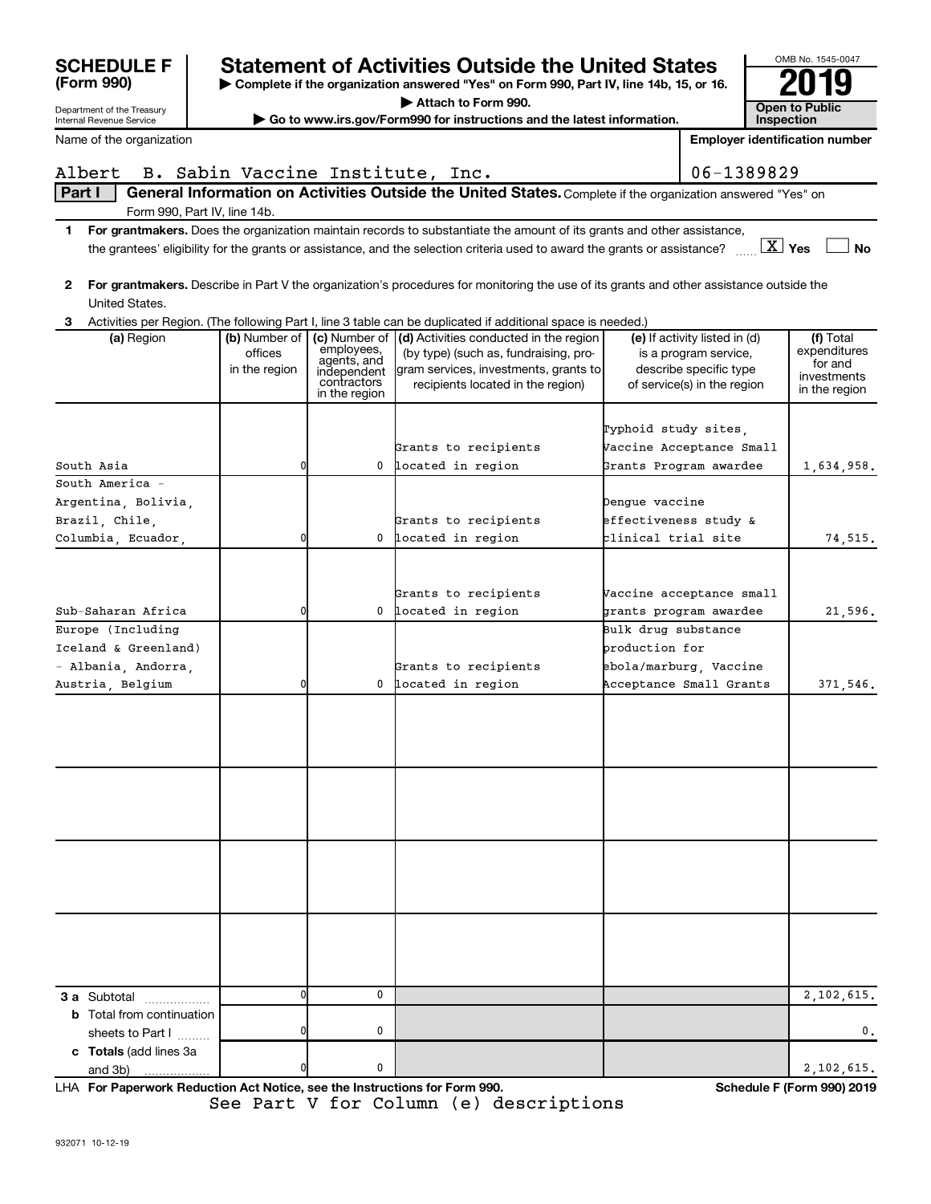**SCHEDULE F (Form 990)**

Department of the Treasury
Internal Revenue Service

# Statement of Activities Outside the United States

▶ Complete if the organization answered "Yes" on Form 990, Part IV, line 14b, 15, or 16.

▶ Attach to Form 990.

▶ Go to www.irs.gov/Form990 for instructions and the latest information.

OMB No. 1545-0047

**2019**

**Open to Public Inspection**

Name of the organization: Albert B. Sabin Vaccine Institute, Inc.

Employer identification number: 06-1389829

**Part I General Information on Activities Outside the United States.** Complete if the organization answered "Yes" on Form 990, Part IV, line 14b.

1 **For grantmakers.** Does the organization maintain records to substantiate the amount of its grants and other assistance, the grantees' eligibility for the grants or assistance, and the selection criteria used to award the grants or assistance? [X] Yes [ ] No

2 **For grantmakers.** Describe in Part V the organization's procedures for monitoring the use of its grants and other assistance outside the United States.

3 Activities per Region. (The following Part I, line 3 table can be duplicated if additional space is needed.)

| (a) Region | (b) Number of offices in the region | (c) Number of employees, agents, and independent contractors in the region | (d) Activities conducted in the region (by type) (such as, fundraising, program services, investments, grants to recipients located in the region) | (e) If activity listed in (d) is a program service, describe specific type of service(s) in the region | (f) Total expenditures for and investments in the region |
|---|---|---|---|---|---|
| South Asia | 0 | 0 | Grants to recipients located in region | Typhoid study sites, Vaccine Acceptance Small Grants Program awardee | 1,634,958. |
| South America - Argentina, Bolivia, Brazil, Chile, Columbia, Ecuador, | 0 | 0 | Grants to recipients located in region | Dengue vaccine effectiveness study & clinical trial site | 74,515. |
| Sub-Saharan Africa | 0 | 0 | Grants to recipients located in region | Vaccine acceptance small grants program awardee | 21,596. |
| Europe (Including Iceland & Greenland) - Albania, Andorra, Austria, Belgium | 0 | 0 | Grants to recipients located in region | Bulk drug substance production for ebola/marburg, Vaccine Acceptance Small Grants | 371,546. |
| | | | | | |
| | | | | | |
| | | | | | |
| | | | | | |
| **3 a** Subtotal | 0 | 0 | | | 2,102,615. |
| **b** Total from continuation sheets to Part I | 0 | 0 | | | 0. |
| **c Totals** (add lines 3a and 3b) | 0 | 0 | | | 2,102,615. |

LHA **For Paperwork Reduction Act Notice, see the Instructions for Form 990.** **Schedule F (Form 990) 2019**

See Part V for Column (e) descriptions

932071 10-12-19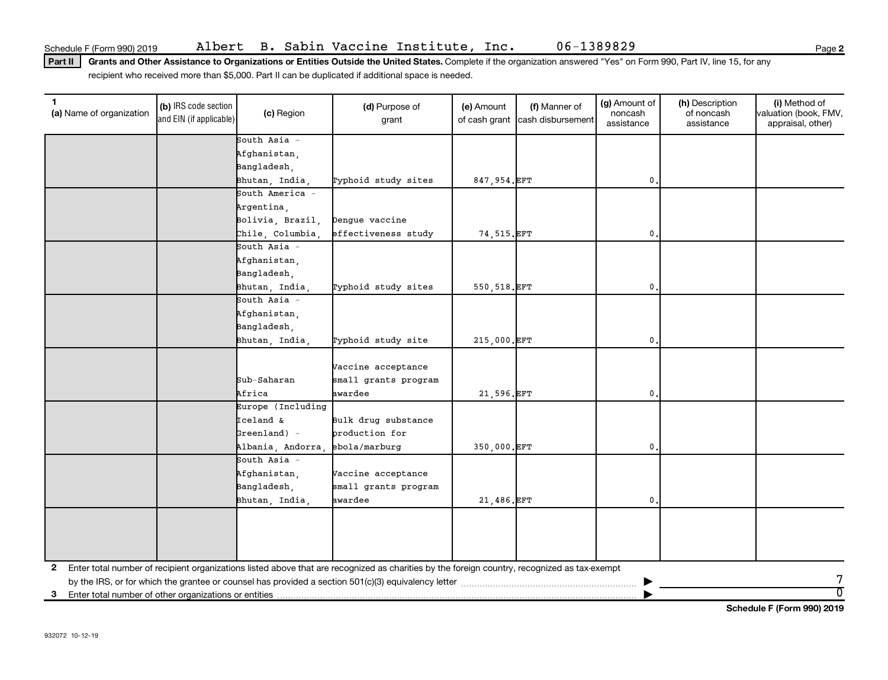Schedule F (Form 990) 2019 Albert B. Sabin Vaccine Institute, Inc. 06-1389829

**Part II** **Grants and Other Assistance to Organizations or Entities Outside the United States.** Complete if the organization answered "Yes" on Form 990, Part IV, line 15, for any recipient who received more than $5,000. Part II can be duplicated if additional space is needed.

| 1 (a) Name of organization | (b) IRS code section and EIN (if applicable) | (c) Region | (d) Purpose of grant | (e) Amount of cash grant | (f) Manner of cash disbursement | (g) Amount of noncash assistance | (h) Description of noncash assistance | (i) Method of valuation (book, FMV, appraisal, other) |
|---|---|---|---|---|---|---|---|---|
| | | South Asia - Afghanistan, Bangladesh, Bhutan, India, | Typhoid study sites | 847,954. | EFT | 0. | | |
| | | South America - Argentina, Bolivia, Brazil, Chile, Columbia, | Dengue vaccine effectiveness study | 74,515. | EFT | 0. | | |
| | | South Asia - Afghanistan, Bangladesh, Bhutan, India, | Typhoid study sites | 550,518. | EFT | 0. | | |
| | | South Asia - Afghanistan, Bangladesh, Bhutan, India, | Typhoid study site | 215,000. | EFT | 0. | | |
| | | Sub-Saharan Africa | Vaccine acceptance small grants program awardee | 21,596. | EFT | 0. | | |
| | | Europe (Including Iceland & Greenland) - Albania, Andorra, | Bulk drug substance production for ebola/marburg | 350,000. | EFT | 0. | | |
| | | South Asia - Afghanistan, Bangladesh, Bhutan, India, | Vaccine acceptance small grants program awardee | 21,486. | EFT | 0. | | |
| | | | | | | | | |

2 Enter total number of recipient organizations listed above that are recognized as charities by the foreign country, recognized as tax-exempt by the IRS, or for which the grantee or counsel has provided a section 501(c)(3) equivalency letter ▶ 7

3 Enter total number of other organizations or entities ▶ 0

Schedule F (Form 990) 2019

932072 10-12-19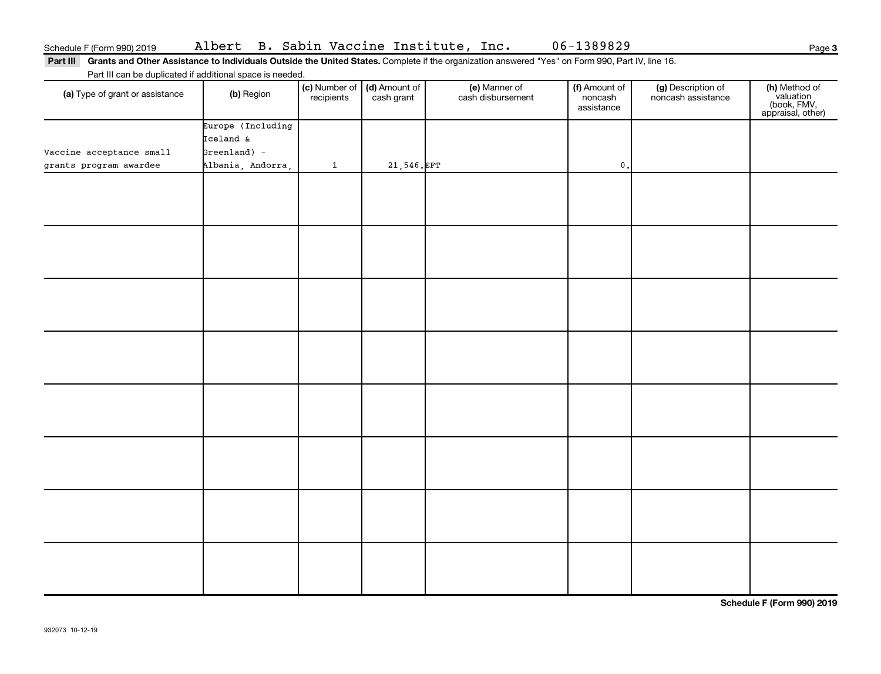Schedule F (Form 990) 2019 Albert B. Sabin Vaccine Institute, Inc. 06-1389829

**Part III Grants and Other Assistance to Individuals Outside the United States.** Complete if the organization answered "Yes" on Form 990, Part IV, line 16.

Part III can be duplicated if additional space is needed.

| (a) Type of grant or assistance | (b) Region | (c) Number of recipients | (d) Amount of cash grant | (e) Manner of cash disbursement | (f) Amount of noncash assistance | (g) Description of noncash assistance | (h) Method of valuation (book, FMV, appraisal, other) |
|---|---|---|---|---|---|---|---|
| Vaccine acceptance small grants program awardee | Europe (Including Iceland & Greenland) - Albania, Andorra, | 1 | 21,546. | EFT | 0. | | |
| | | | | | | | |
| | | | | | | | |
| | | | | | | | |
| | | | | | | | |
| | | | | | | | |
| | | | | | | | |
| | | | | | | | |
| | | | | | | | |

Schedule F (Form 990) 2019

932073 10-12-19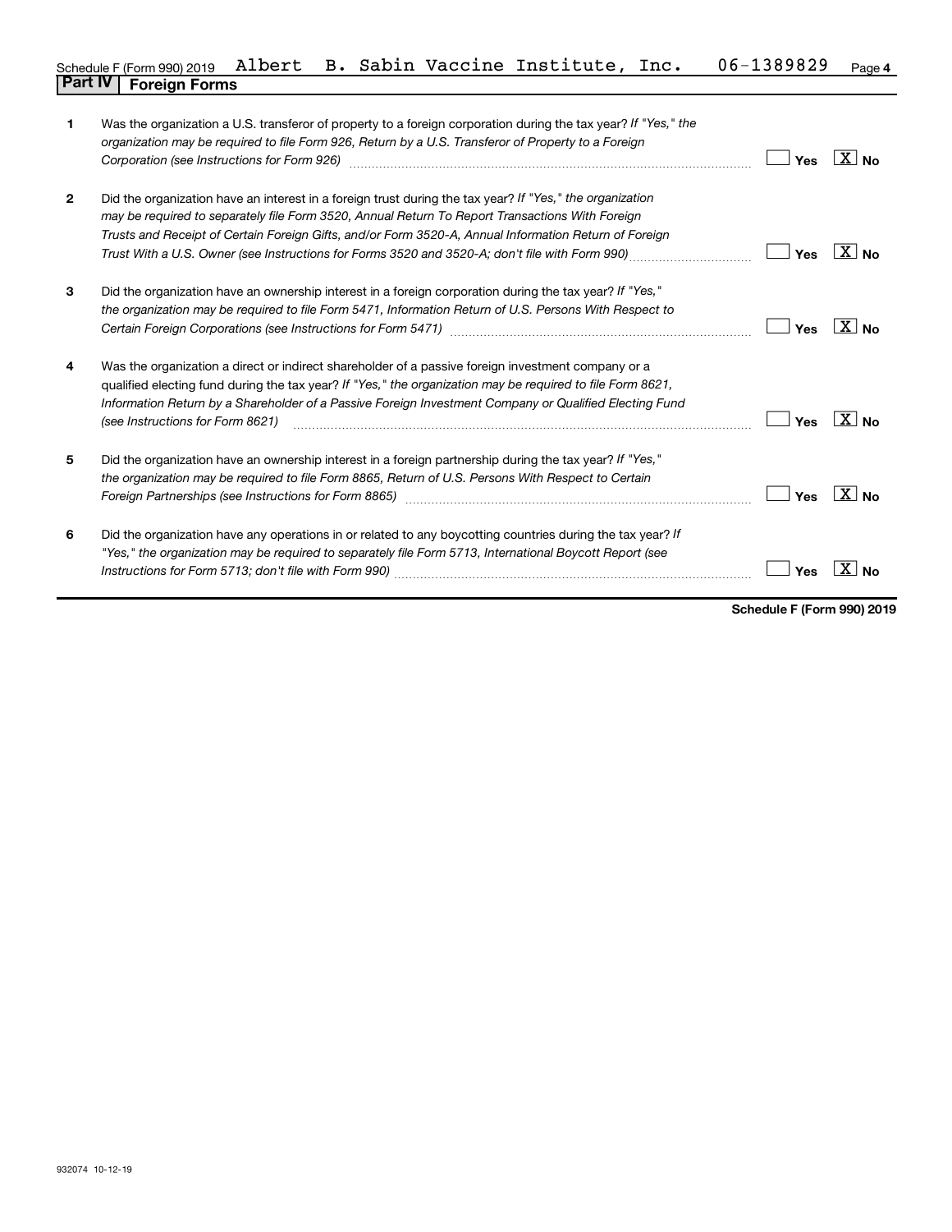Schedule F (Form 990) 2019 Albert B. Sabin Vaccine Institute, Inc. 06-1389829 Page 4

## Part IV | Foreign Forms

| | | | |
|---|---|---|---|
| 1 | Was the organization a U.S. transferor of property to a foreign corporation during the tax year? *If "Yes," the organization may be required to file Form 926, Return by a U.S. Transferor of Property to a Foreign Corporation (see Instructions for Form 926)* | Yes | X No |
| 2 | Did the organization have an interest in a foreign trust during the tax year? *If "Yes," the organization may be required to separately file Form 3520, Annual Return To Report Transactions With Foreign Trusts and Receipt of Certain Foreign Gifts, and/or Form 3520-A, Annual Information Return of Foreign Trust With a U.S. Owner (see Instructions for Forms 3520 and 3520-A; don't file with Form 990)* | Yes | X No |
| 3 | Did the organization have an ownership interest in a foreign corporation during the tax year? *If "Yes," the organization may be required to file Form 5471, Information Return of U.S. Persons With Respect to Certain Foreign Corporations (see Instructions for Form 5471)* | Yes | X No |
| 4 | Was the organization a direct or indirect shareholder of a passive foreign investment company or a qualified electing fund during the tax year? *If "Yes," the organization may be required to file Form 8621, Information Return by a Shareholder of a Passive Foreign Investment Company or Qualified Electing Fund (see Instructions for Form 8621)* | Yes | X No |
| 5 | Did the organization have an ownership interest in a foreign partnership during the tax year? *If "Yes," the organization may be required to file Form 8865, Return of U.S. Persons With Respect to Certain Foreign Partnerships (see Instructions for Form 8865)* | Yes | X No |
| 6 | Did the organization have any operations in or related to any boycotting countries during the tax year? *If "Yes," the organization may be required to separately file Form 5713, International Boycott Report (see Instructions for Form 5713; don't file with Form 990)* | Yes | X No |

**Schedule F (Form 990) 2019**

932074 10-12-19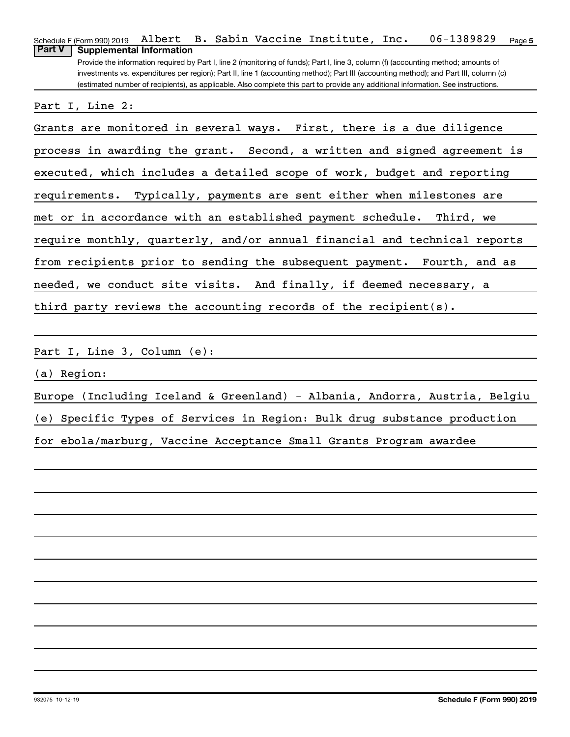Schedule F (Form 990) 2019 Albert B. Sabin Vaccine Institute, Inc. 06-1389829

## Part V Supplemental Information

Provide the information required by Part I, line 2 (monitoring of funds); Part I, line 3, column (f) (accounting method; amounts of investments vs. expenditures per region); Part II, line 1 (accounting method); Part III (accounting method); and Part III, column (c) (estimated number of recipients), as applicable. Also complete this part to provide any additional information. See instructions.

Part I, Line 2:

Grants are monitored in several ways. First, there is a due diligence process in awarding the grant. Second, a written and signed agreement is executed, which includes a detailed scope of work, budget and reporting requirements. Typically, payments are sent either when milestones are met or in accordance with an established payment schedule. Third, we require monthly, quarterly, and/or annual financial and technical reports from recipients prior to sending the subsequent payment. Fourth, and as needed, we conduct site visits. And finally, if deemed necessary, a third party reviews the accounting records of the recipient(s).

Part I, Line 3, Column (e):

(a) Region:

Europe (Including Iceland & Greenland) - Albania, Andorra, Austria, Belgiu

(e) Specific Types of Services in Region: Bulk drug substance production for ebola/marburg, Vaccine Acceptance Small Grants Program awardee

Schedule F (Form 990) 2019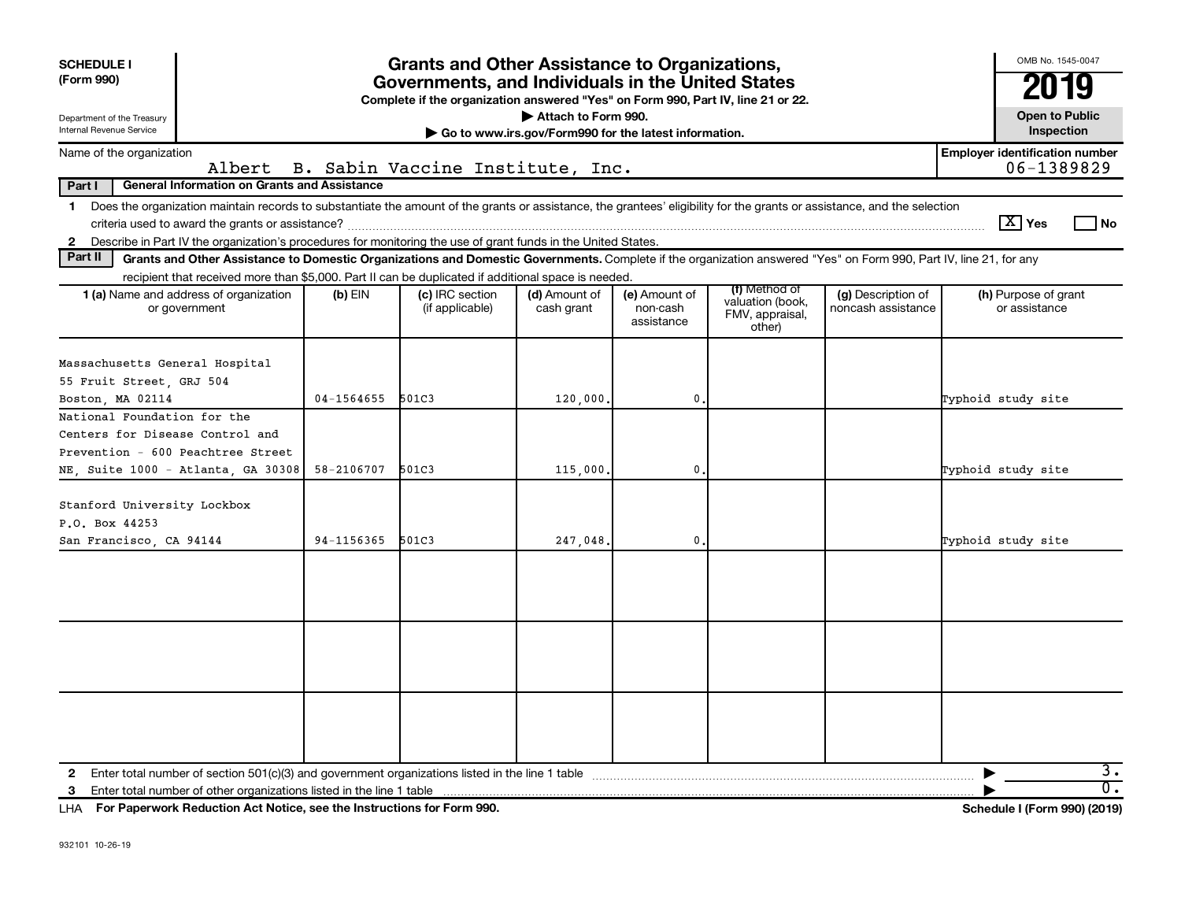**SCHEDULE I (Form 990)**

Department of the Treasury
Internal Revenue Service

# Grants and Other Assistance to Organizations, Governments, and Individuals in the United States

**Complete if the organization answered "Yes" on Form 990, Part IV, line 21 or 22.**

**▶ Attach to Form 990.**

**▶ Go to www.irs.gov/Form990 for the latest information.**

OMB No. 1545-0047

**2019**

**Open to Public Inspection**

Name of the organization: Albert B. Sabin Vaccine Institute, Inc.

Employer identification number: 06-1389829

**Part I — General Information on Grants and Assistance**

1 Does the organization maintain records to substantiate the amount of the grants or assistance, the grantees' eligibility for the grants or assistance, and the selection criteria used to award the grants or assistance? [X] Yes [ ] No

2 Describe in Part IV the organization's procedures for monitoring the use of grant funds in the United States.

**Part II — Grants and Other Assistance to Domestic Organizations and Domestic Governments.** Complete if the organization answered "Yes" on Form 990, Part IV, line 21, for any recipient that received more than $5,000. Part II can be duplicated if additional space is needed.

| 1 (a) Name and address of organization or government | (b) EIN | (c) IRC section (if applicable) | (d) Amount of cash grant | (e) Amount of non-cash assistance | (f) Method of valuation (book, FMV, appraisal, other) | (g) Description of noncash assistance | (h) Purpose of grant or assistance |
|---|---|---|---|---|---|---|---|
| Massachusetts General Hospital 55 Fruit Street, GRJ 504 Boston, MA 02114 | 04-1564655 | 501C3 | 120,000. | 0. | | | Typhoid study site |
| National Foundation for the Centers for Disease Control and Prevention - 600 Peachtree Street NE, Suite 1000 - Atlanta, GA 30308 | 58-2106707 | 501C3 | 115,000. | 0. | | | Typhoid study site |
| Stanford University Lockbox P.O. Box 44253 San Francisco, CA 94144 | 94-1156365 | 501C3 | 247,048. | 0. | | | Typhoid study site |
| | | | | | | | |
| | | | | | | | |
| | | | | | | | |

2 Enter total number of section 501(c)(3) and government organizations listed in the line 1 table ▶ 3.

3 Enter total number of other organizations listed in the line 1 table ▶ 0.

LHA For Paperwork Reduction Act Notice, see the Instructions for Form 990. Schedule I (Form 990) (2019)

932101 10-26-19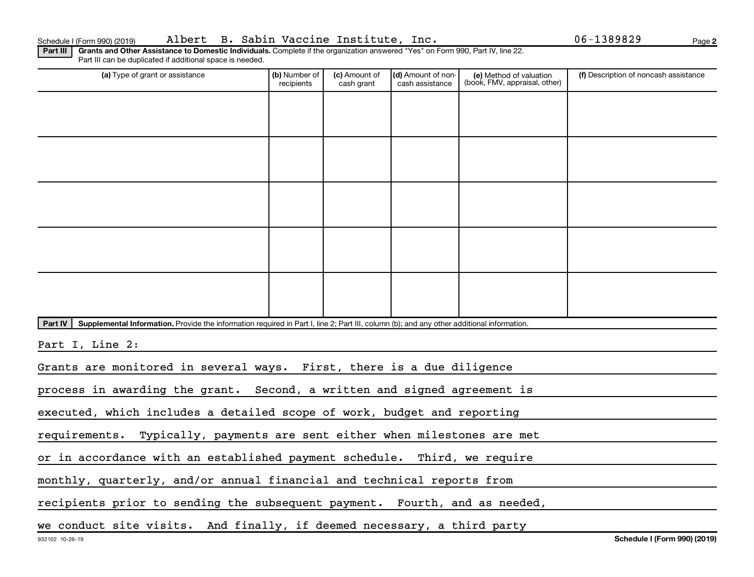Schedule I (Form 990) (2019) Albert B. Sabin Vaccine Institute, Inc. 06-1389829 Page 2

**Part III** **Grants and Other Assistance to Domestic Individuals.** Complete if the organization answered "Yes" on Form 990, Part IV, line 22. Part III can be duplicated if additional space is needed.

| (a) Type of grant or assistance | (b) Number of recipients | (c) Amount of cash grant | (d) Amount of non-cash assistance | (e) Method of valuation (book, FMV, appraisal, other) | (f) Description of noncash assistance |
|---|---|---|---|---|---|
| | | | | | |
| | | | | | |
| | | | | | |
| | | | | | |
| | | | | | |

**Part IV** **Supplemental Information.** Provide the information required in Part I, line 2; Part III, column (b); and any other additional information.

Part I, Line 2:

Grants are monitored in several ways. First, there is a due diligence process in awarding the grant. Second, a written and signed agreement is executed, which includes a detailed scope of work, budget and reporting requirements. Typically, payments are sent either when milestones are met or in accordance with an established payment schedule. Third, we require monthly, quarterly, and/or annual financial and technical reports from recipients prior to sending the subsequent payment. Fourth, and as needed, we conduct site visits. And finally, if deemed necessary, a third party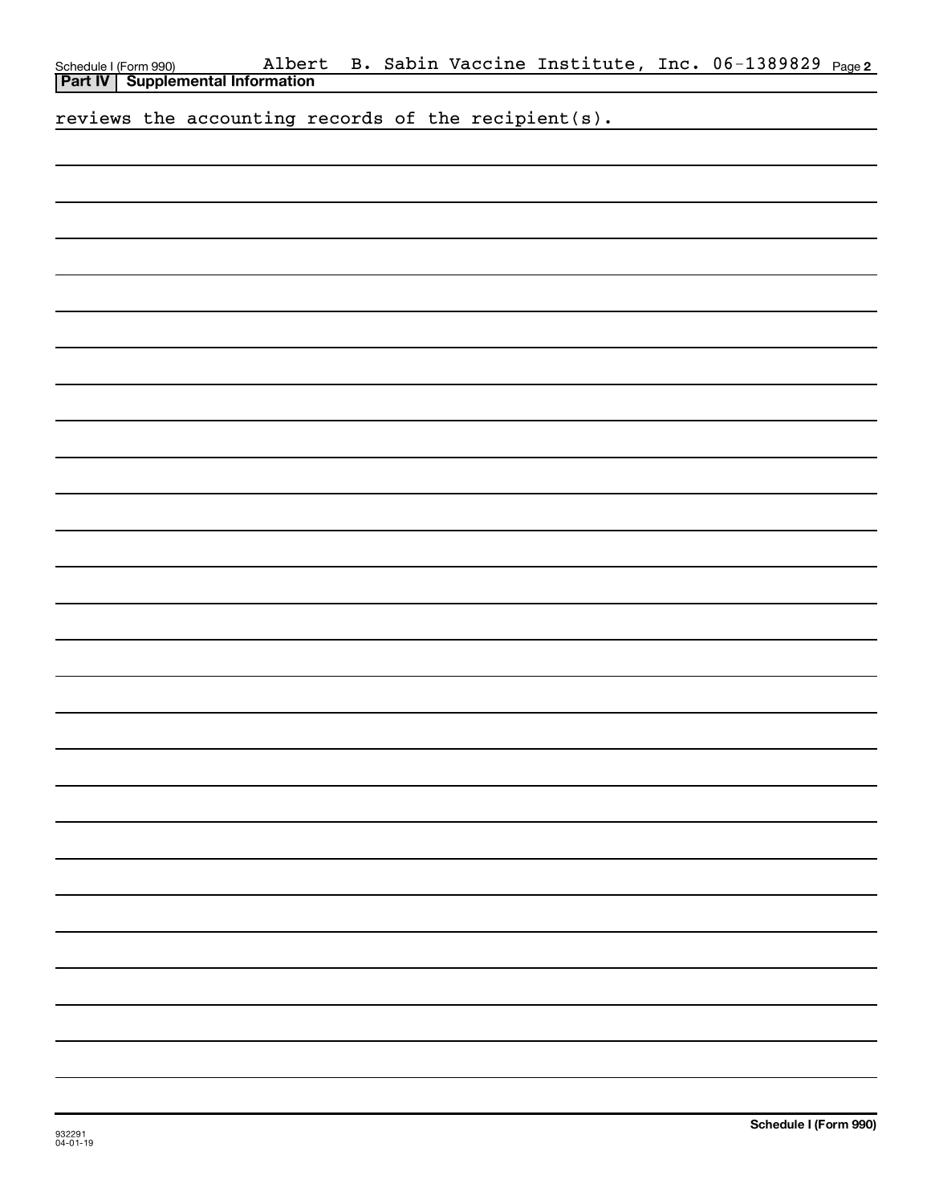Schedule I (Form 990) Albert B. Sabin Vaccine Institute, Inc. 06-1389829

**Part IV | Supplemental Information**

reviews the accounting records of the recipient(s).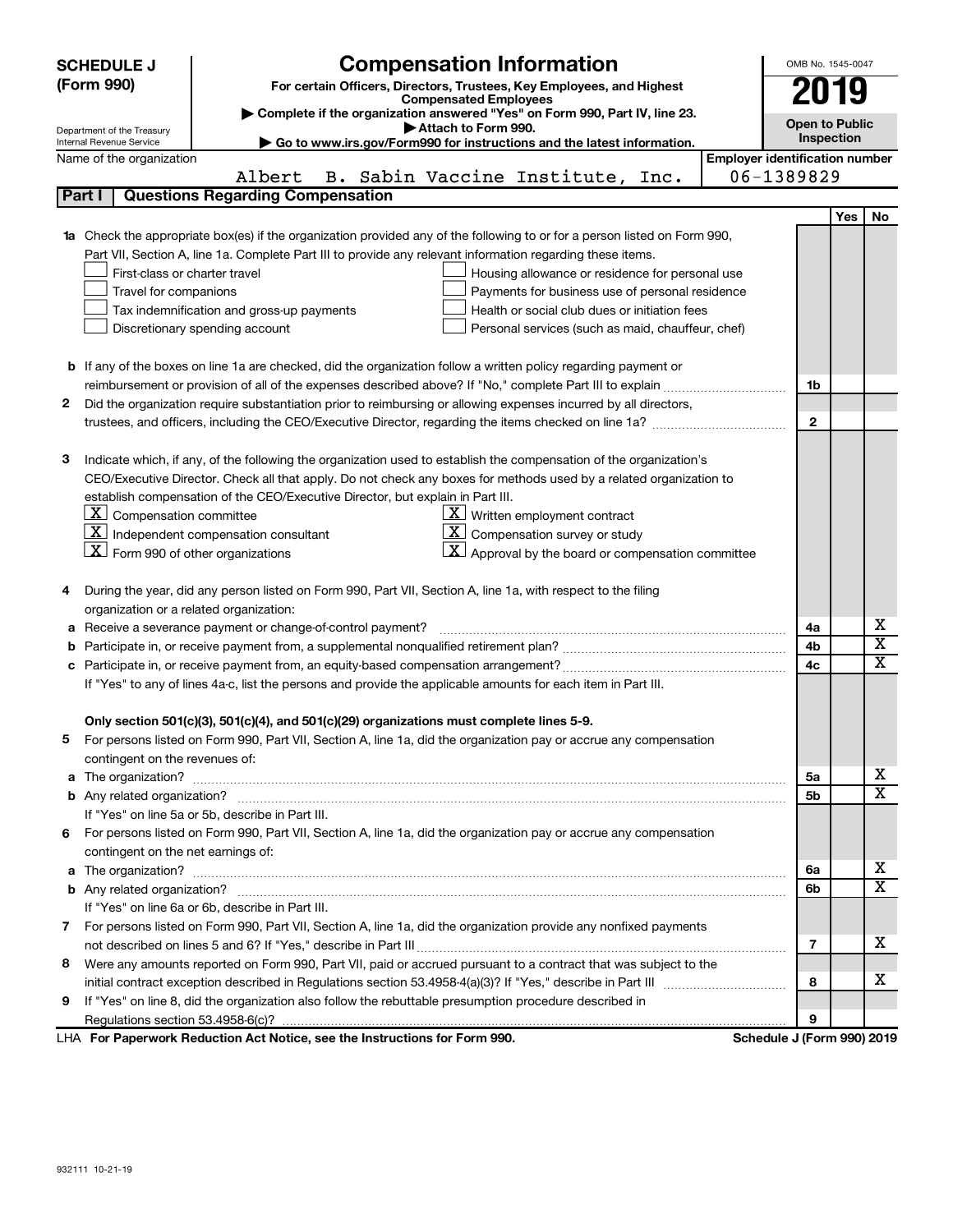# SCHEDULE J (Form 990)

## Compensation Information

**For certain Officers, Directors, Trustees, Key Employees, and Highest Compensated Employees**

▶ Complete if the organization answered "Yes" on Form 990, Part IV, line 23.

▶ Attach to Form 990.

▶ Go to www.irs.gov/Form990 for instructions and the latest information.

Department of the Treasury
Internal Revenue Service

OMB No. 1545-0047

**2019**

**Open to Public Inspection**

Name of the organization: Albert B. Sabin Vaccine Institute, Inc.

Employer identification number: 06-1389829

## Part I Questions Regarding Compensation

| | | | Yes | No |
|---|---|---|---|---|
| **1a** | Check the appropriate box(es) if the organization provided any of the following to or for a person listed on Form 990, Part VII, Section A, line 1a. Complete Part III to provide any relevant information regarding these items.<br>☐ First-class or charter travel<br>☐ Travel for companions<br>☐ Tax indemnification and gross-up payments<br>☐ Discretionary spending account<br>☐ Housing allowance or residence for personal use<br>☐ Payments for business use of personal residence<br>☐ Health or social club dues or initiation fees<br>☐ Personal services (such as maid, chauffeur, chef) | | | |
| **b** | If any of the boxes on line 1a are checked, did the organization follow a written policy regarding payment or reimbursement or provision of all of the expenses described above? If "No," complete Part III to explain | 1b | | |
| **2** | Did the organization require substantiation prior to reimbursing or allowing expenses incurred by all directors, trustees, and officers, including the CEO/Executive Director, regarding the items checked on line 1a? | 2 | | |
| **3** | Indicate which, if any, of the following the organization used to establish the compensation of the organization's CEO/Executive Director. Check all that apply. Do not check any boxes for methods used by a related organization to establish compensation of the CEO/Executive Director, but explain in Part III.<br>☒ Compensation committee<br>☒ Independent compensation consultant<br>☒ Form 990 of other organizations<br>☒ Written employment contract<br>☒ Compensation survey or study<br>☒ Approval by the board or compensation committee | | | |
| **4** | During the year, did any person listed on Form 990, Part VII, Section A, line 1a, with respect to the filing organization or a related organization: | | | |
| **a** | Receive a severance payment or change-of-control payment? | 4a | | X |
| **b** | Participate in, or receive payment from, a supplemental nonqualified retirement plan? | 4b | | X |
| **c** | Participate in, or receive payment from, an equity-based compensation arrangement? | 4c | | X |
| | If "Yes" to any of lines 4a-c, list the persons and provide the applicable amounts for each item in Part III. | | | |
| | **Only section 501(c)(3), 501(c)(4), and 501(c)(29) organizations must complete lines 5-9.** | | | |
| **5** | For persons listed on Form 990, Part VII, Section A, line 1a, did the organization pay or accrue any compensation contingent on the revenues of: | | | |
| **a** | The organization? | 5a | | X |
| **b** | Any related organization? | 5b | | X |
| | If "Yes" on line 5a or 5b, describe in Part III. | | | |
| **6** | For persons listed on Form 990, Part VII, Section A, line 1a, did the organization pay or accrue any compensation contingent on the net earnings of: | | | |
| **a** | The organization? | 6a | | X |
| **b** | Any related organization? | 6b | | X |
| | If "Yes" on line 6a or 6b, describe in Part III. | | | |
| **7** | For persons listed on Form 990, Part VII, Section A, line 1a, did the organization provide any nonfixed payments not described on lines 5 and 6? If "Yes," describe in Part III | 7 | | X |
| **8** | Were any amounts reported on Form 990, Part VII, paid or accrued pursuant to a contract that was subject to the initial contract exception described in Regulations section 53.4958-4(a)(3)? If "Yes," describe in Part III | 8 | | X |
| **9** | If "Yes" on line 8, did the organization also follow the rebuttable presumption procedure described in Regulations section 53.4958-6(c)? | 9 | | |

LHA **For Paperwork Reduction Act Notice, see the Instructions for Form 990.** **Schedule J (Form 990) 2019**

932111 10-21-19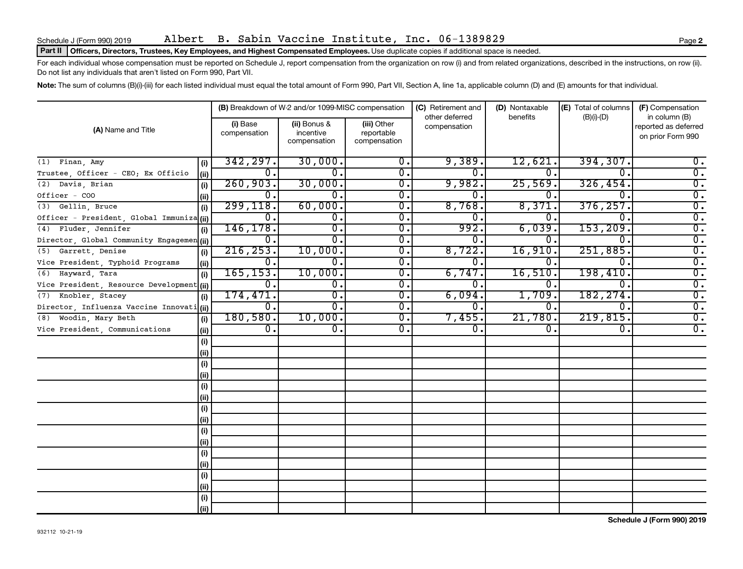Schedule J (Form 990) 2019 Albert B. Sabin Vaccine Institute, Inc. 06-1389829

**Part II** **Officers, Directors, Trustees, Key Employees, and Highest Compensated Employees.** Use duplicate copies if additional space is needed.

For each individual whose compensation must be reported on Schedule J, report compensation from the organization on row (i) and from related organizations, described in the instructions, on row (ii). Do not list any individuals that aren't listed on Form 990, Part VII.

**Note:** The sum of columns (B)(i)-(iii) for each listed individual must equal the total amount of Form 990, Part VII, Section A, line 1a, applicable column (D) and (E) amounts for that individual.

| (A) Name and Title | | (B) Breakdown of W-2 and/or 1099-MISC compensation | | | (C) Retirement and other deferred compensation | (D) Nontaxable benefits | (E) Total of columns (B)(i)-(D) | (F) Compensation in column (B) reported as deferred on prior Form 990 |
|---|---|---|---|---|---|---|---|---|
| | | (i) Base compensation | (ii) Bonus & incentive compensation | (iii) Other reportable compensation | | | | |
| (1) Finan, Amy | (i) | 342,297. | 30,000. | 0. | 9,389. | 12,621. | 394,307. | 0. |
| Trustee, Officer - CEO; Ex Officio | (ii) | 0. | 0. | 0. | 0. | 0. | 0. | 0. |
| (2) Davis, Brian | (i) | 260,903. | 30,000. | 0. | 9,982. | 25,569. | 326,454. | 0. |
| Officer - COO | (ii) | 0. | 0. | 0. | 0. | 0. | 0. | 0. |
| (3) Gellin, Bruce | (i) | 299,118. | 60,000. | 0. | 8,768. | 8,371. | 376,257. | 0. |
| Officer - President, Global Immuniza | (ii) | 0. | 0. | 0. | 0. | 0. | 0. | 0. |
| (4) Fluder, Jennifer | (i) | 146,178. | 0. | 0. | 992. | 6,039. | 153,209. | 0. |
| Director, Global Community Engagemen | (ii) | 0. | 0. | 0. | 0. | 0. | 0. | 0. |
| (5) Garrett, Denise | (i) | 216,253. | 10,000. | 0. | 8,722. | 16,910. | 251,885. | 0. |
| Vice President, Typhoid Programs | (ii) | 0. | 0. | 0. | 0. | 0. | 0. | 0. |
| (6) Hayward, Tara | (i) | 165,153. | 10,000. | 0. | 6,747. | 16,510. | 198,410. | 0. |
| Vice President, Resource Development | (ii) | 0. | 0. | 0. | 0. | 0. | 0. | 0. |
| (7) Knobler, Stacey | (i) | 174,471. | 0. | 0. | 6,094. | 1,709. | 182,274. | 0. |
| Director, Influenza Vaccine Innovati | (ii) | 0. | 0. | 0. | 0. | 0. | 0. | 0. |
| (8) Woodin, Mary Beth | (i) | 180,580. | 10,000. | 0. | 7,455. | 21,780. | 219,815. | 0. |
| Vice President, Communications | (ii) | 0. | 0. | 0. | 0. | 0. | 0. | 0. |
| | (i) | | | | | | | |
| | (ii) | | | | | | | |
| | (i) | | | | | | | |
| | (ii) | | | | | | | |
| | (i) | | | | | | | |
| | (ii) | | | | | | | |
| | (i) | | | | | | | |
| | (ii) | | | | | | | |
| | (i) | | | | | | | |
| | (ii) | | | | | | | |
| | (i) | | | | | | | |
| | (ii) | | | | | | | |
| | (i) | | | | | | | |
| | (ii) | | | | | | | |
| | (i) | | | | | | | |
| | (ii) | | | | | | | |

932112 10-21-19

**Schedule J (Form 990) 2019**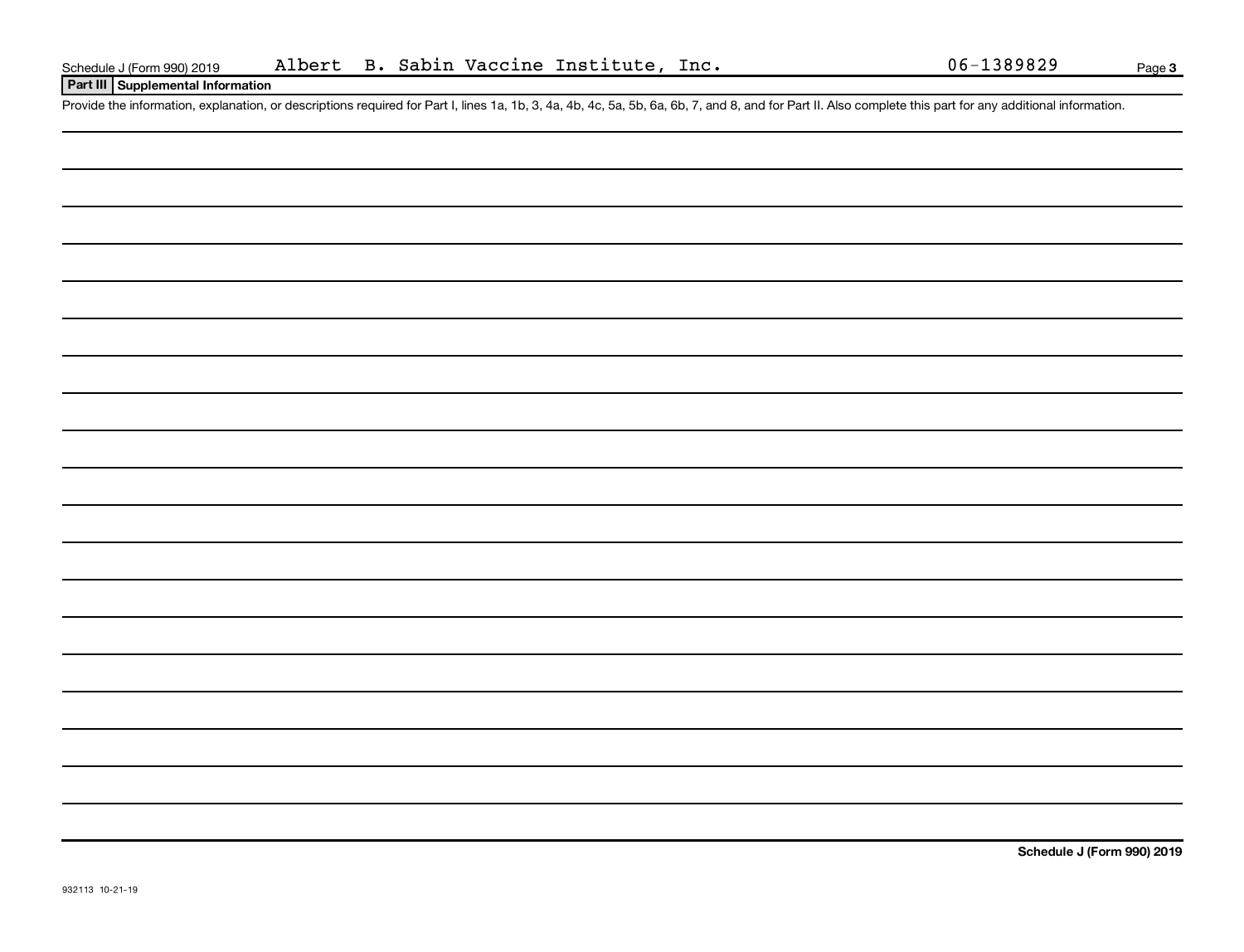Schedule J (Form 990) 2019 Albert B. Sabin Vaccine Institute, Inc. 06-1389829

## Part III Supplemental Information

Provide the information, explanation, or descriptions required for Part I, lines 1a, 1b, 3, 4a, 4b, 4c, 5a, 5b, 6a, 6b, 7, and 8, and for Part II. Also complete this part for any additional information.

**Schedule J (Form 990) 2019**

932113 10-21-19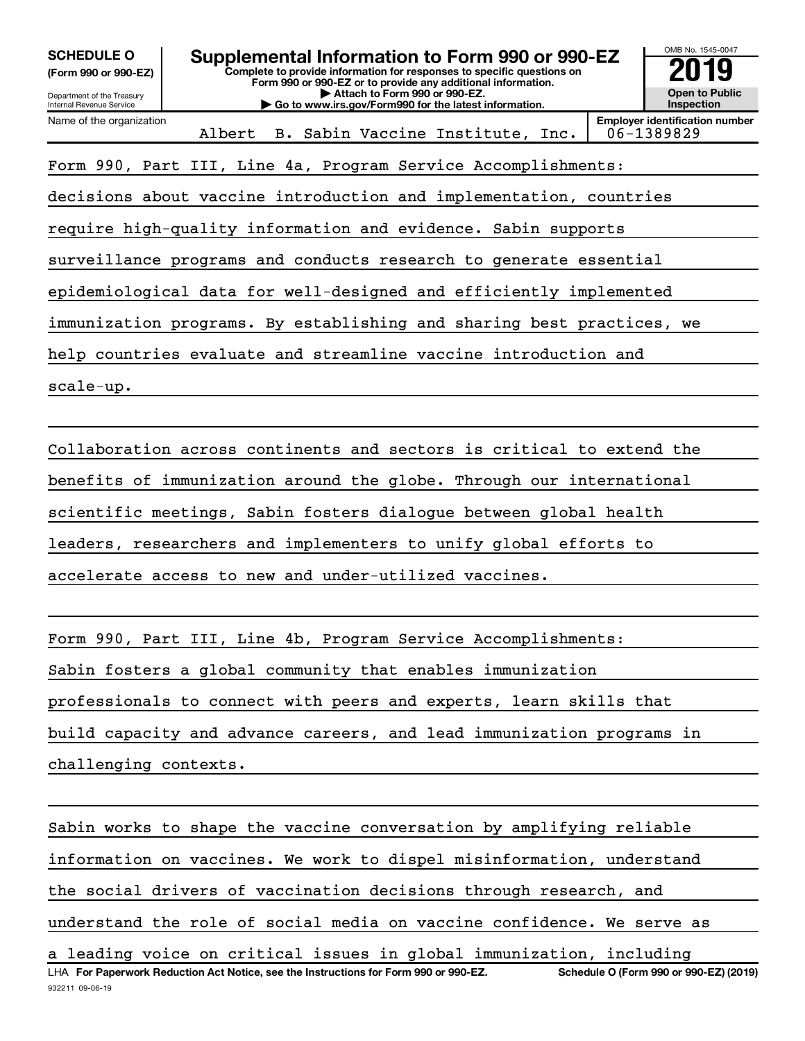**SCHEDULE O** (Form 990 or 990-EZ)

Department of the Treasury
Internal Revenue Service

# Supplemental Information to Form 990 or 990-EZ

**Complete to provide information for responses to specific questions on Form 990 or 990-EZ or to provide any additional information.**
**▶ Attach to Form 990 or 990-EZ.**
**▶ Go to www.irs.gov/Form990 for the latest information.**

OMB No. 1545-0047

**2019**

**Open to Public Inspection**

Name of the organization: Albert B. Sabin Vaccine Institute, Inc.

**Employer identification number**: 06-1389829

Form 990, Part III, Line 4a, Program Service Accomplishments:
decisions about vaccine introduction and implementation, countries require high-quality information and evidence. Sabin supports surveillance programs and conducts research to generate essential epidemiological data for well-designed and efficiently implemented immunization programs. By establishing and sharing best practices, we help countries evaluate and streamline vaccine introduction and scale-up.

Collaboration across continents and sectors is critical to extend the benefits of immunization around the globe. Through our international scientific meetings, Sabin fosters dialogue between global health leaders, researchers and implementers to unify global efforts to accelerate access to new and under-utilized vaccines.

Form 990, Part III, Line 4b, Program Service Accomplishments:
Sabin fosters a global community that enables immunization professionals to connect with peers and experts, learn skills that build capacity and advance careers, and lead immunization programs in challenging contexts.

Sabin works to shape the vaccine conversation by amplifying reliable information on vaccines. We work to dispel misinformation, understand the social drivers of vaccination decisions through research, and understand the role of social media on vaccine confidence. We serve as a leading voice on critical issues in global immunization, including

LHA **For Paperwork Reduction Act Notice, see the Instructions for Form 990 or 990-EZ.** **Schedule O (Form 990 or 990-EZ) (2019)**

932211 09-06-19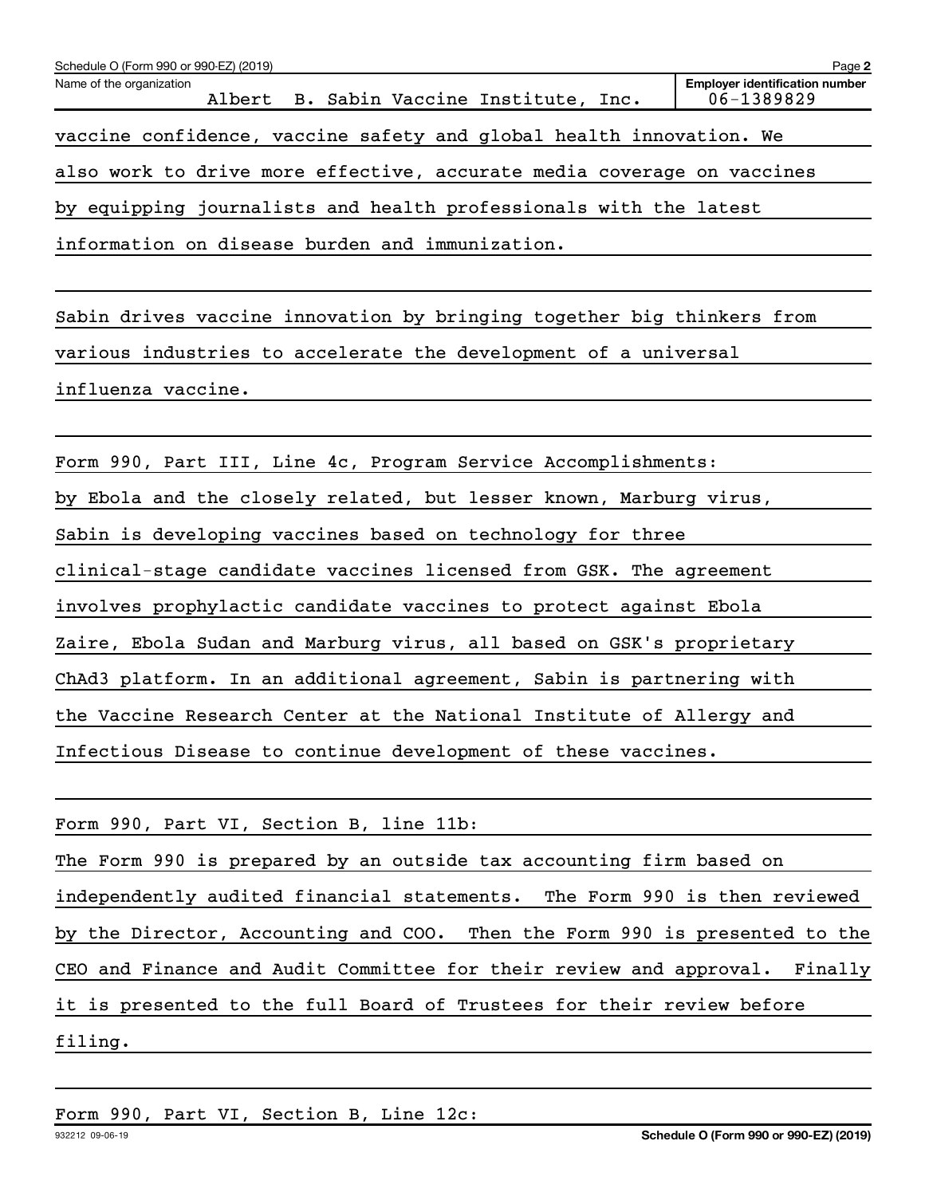**Name of the organization:** Albert B. Sabin Vaccine Institute, Inc.

**Employer identification number:** 06-1389829

vaccine confidence, vaccine safety and global health innovation. We also work to drive more effective, accurate media coverage on vaccines by equipping journalists and health professionals with the latest information on disease burden and immunization.

Sabin drives vaccine innovation by bringing together big thinkers from various industries to accelerate the development of a universal influenza vaccine.

Form 990, Part III, Line 4c, Program Service Accomplishments:

by Ebola and the closely related, but lesser known, Marburg virus, Sabin is developing vaccines based on technology for three clinical-stage candidate vaccines licensed from GSK. The agreement involves prophylactic candidate vaccines to protect against Ebola Zaire, Ebola Sudan and Marburg virus, all based on GSK's proprietary ChAd3 platform. In an additional agreement, Sabin is partnering with the Vaccine Research Center at the National Institute of Allergy and Infectious Disease to continue development of these vaccines.

Form 990, Part VI, Section B, line 11b:

The Form 990 is prepared by an outside tax accounting firm based on independently audited financial statements. The Form 990 is then reviewed by the Director, Accounting and COO. Then the Form 990 is presented to the CEO and Finance and Audit Committee for their review and approval. Finally it is presented to the full Board of Trustees for their review before filing.

Form 990, Part VI, Section B, Line 12c: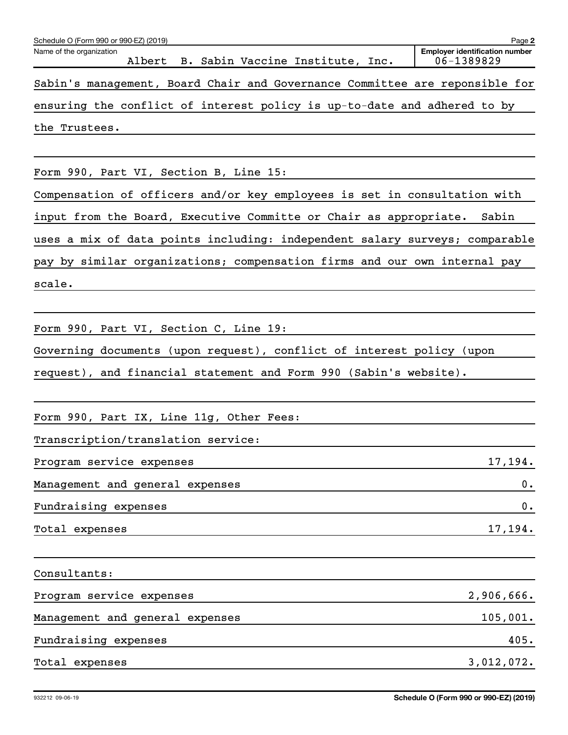Schedule O (Form 990 or 990-EZ) (2019)

| Name of the organization | Employer identification number |
| --- | --- |
| Albert B. Sabin Vaccine Institute, Inc. | 06-1389829 |

Sabin's management, Board Chair and Governance Committee are reponsible for ensuring the conflict of interest policy is up-to-date and adhered to by the Trustees.

Form 990, Part VI, Section B, Line 15:

Compensation of officers and/or key employees is set in consultation with input from the Board, Executive Committe or Chair as appropriate. Sabin uses a mix of data points including: independent salary surveys; comparable pay by similar organizations; compensation firms and our own internal pay scale.

Form 990, Part VI, Section C, Line 19:

Governing documents (upon request), conflict of interest policy (upon request), and financial statement and Form 990 (Sabin's website).

Form 990, Part IX, Line 11g, Other Fees:

Transcription/translation service:

| | |
| --- | --- |
| Program service expenses | 17,194. |
| Management and general expenses | 0. |
| Fundraising expenses | 0. |
| Total expenses | 17,194. |

Consultants:

| | |
| --- | --- |
| Program service expenses | 2,906,666. |
| Management and general expenses | 105,001. |
| Fundraising expenses | 405. |
| Total expenses | 3,012,072. |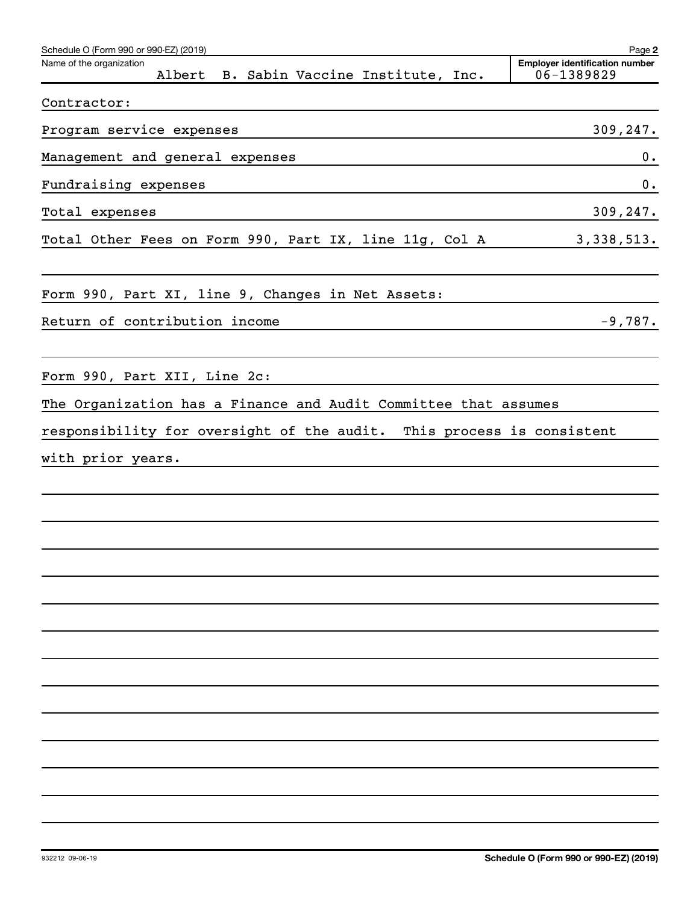Name of the organization: Albert B. Sabin Vaccine Institute, Inc.

Employer identification number: 06-1389829

Contractor:

| | |
|---|---|
| Program service expenses | 309,247. |
| Management and general expenses | 0. |
| Fundraising expenses | 0. |
| Total expenses | 309,247. |
| Total Other Fees on Form 990, Part IX, line 11g, Col A | 3,338,513. |

Form 990, Part XI, line 9, Changes in Net Assets:

| | |
|---|---|
| Return of contribution income | -9,787. |

Form 990, Part XII, Line 2c:

The Organization has a Finance and Audit Committee that assumes responsibility for oversight of the audit. This process is consistent with prior years.